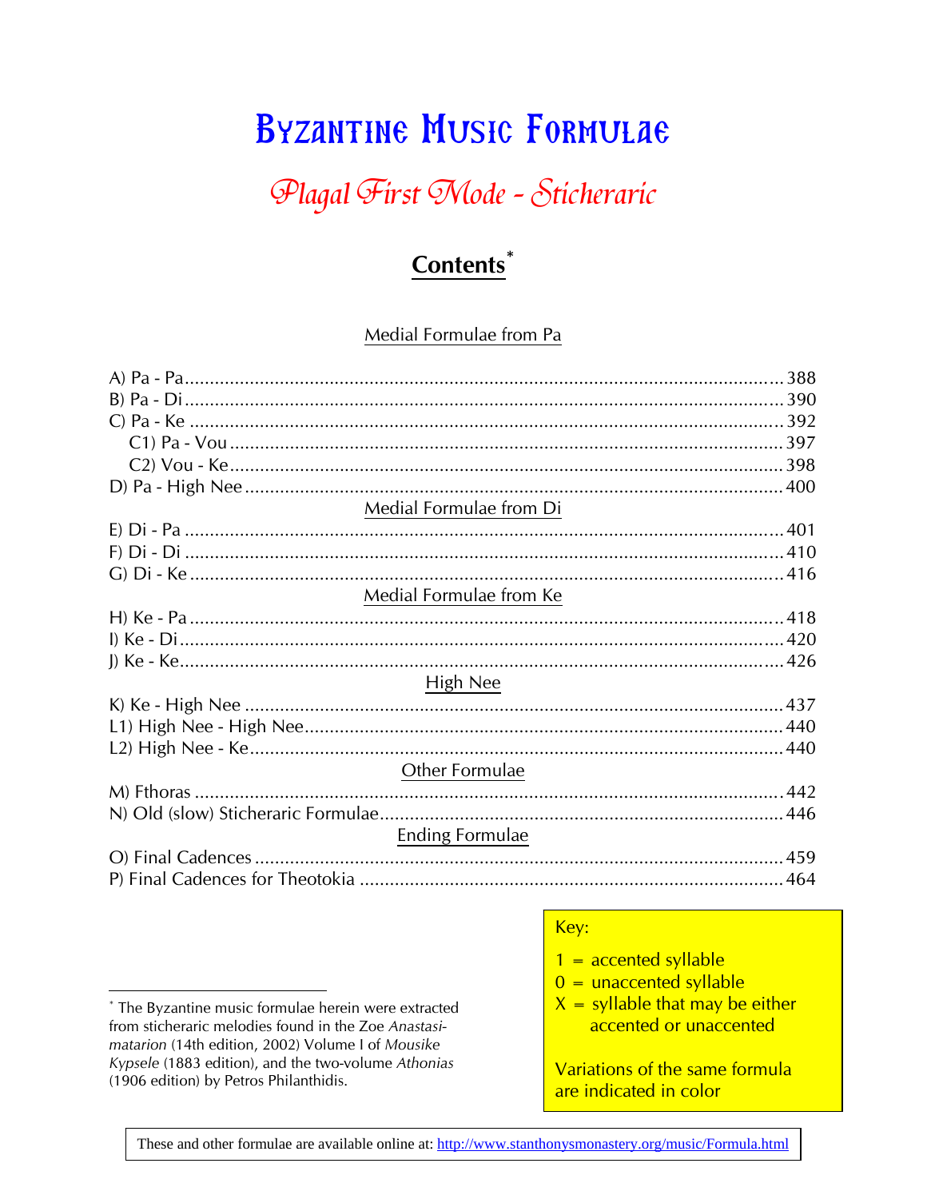# Byzantine Music Formulae

## Plagal First Mode - Sticheraric

### Contents*

Medial Formulae from Pa

A) Pa - Pa ..... 388
B) Pa - Di ..... 390
C) Pa - Ke ..... 392
  C1) Pa - Vou ..... 397
  C2) Vou - Ke ..... 398
D) Pa - High Nee ..... 400

Medial Formulae from Di

E) Di - Pa ..... 401
F) Di - Di ..... 410
G) Di - Ke ..... 416

Medial Formulae from Ke

H) Ke - Pa ..... 418
I) Ke - Di ..... 420
J) Ke - Ke ..... 426

High Nee

K) Ke - High Nee ..... 437
L1) High Nee - High Nee ..... 440
L2) High Nee - Ke ..... 440

Other Formulae

M) Fthoras ..... 442
N) Old (slow) Sticheraric Formulae ..... 446

Ending Formulae

O) Final Cadences ..... 459
P) Final Cadences for Theotokia ..... 464

Key:

1 = accented syllable
0 = unaccented syllable
X = syllable that may be either accented or unaccented

Variations of the same formula are indicated in color

* The Byzantine music formulae herein were extracted from sticheraric melodies found in the Zoe *Anastasimatarion* (14th edition, 2002) Volume I of *Mousike Kypsele* (1883 edition), and the two-volume *Athonias* (1906 edition) by Petros Philanthidis.

These and other formulae are available online at: http://www.stanthonysmonastery.org/music/Formula.html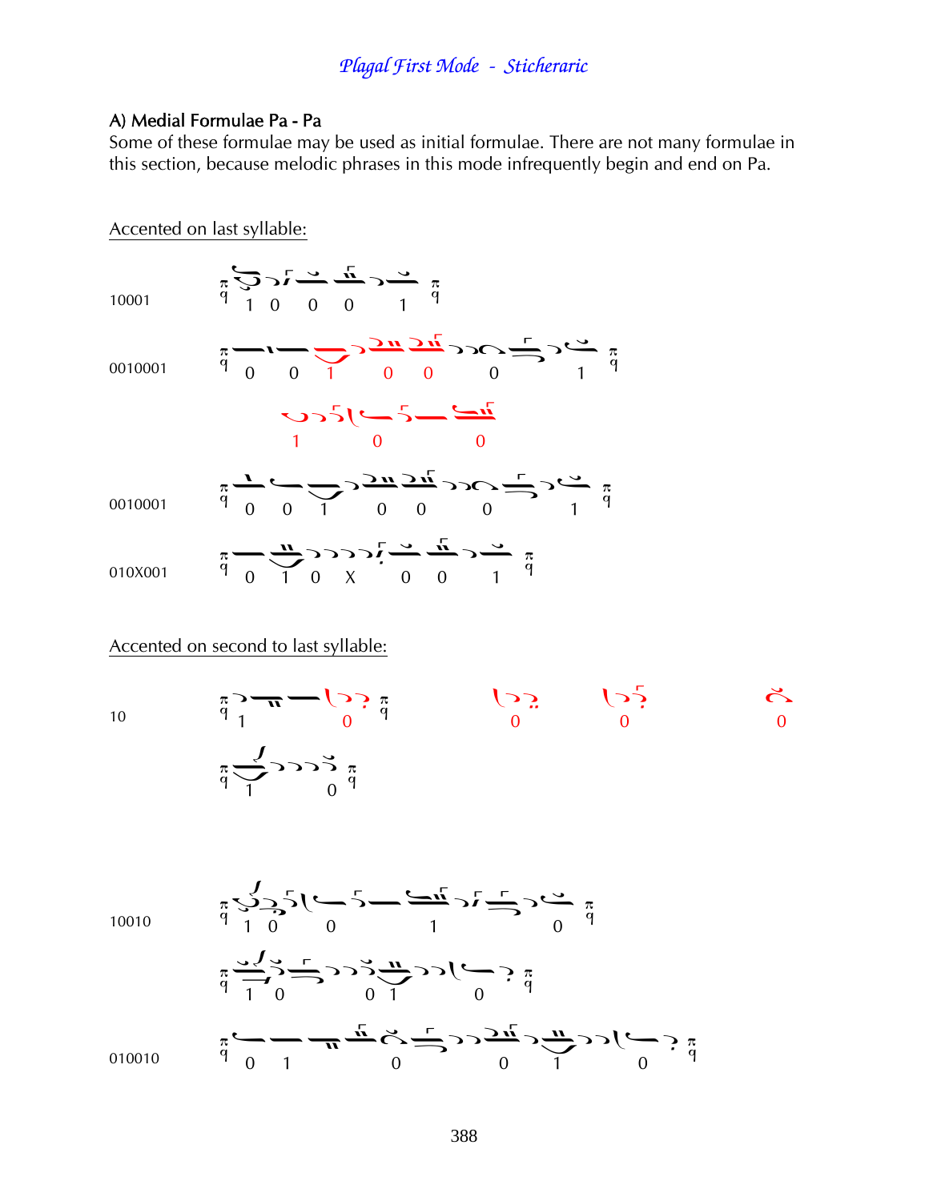## A) Medial Formulae Pa - Pa

Some of these formulae may be used as initial formulae. There are not many formulae in this section, because melodic phrases in this mode infrequently begin and end on Pa.

Accented on last syllable:

10001

0010001

0010001

010X001

Accented on second to last syllable:

10

10010

010010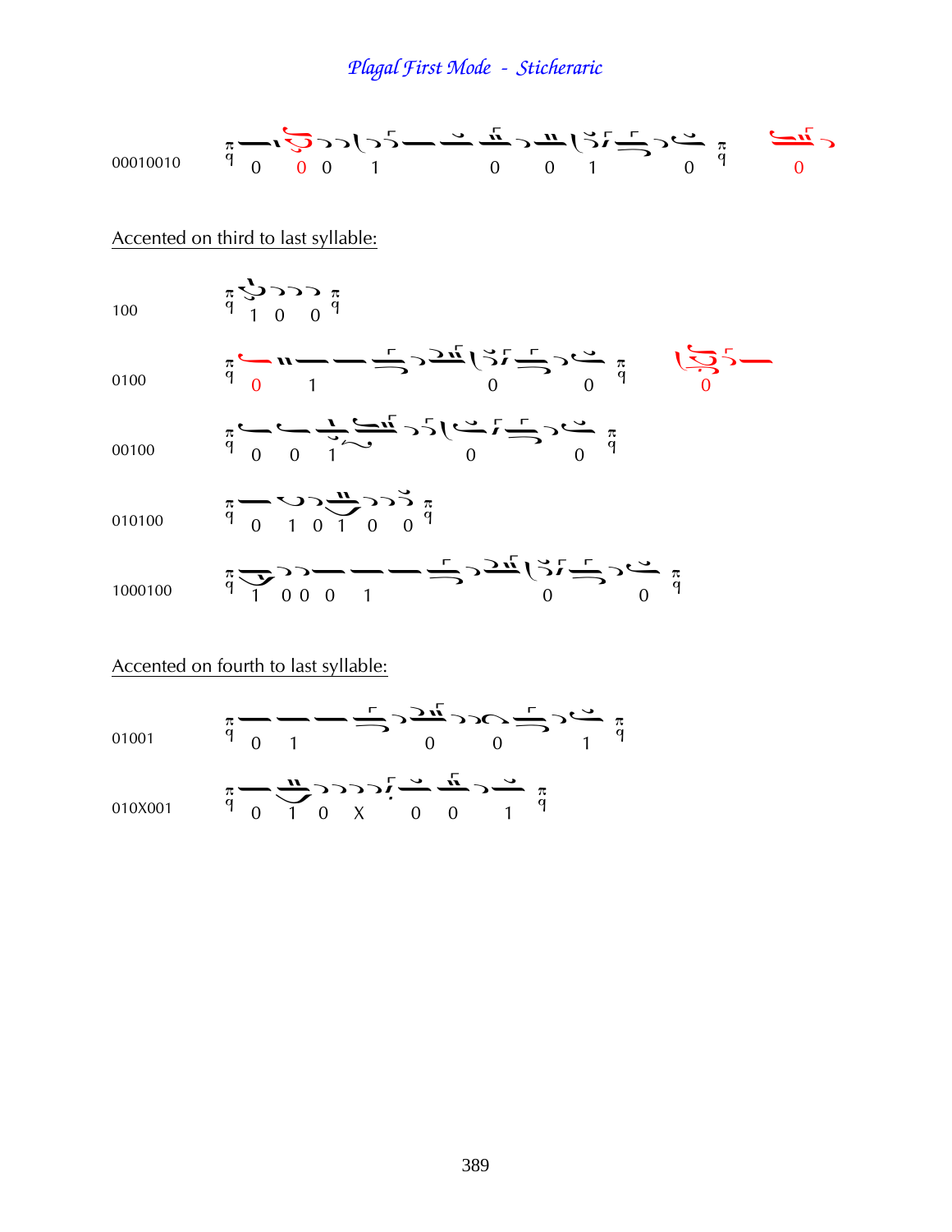# *Plagal First Mode - Sticheraric*

00010010 — 0 0 0 1 0 0 1 0 — 0

Accented on third to last syllable:

100 — 1 0 0

0100 — 0 1 0 0 — 0

00100 — 0 0 1 0 0

010100 — 0 1 0 1 0 0

1000100 — 1 0 0 0 1 0 0

Accented on fourth to last syllable:

01001 — 0 1 0 0 1

010X001 — 0 1 0 X 0 0 1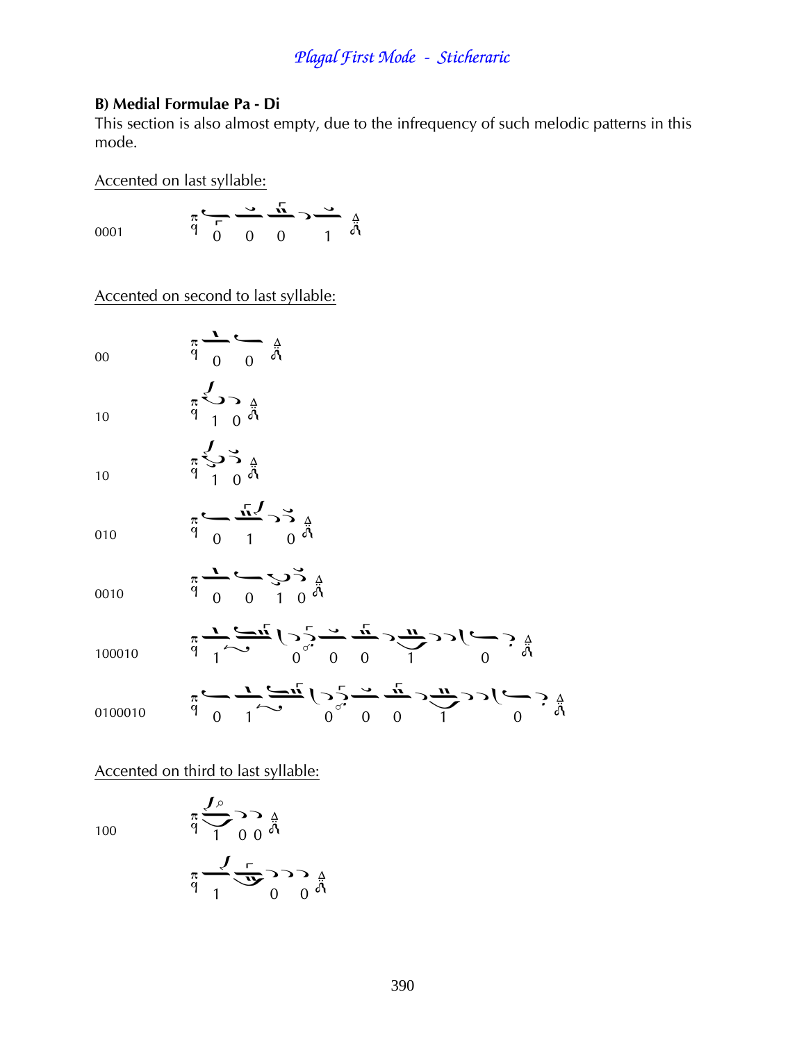## B) Medial Formulae Pa - Di

This section is also almost empty, due to the infrequency of such melodic patterns in this mode.

Accented on last syllable:

0001

Accented on second to last syllable:

00

10

10

010

0010

100010

0100010

Accented on third to last syllable:

100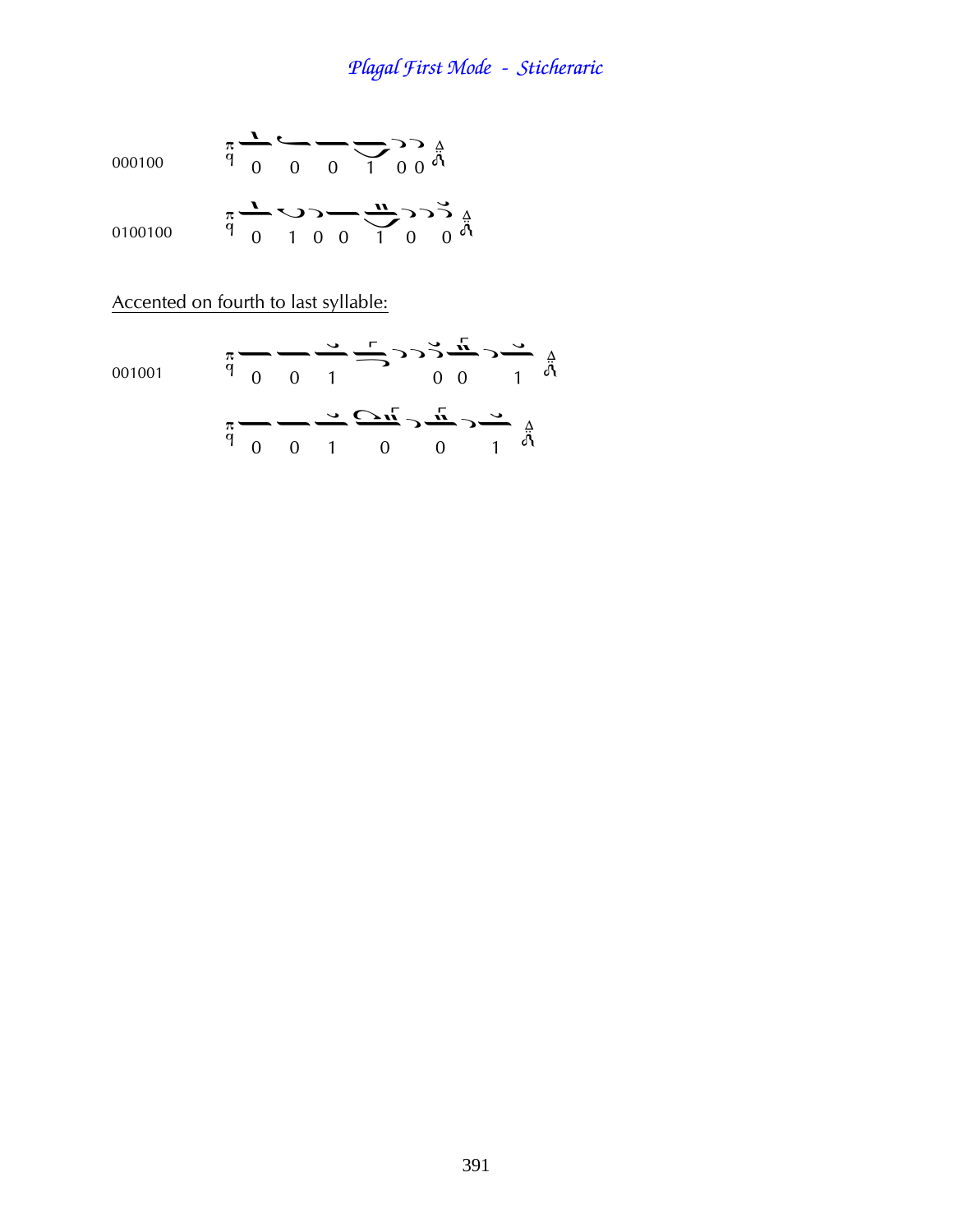# *Plagal First Mode - Sticheraric*

000100 — 0 0 0 1 0 0

0100100 — 0 1 0 0 1 0 0

Accented on fourth to last syllable:

001001 — 0 0 1 0 0 1

0 0 1 0 0 1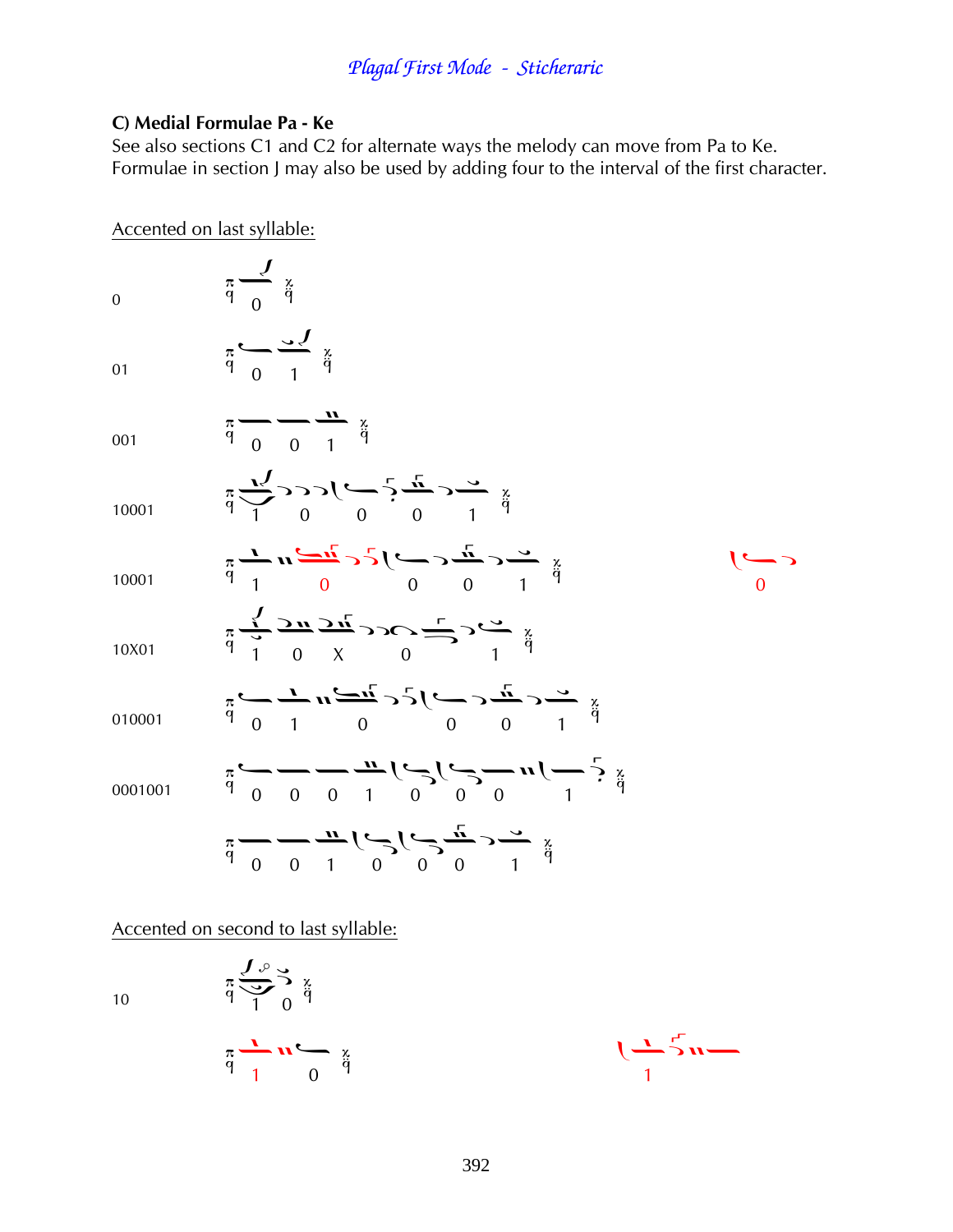## C) Medial Formulae Pa - Ke

See also sections C1 and C2 for alternate ways the melody can move from Pa to Ke.
Formulae in section J may also be used by adding four to the interval of the first character.

Accented on last syllable:

0

0

01

0 1

001

0 0 1

10001

1 0 0 0 1

10001

1 0 0 0 1 0

10X01

1 0 X 0 1

010001

0 1 0 0 0 1

0001001

0 0 0 1 0 0 0 1

0 0 1 0 0 0 1

Accented on second to last syllable:

10

1 0

1 0 1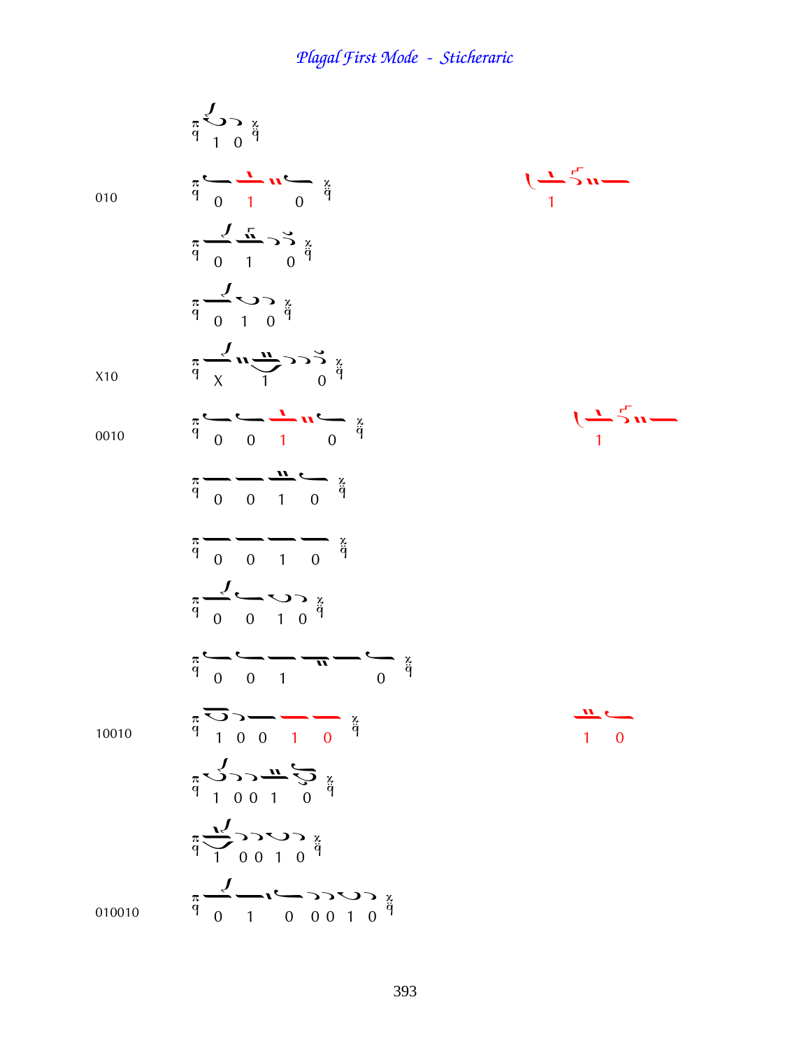# Plagal First Mode - Sticheraric

1 0

010 — 0 1 0 — 1

0 1 0

0 1 0

X10 — X 1 0

0010 — 0 0 1 0 — 1

0 0 1 0

0 0 1 0

0 0 1 0

0 0 1 0

10010 — 1 0 0 1 0 — 1 0

1 0 0 1 0

1 0 0 1 0

010010 — 0 1 0 0 0 1 0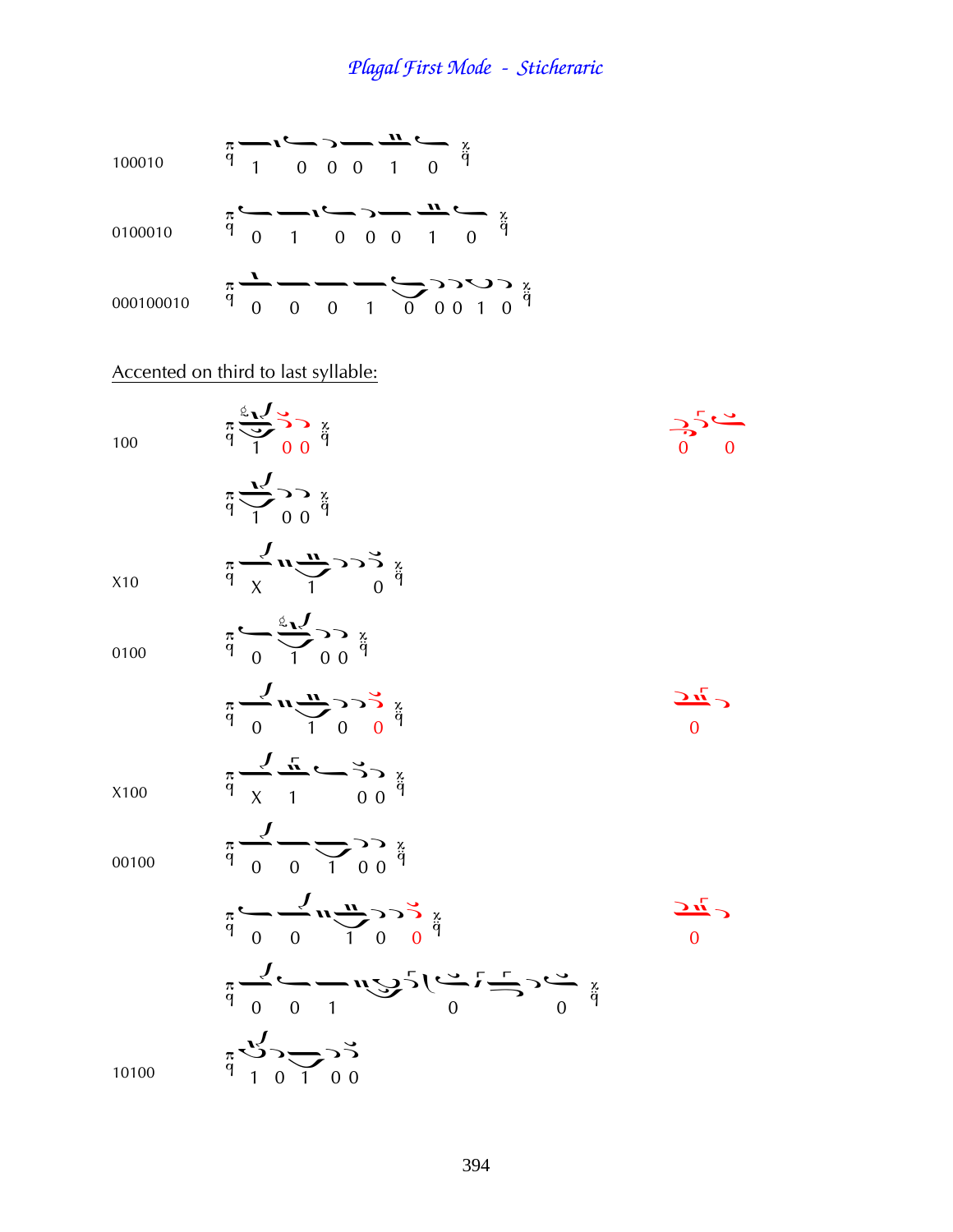# *Plagal First Mode - Sticheraric*

100010 — 1 0 0 0 1 0

0100010 — 0 1 0 0 0 1 0

000100010 — 0 0 0 1 0 0 0 1 0

Accented on third to last syllable:

100 — 1 0 0 — 0 0

1 0 0

X10 — X 1 0

0100 — 0 1 0 0

0 1 0 0 — 0

X100 — X 1 0 0

00100 — 0 0 1 0 0

0 0 1 0 0 — 0

0 0 1 0 0

10100 — 1 0 1 0 0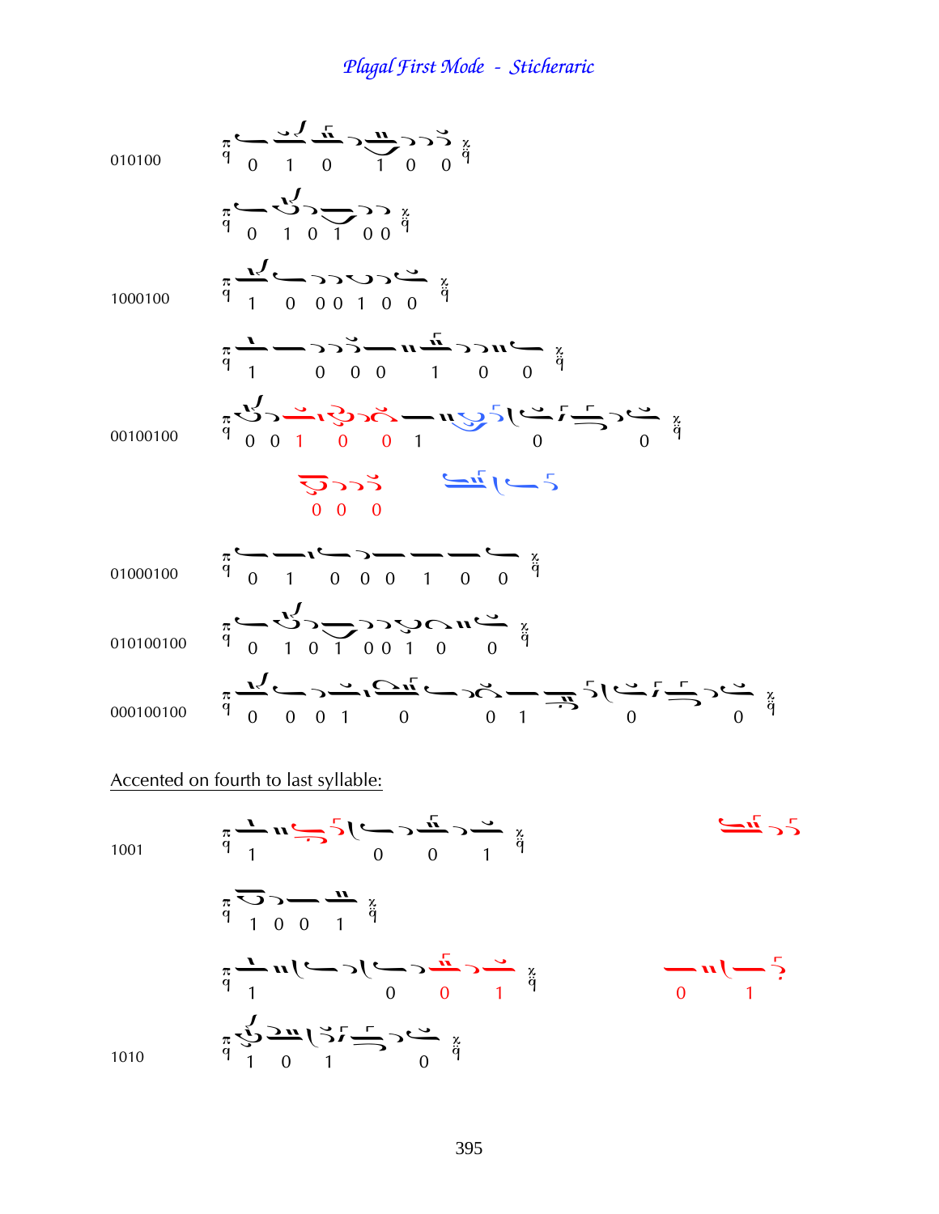# Plagal First Mode - Sticheraric

010100

0 1 0 1 0 0

0 1 0 1 0 0

1000100

1 0 0 0 1 0 0

1 0 0 0 1 0 0

00100100

0 0 1 0 0 1 0 0

0 0 0

01000100

0 1 0 0 0 1 0 0

010100100

0 1 0 1 0 0 1 0 0

000100100

0 0 0 1 0 0 1 0 0

Accented on fourth to last syllable:

1001

1 0 0 1

1 0 0 1

1 0 0 1

0 1

1010

1 0 1 0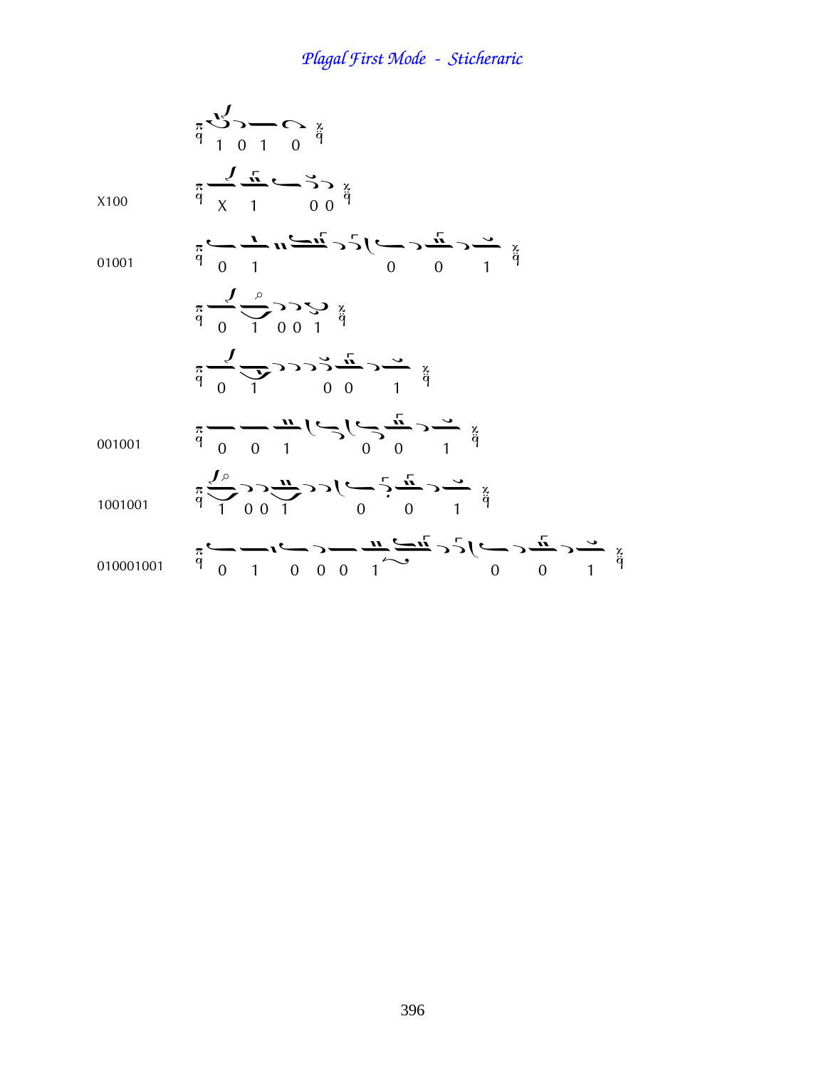# Plagal First Mode - Sticheraric

1 0 1 0

X100 — X 1 0 0

01001 — 0 1 0 0 1

0 1 0 0 1

0 1 0 0 1

001001 — 0 0 1 0 0 1

1001001 — 1 0 0 1 0 0 1

010001001 — 0 1 0 0 0 1 0 0 1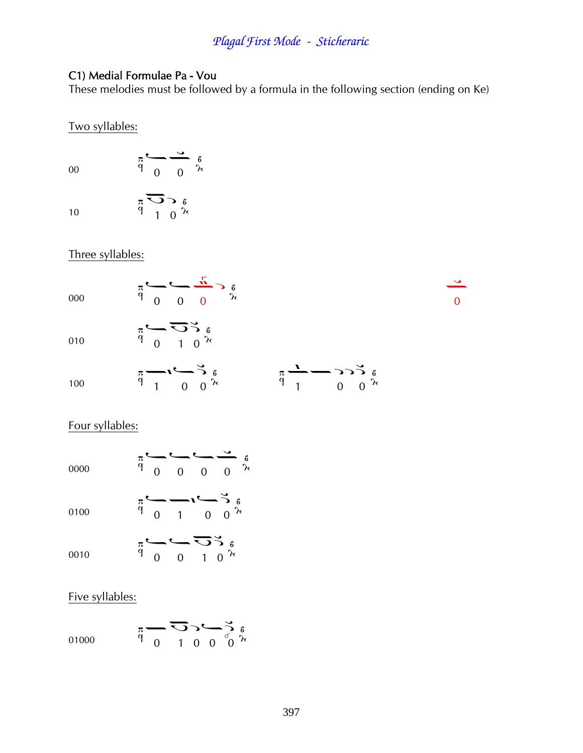## C1) Medial Formulae Pa - Vou

These melodies must be followed by a formula in the following section (ending on Ke)

### Two syllables:

00 — 0 0

10 — 1 0

### Three syllables:

000 — 0 0 0 — 0

010 — 0 1 0

100 — 1 0 0 — 1 0 0

### Four syllables:

0000 — 0 0 0 0

0100 — 0 1 0 0

0010 — 0 0 1 0

### Five syllables:

01000 — 0 1 0 0 0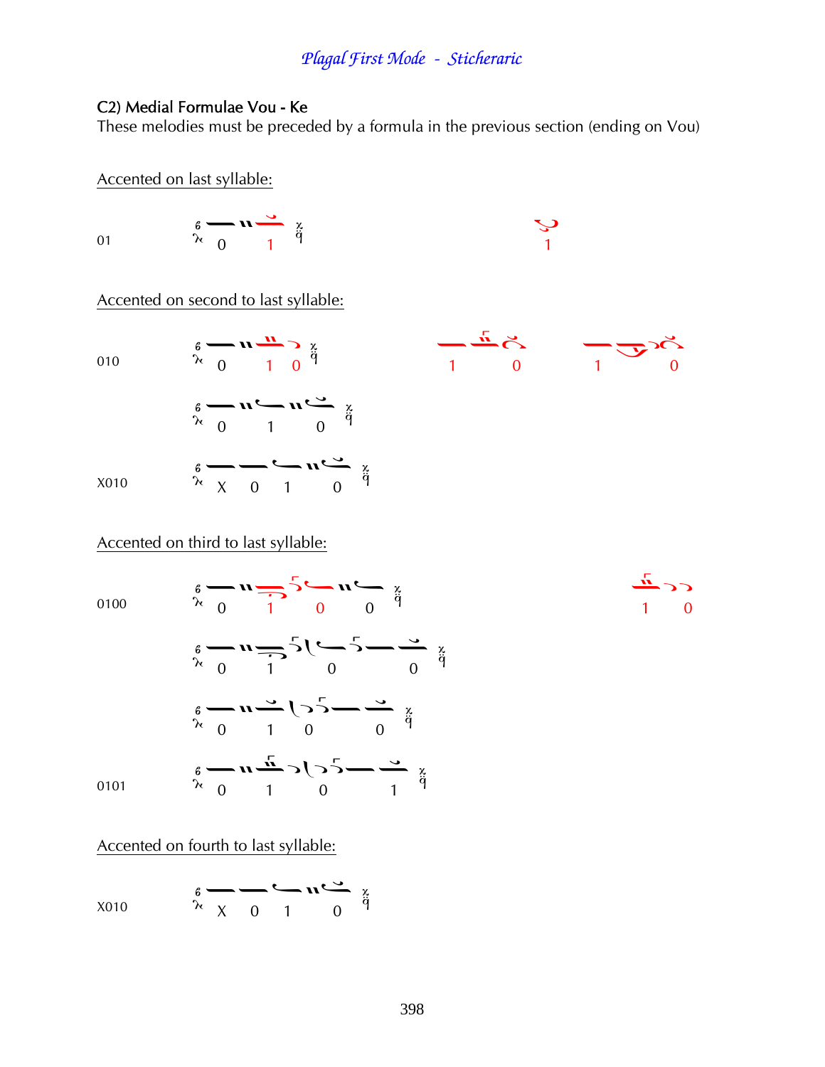C2) Medial Formulae Vou - Ke

These melodies must be preceded by a formula in the previous section (ending on Vou)

Accented on last syllable:

01 — 0 1 — 1

Accented on second to last syllable:

010 — 0 1 0 — 1 0 — 1 0

0 1 0

X010 — X 0 1 0

Accented on third to last syllable:

0100 — 0 1 0 0 — 1 0

0 1 0 0

0 1 0 0

0101 — 0 1 0 1

Accented on fourth to last syllable:

X010 — X 0 1 0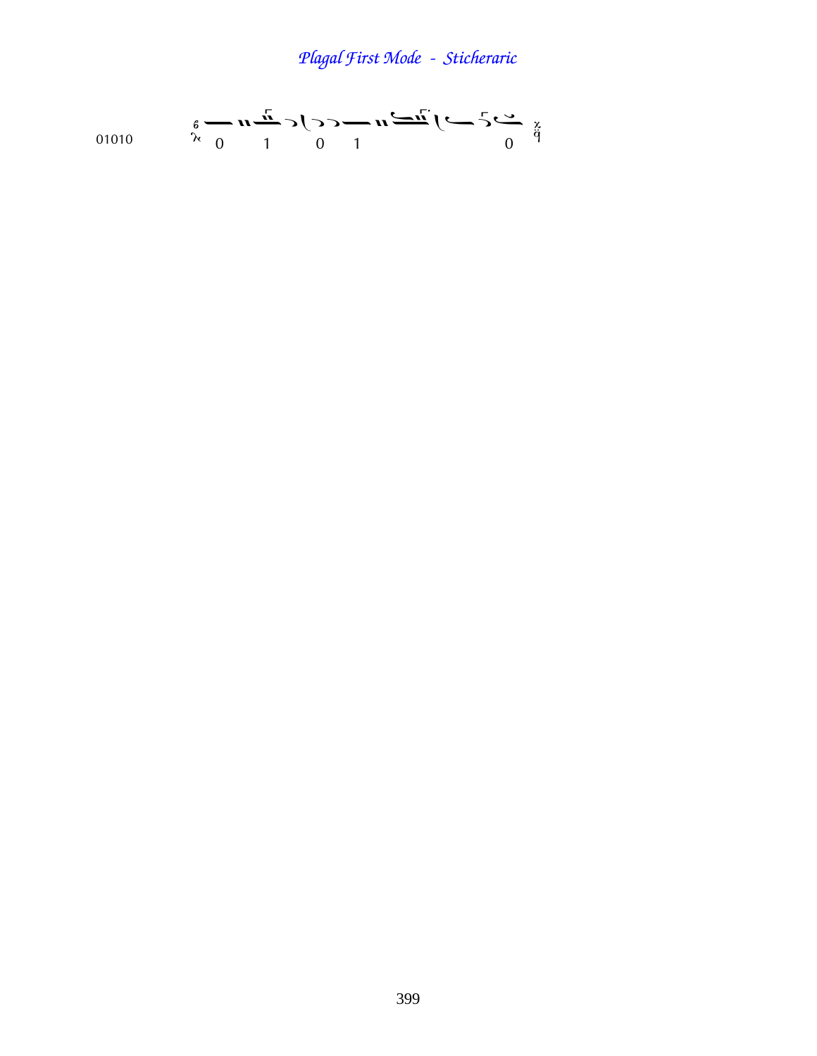*Plagal First Mode - Sticheraric*

01010 0 1 0 1 0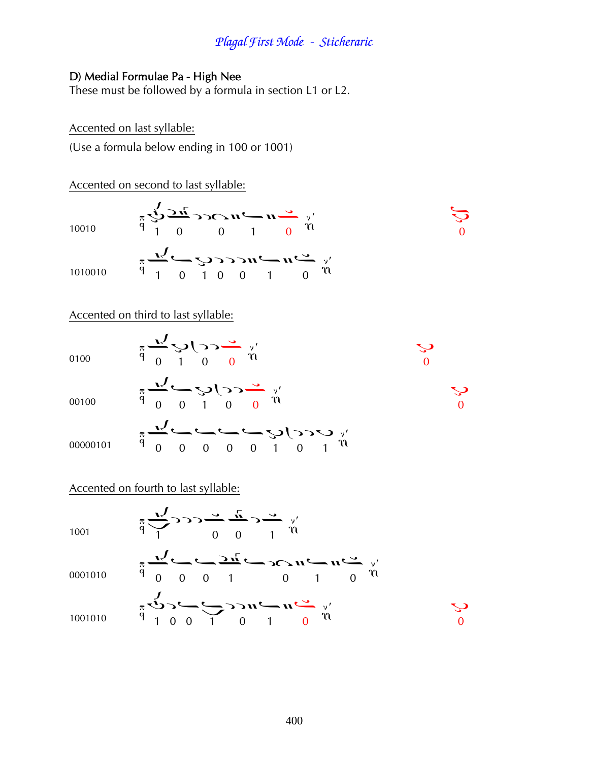## D) Medial Formulae Pa - High Nee

These must be followed by a formula in section L1 or L2.

<u>Accented on last syllable:</u>

(Use a formula below ending in 100 or 1001)

<u>Accented on second to last syllable:</u>

10010

1 0 0 1 0 — 0

1010010

1 0 1 0 0 1 0

<u>Accented on third to last syllable:</u>

0100

0 1 0 0 — 0

00100

0 0 1 0 0 — 0

00000101

0 0 0 0 0 1 0 1

<u>Accented on fourth to last syllable:</u>

1001

1 0 0 1

0001010

0 0 0 1 0 1 0

1001010

1 0 0 1 0 1 0 — 0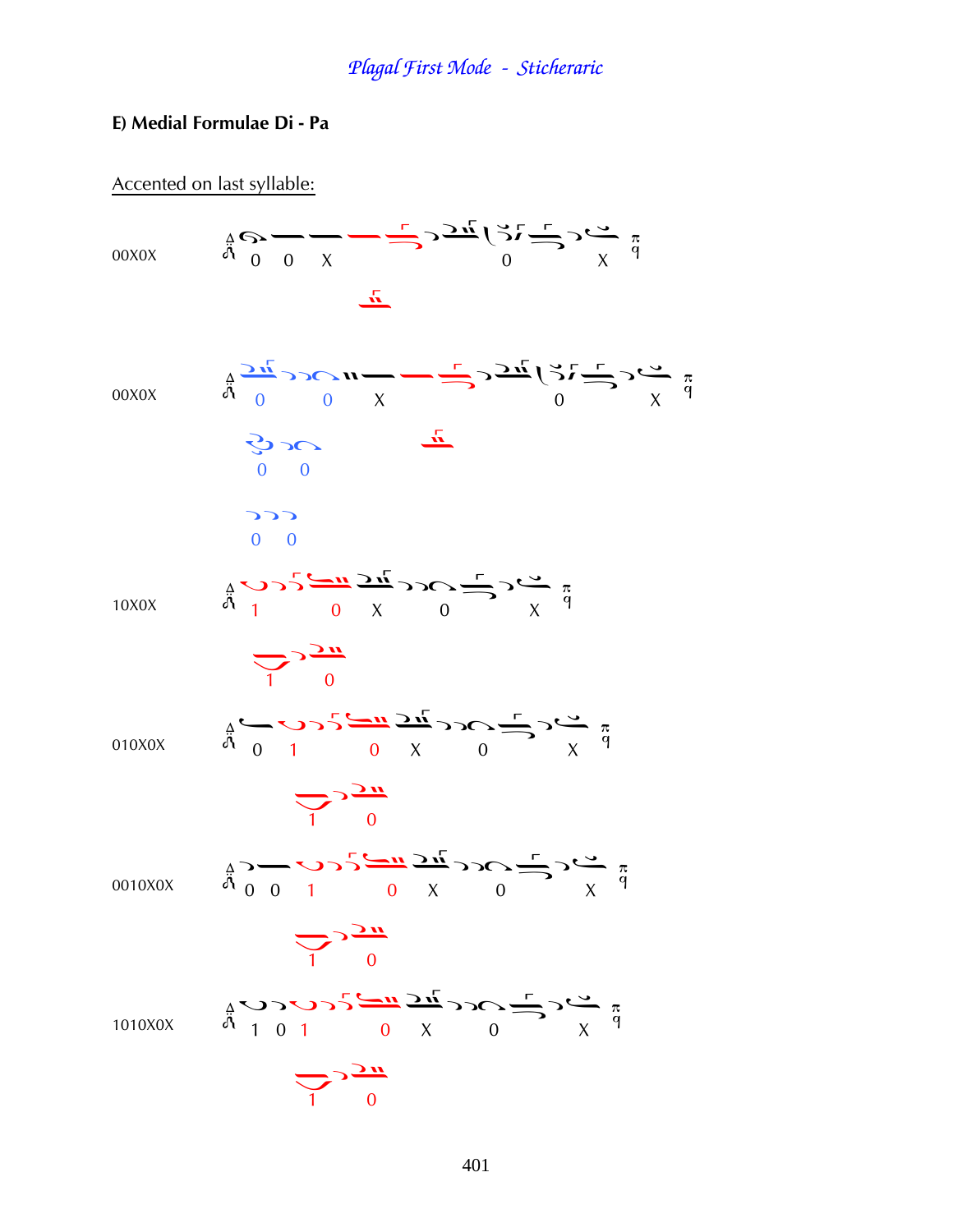## E) Medial Formulae Di - Pa

Accented on last syllable:

00X0X

0 0 X 0 X

00X0X

0 0 X 0 X

0 0

0 0

10X0X

1 0 X 0 X

1 0

010X0X

0 1 0 X 0 X

1 0

0010X0X

0 0 1 0 X 0 X

1 0

1010X0X

1 0 1 0 X 0 X

1 0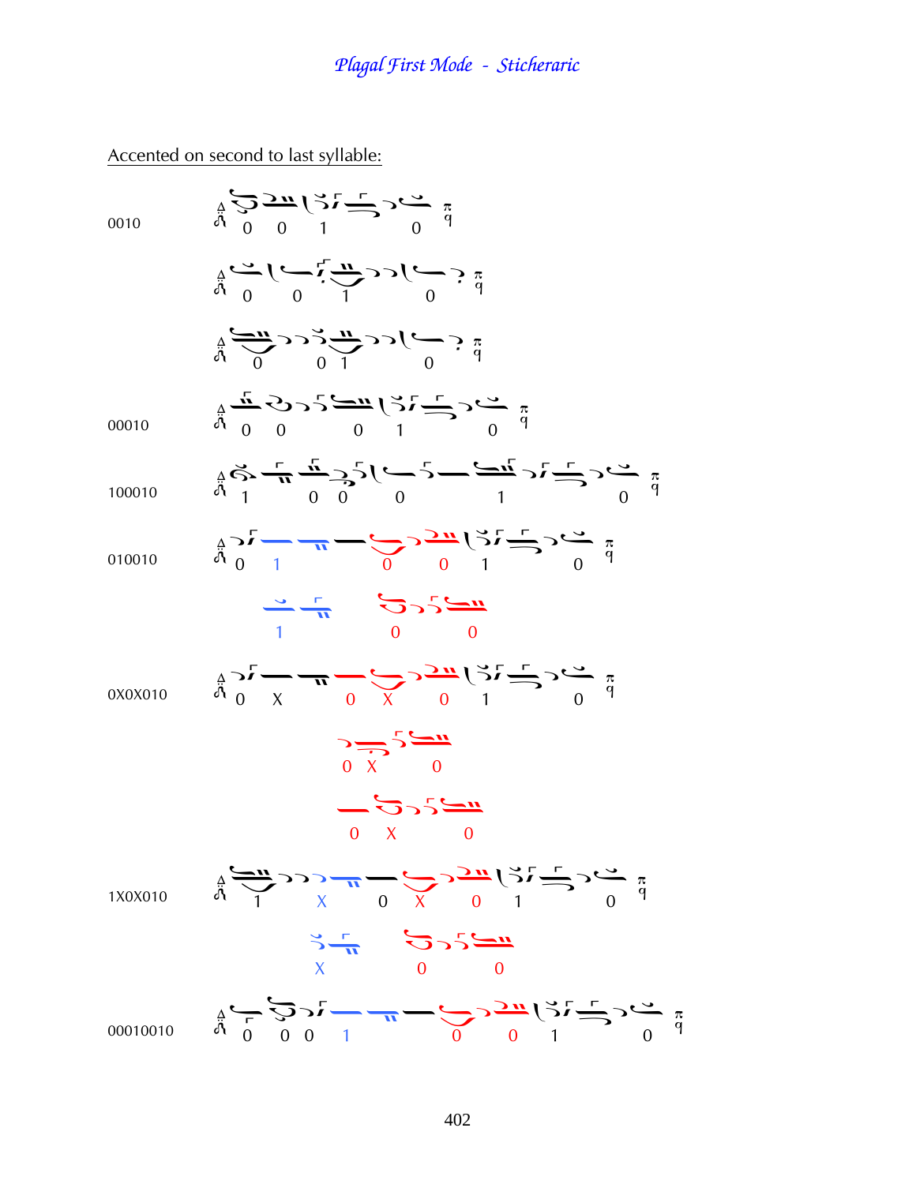*Plagal First Mode - Sticheraric*

Accented on second to last syllable:

0010

0 0 1 0

0 0 1 0

0 0 1 0

00010

0 0 0 1 0

100010

1 0 0 0 1 0

010010

0 1 0 0 1 0

1 0 0

0X0X010

0 X 0 X 0 1 0

0 X 0

0 X 0

1X0X010

1 X 0 X 0 1 0

X 0 0

00010010

0 0 0 1 0 0 1 0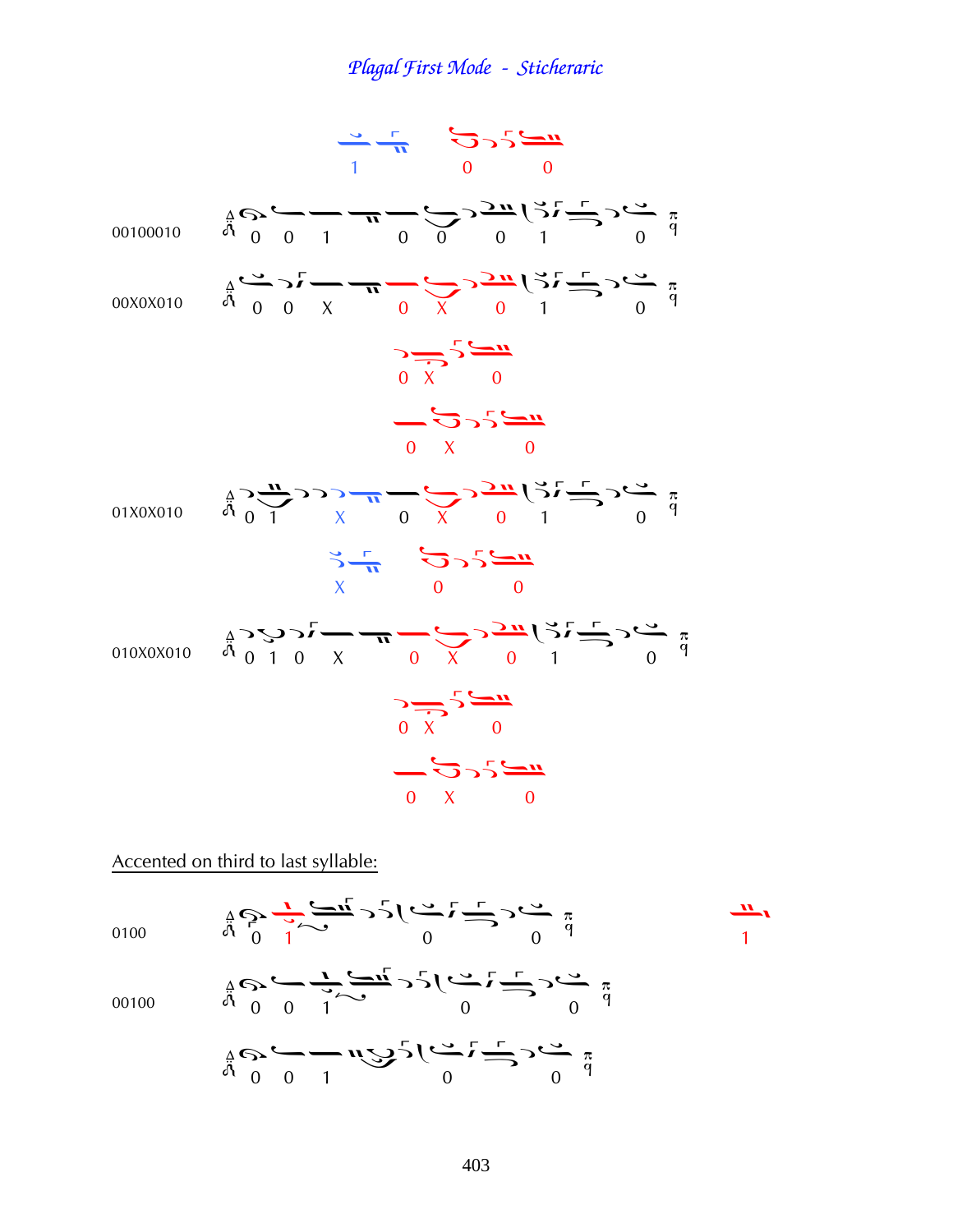*Plagal First Mode - Sticheraric*

1 0 0

00100010 0 0 1 0 0 0 1 0

00X0X010 0 0 X 0 X 0 1 0

0 X 0

0 X 0

01X0X010 0 1 X 0 X 0 1 0

X 0 0

010X0X010 0 1 0 X 0 X 0 1 0

0 X 0

0 X 0

Accented on third to last syllable:

0100 0 1 0 0 1

00100 0 0 1 0 0

0 0 1 0 0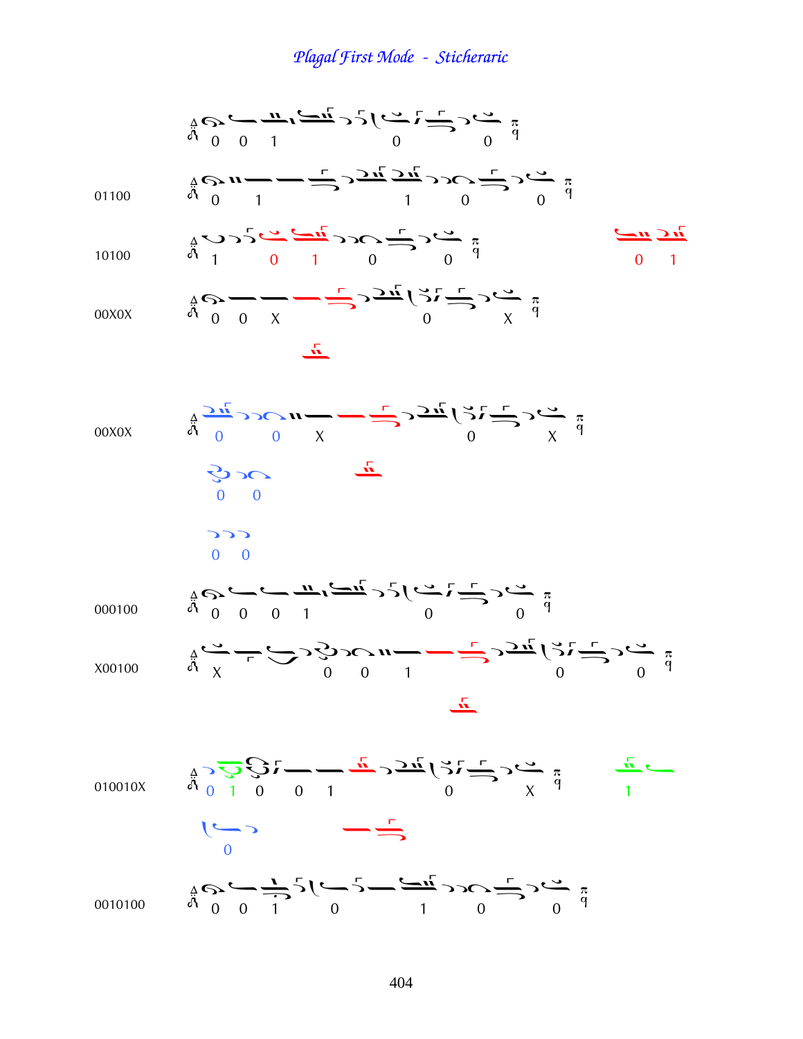## Plagal First Mode - Sticheraric

0 0 1 0 0

01100 — 0 1 1 0 0

10100 — 1 0 1 0 0 — 0 1

00X0X — 0 0 X 0 X

00X0X — 0 0 X 0 X

0 0

0 0

000100 — 0 0 0 1 0 0

X00100 — X 0 0 1 0 0

010010X — 0 1 0 0 1 0 X — 1

0

0010100 — 0 0 1 0 1 0 0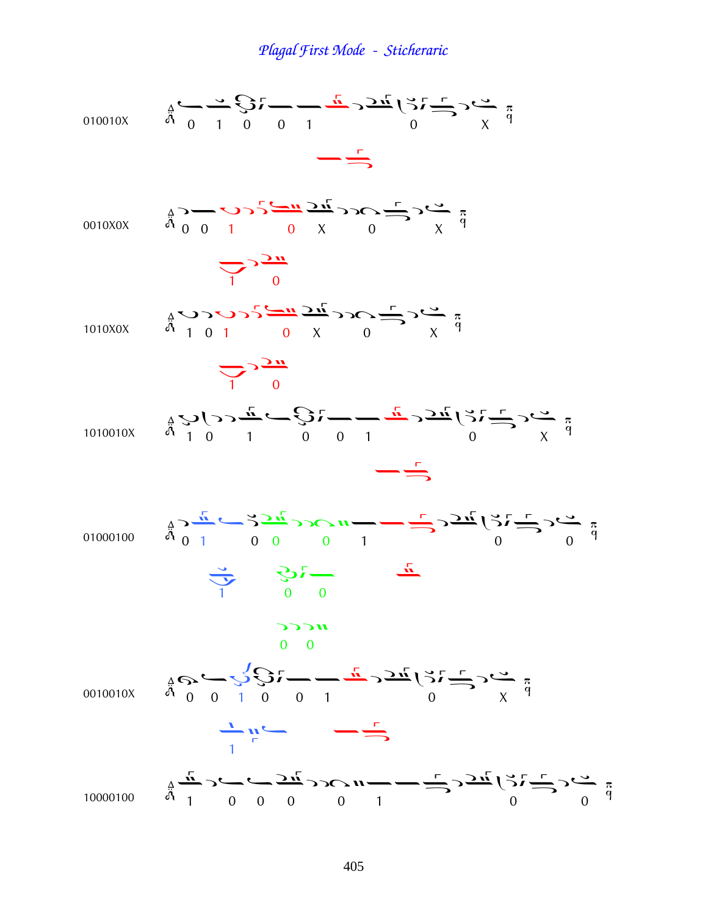# Plagal First Mode - Sticheraric

010010X

0 1 0 0 1 0 X

0010X0X

0 0 1 0 X 0 X

1 0

1010X0X

1 0 1 0 X 0 X

1 0

1010010X

1 0 1 0 0 1 0 X

01000100

0 1 0 0 0 1 0 0

1 0 0

0 0

0010010X

0 0 1 0 0 1 0 X

1

10000100

1 0 0 0 0 1 0 0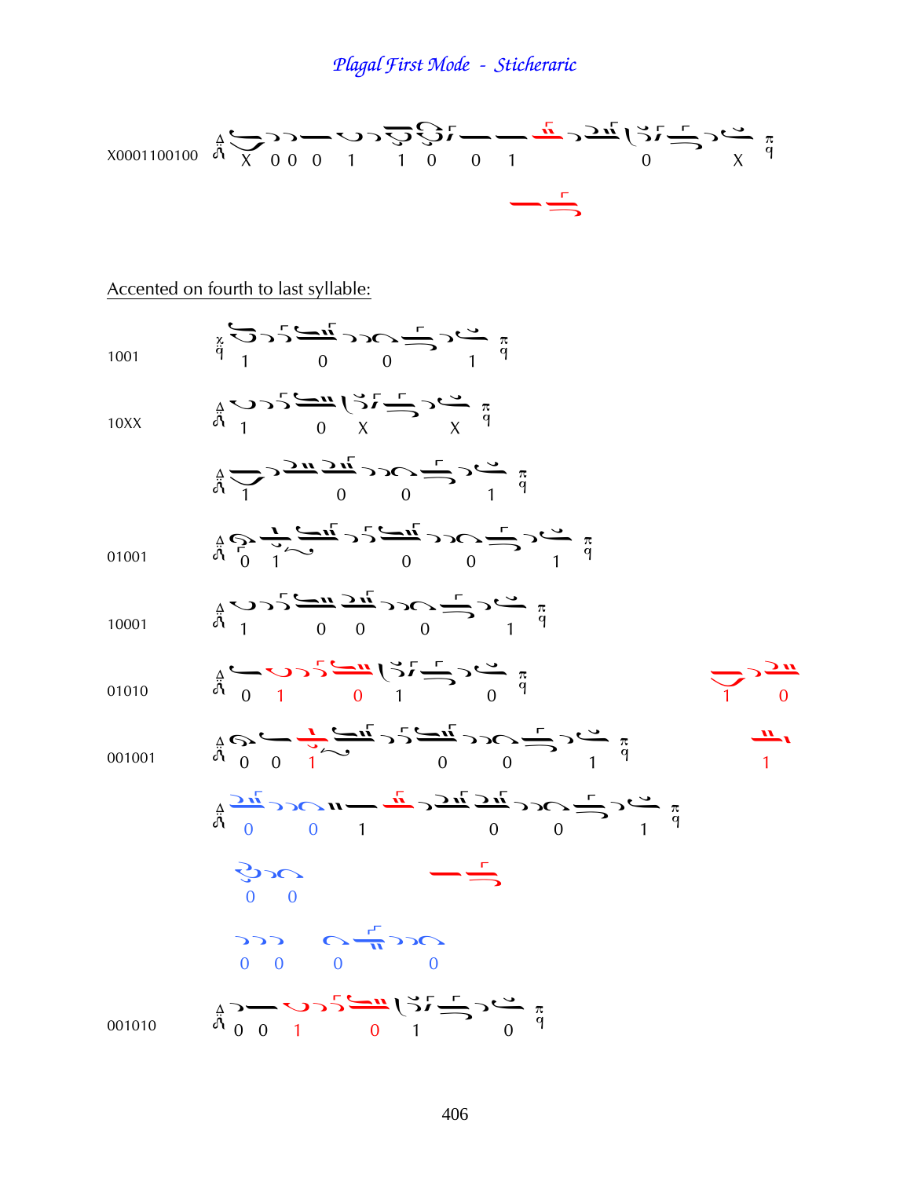# *Plagal First Mode - Sticheraric*

X0001100100

X 0 0 0 1 1 0 0 1 0 X

Accented on fourth to last syllable:

1001

1 0 0 1

10XX

1 0 X X

1 0 0 1

01001

0 1 0 0 1

10001

1 0 0 0 1

01010

0 1 0 1 0

1 0

001001

0 0 1 0 0 1

1

0 0 1 0 0 1

0 0

0 0 0 0

001010

0 0 1 0 1 0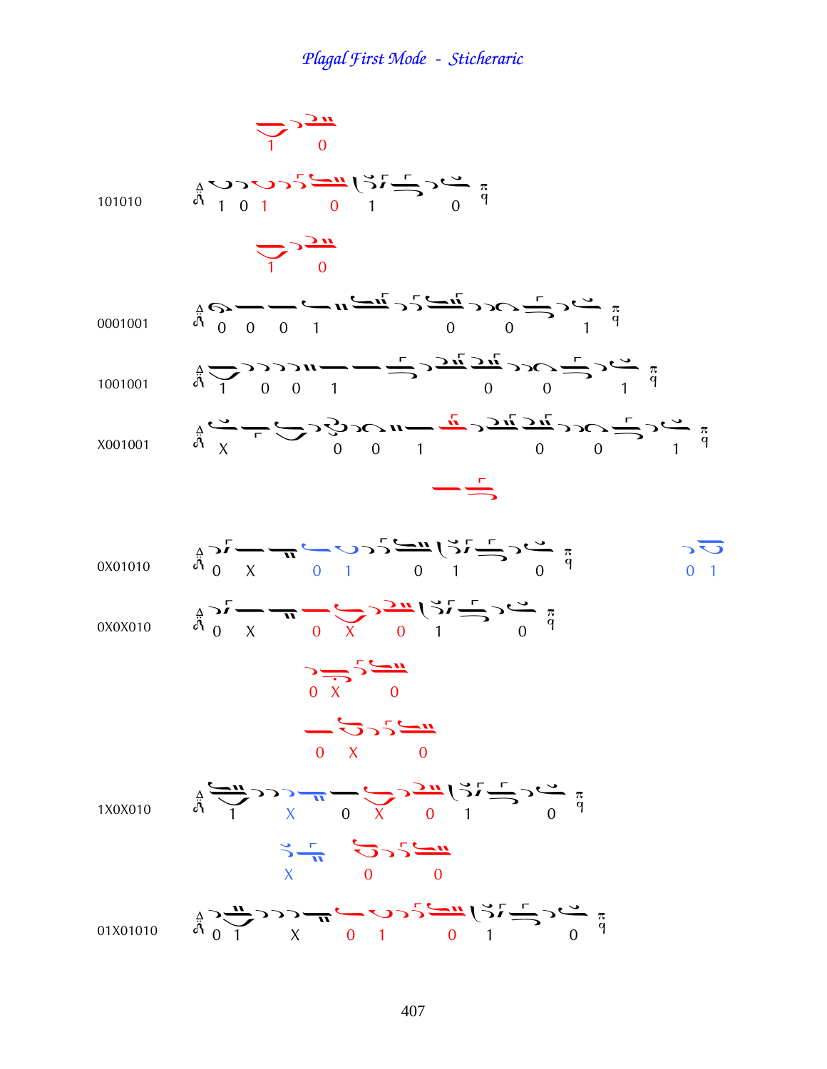## *Plagal First Mode - Sticheraric*

1 0

101010 — 1 0 1 0 1 0

1 0

0001001 — 0 0 0 1 0 0 1

1001001 — 1 0 0 1 0 0 1

X001001 — X 0 0 1 0 0 1

0X01010 — 0 X 0 1 0 1 0 — 0 1

0X0X010 — 0 X 0 X 0 1 0

0 X 0

0 X 0

1X0X010 — 1 X 0 X 0 1 0

X 0 0

01X01010 — 0 1 X 0 1 0 1 0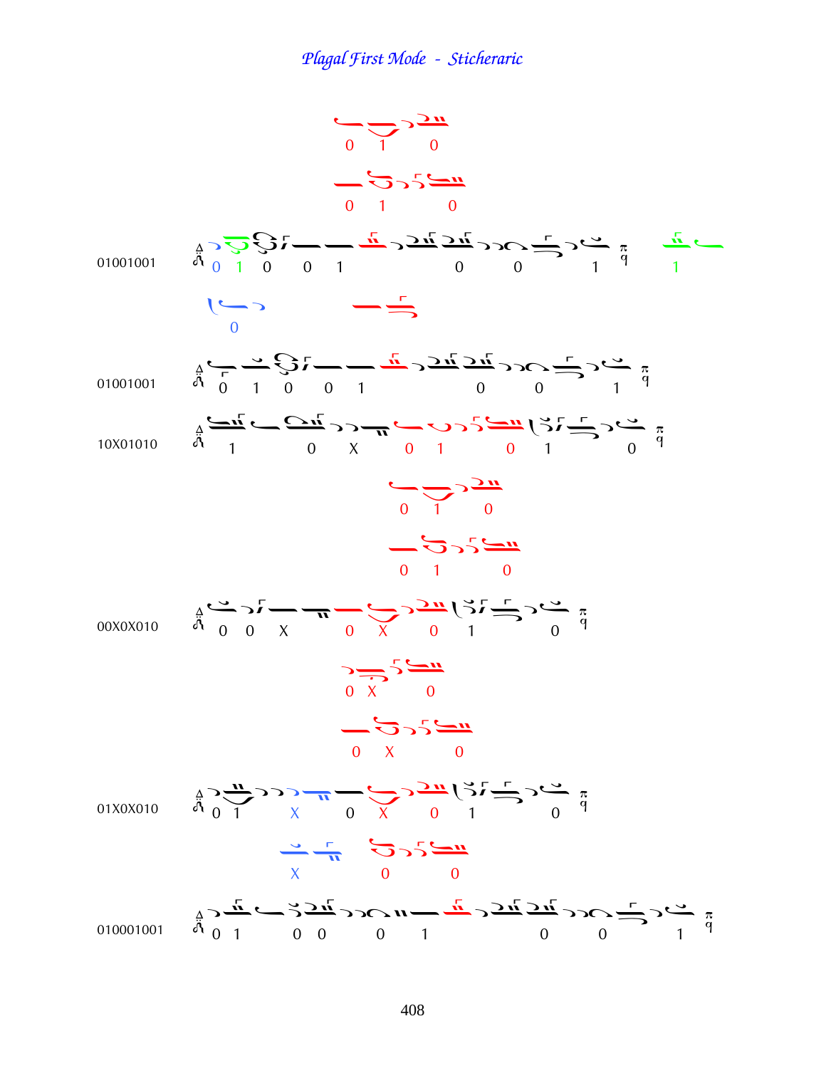# Plagal First Mode - Sticheraric

0 1 0

0 1 0

01001001 — 0 1 0 0 1 0 0 1 — 1

0

01001001 — 0 1 0 0 1 0 0 1

10X01010 — 1 0 X 0 1 0 1 0

0 1 0

0 1 0

00X0X010 — 0 0 X 0 X 0 1 0

0 X 0

0 X 0

01X0X010 — 0 1 X 0 X 0 1 0

X 0 0

010001001 — 0 1 0 0 0 1 0 0 1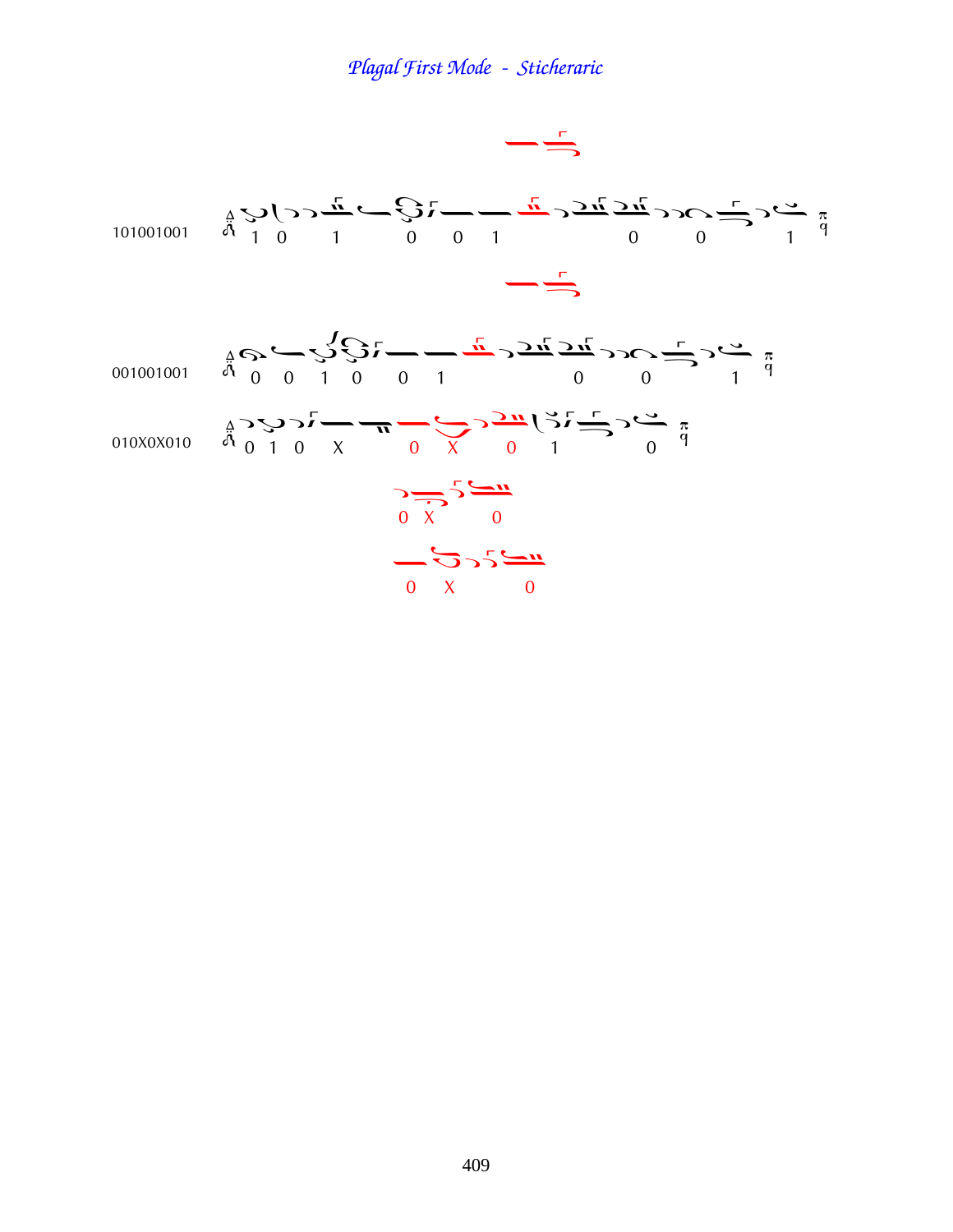*Plagal First Mode - Sticheraric*

101001001 — 1 0 1 0 0 1 0 0 1

001001001 — 0 0 1 0 0 1 0 0 1

010X0X010 — 0 1 0 X 0 X 0 1 0

0 X 0

0 X 0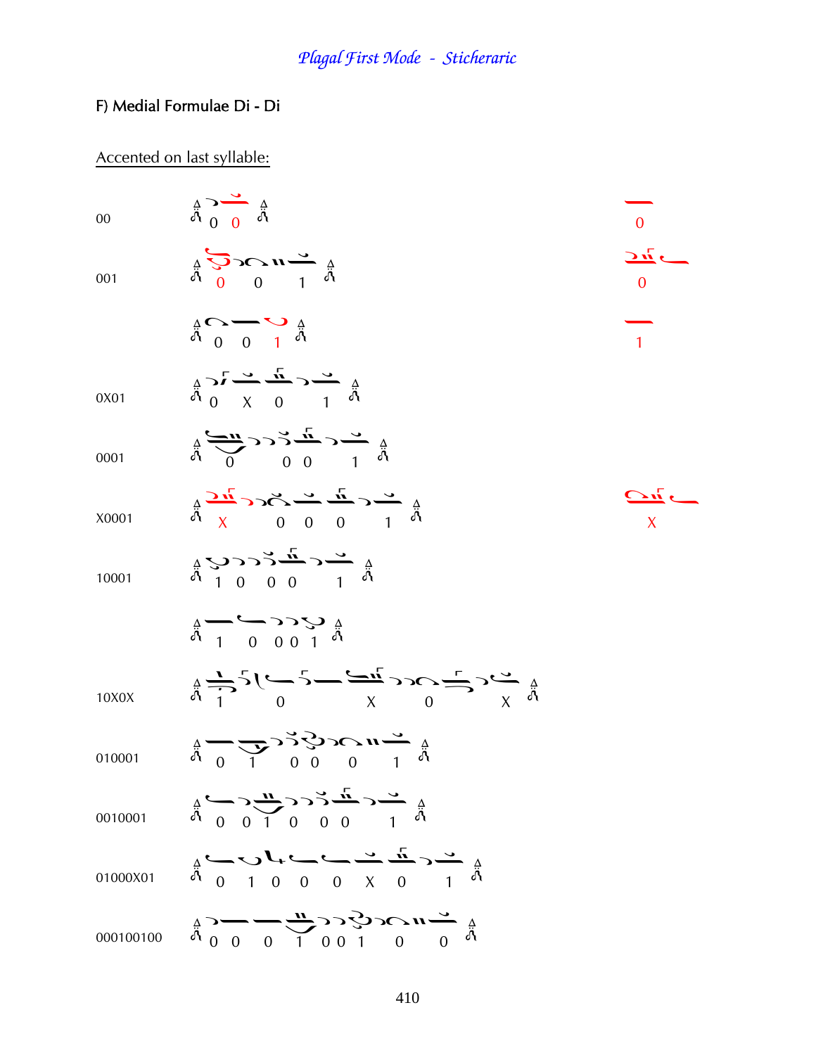*Plagal First Mode - Sticheraric*

F) Medial Formulae Di - Di

<u>Accented on last syllable:</u>

| | | |
|---|---|---|
| 00 | 0 0 | 0 |
| 001 | 0 0 1 | 0 |
| | 0 0 1 | 1 |
| 0X01 | 0 X 0 1 | |
| 0001 | 0 0 0 1 | |
| X0001 | X 0 0 0 1 | X |
| 10001 | 1 0 0 0 1 | |
| | 1 0 0 0 1 | |
| 10X0X | 1 0 X 0 X | |
| 010001 | 0 1 0 0 0 1 | |
| 0010001 | 0 0 1 0 0 0 1 | |
| 01000X01 | 0 1 0 0 0 X 0 1 | |
| 000100100 | 0 0 0 1 0 0 1 0 0 | |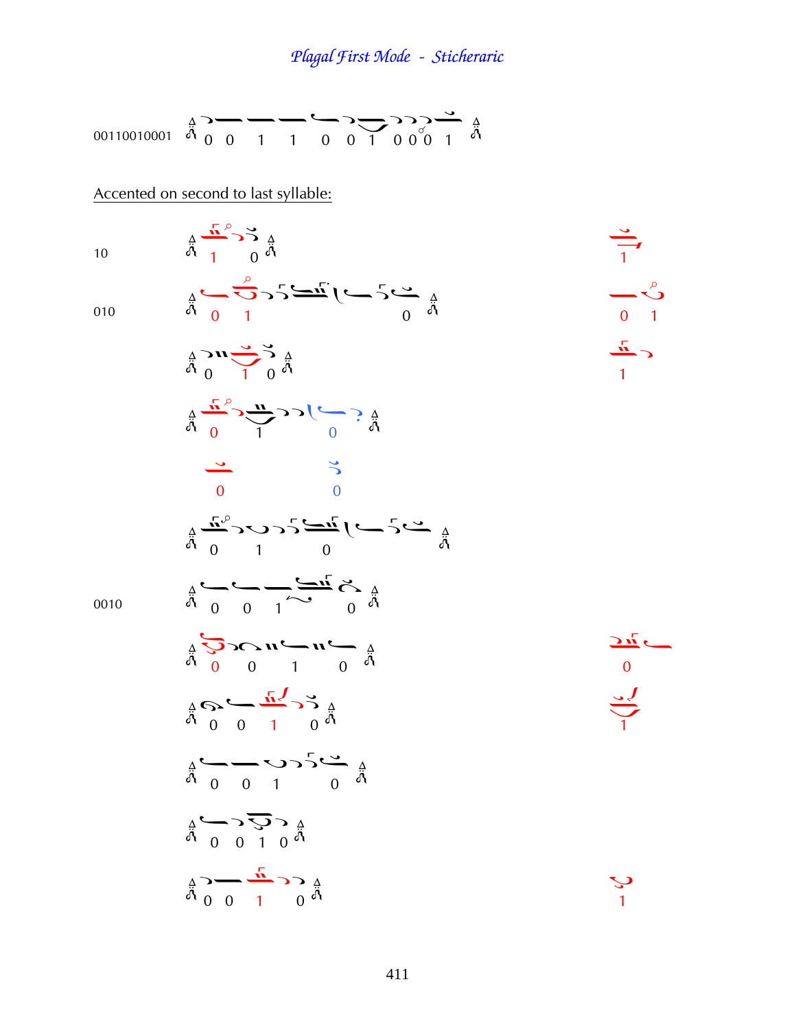## *Plagal First Mode - Sticheraric*

00110010001 &nbsp;&nbsp; 0 0 1 1 0 0 1 0 0 0 1

Accented on second to last syllable:

10 &nbsp;&nbsp; 1 0 &nbsp;&nbsp;&nbsp;&nbsp; 1

010 &nbsp;&nbsp; 0 1 0 &nbsp;&nbsp;&nbsp;&nbsp; 0 1

0 1 0 &nbsp;&nbsp;&nbsp;&nbsp; 1

0 1 0

0 &nbsp;&nbsp; 0

0 1 0

0010 &nbsp;&nbsp; 0 0 1 0

0 0 1 0 &nbsp;&nbsp;&nbsp;&nbsp; 0

0 0 1 0 &nbsp;&nbsp;&nbsp;&nbsp; 1

0 0 1 0

0 0 1 0

0 0 1 0 &nbsp;&nbsp;&nbsp;&nbsp; 1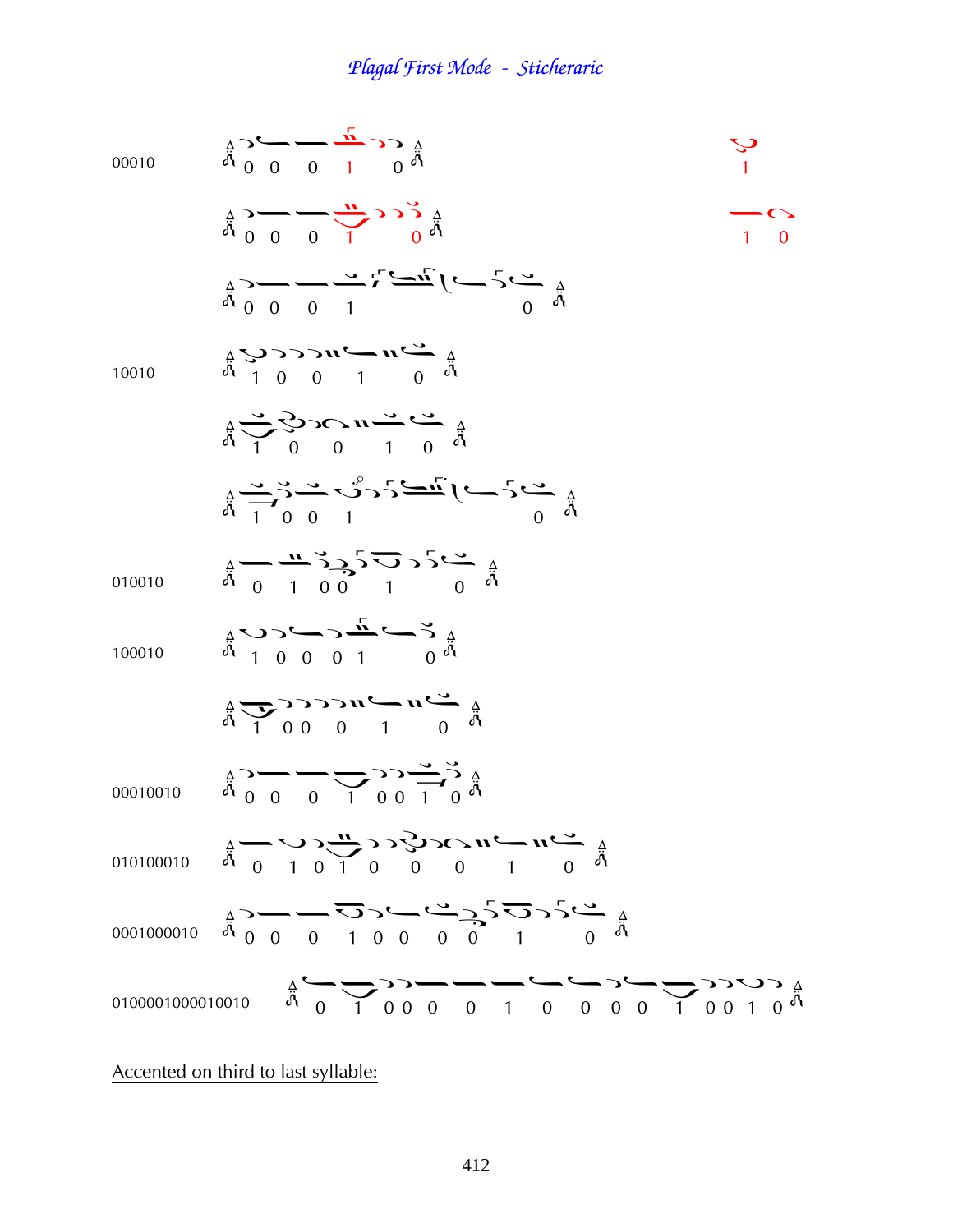# *Plagal First Mode - Sticheraric*

00010

0 0 0 1 0 — 1 / 1 0

0 0 0 1 0

0 0 0 1 0

10010

1 0 0 1 0

1 0 0 1 0

1 0 0 1 0

010010

0 1 0 0 1 0

100010

1 0 0 0 1 0

1 0 0 0 1 0

00010010

0 0 0 1 0 0 1 0

010100010

0 1 0 1 0 0 0 1 0

0001000010

0 0 0 1 0 0 0 0 1 0

0100001000010010

0 1 0 0 0 0 1 0 0 0 0 1 0 0 1 0

Accented on third to last syllable: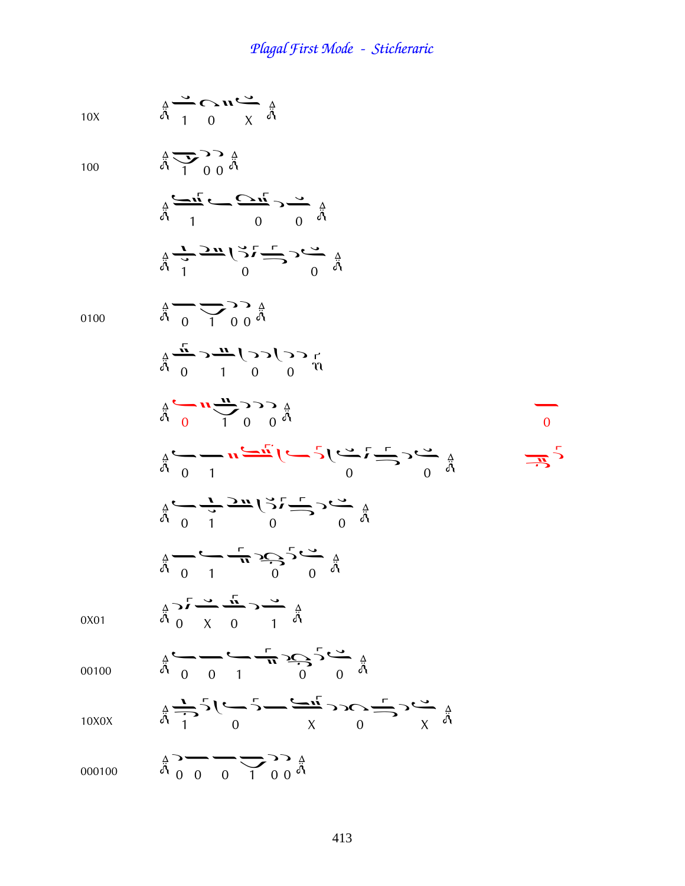# Plagal First Mode - Sticheraric

10X

1 0 X

100

1 0 0

1 0 0

1 0 0

0100

0 1 0 0

0 1 0 0

0 1 0 0

0

0 1 0 0

0 1 0 0

0 1 0 0

0X01

0 X 0 1

00100

0 0 1 0 0

10X0X

1 0 X 0 X

000100

0 0 0 1 0 0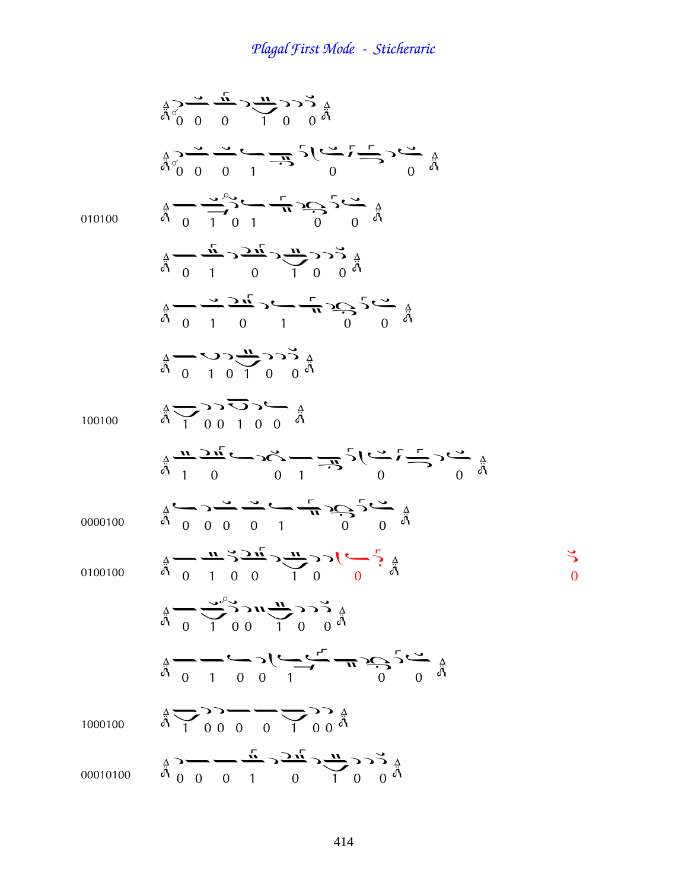0 0 0 1 0 0

0 0 0 1 0 0

010100 — 0 1 0 1 0 0

0 1 0 1 0 0

0 1 0 1 0 0

0 1 0 1 0 0

100100 — 1 0 0 1 0 0

1 0 0 1 0 0

0000100 — 0 0 0 0 1 0 0

0100100 — 0 1 0 0 1 0 0 — 0

0 1 0 0 1 0 0

0 1 0 0 1 0 0

1000100 — 1 0 0 0 0 1 0 0

00010100 — 0 0 0 1 0 1 0 0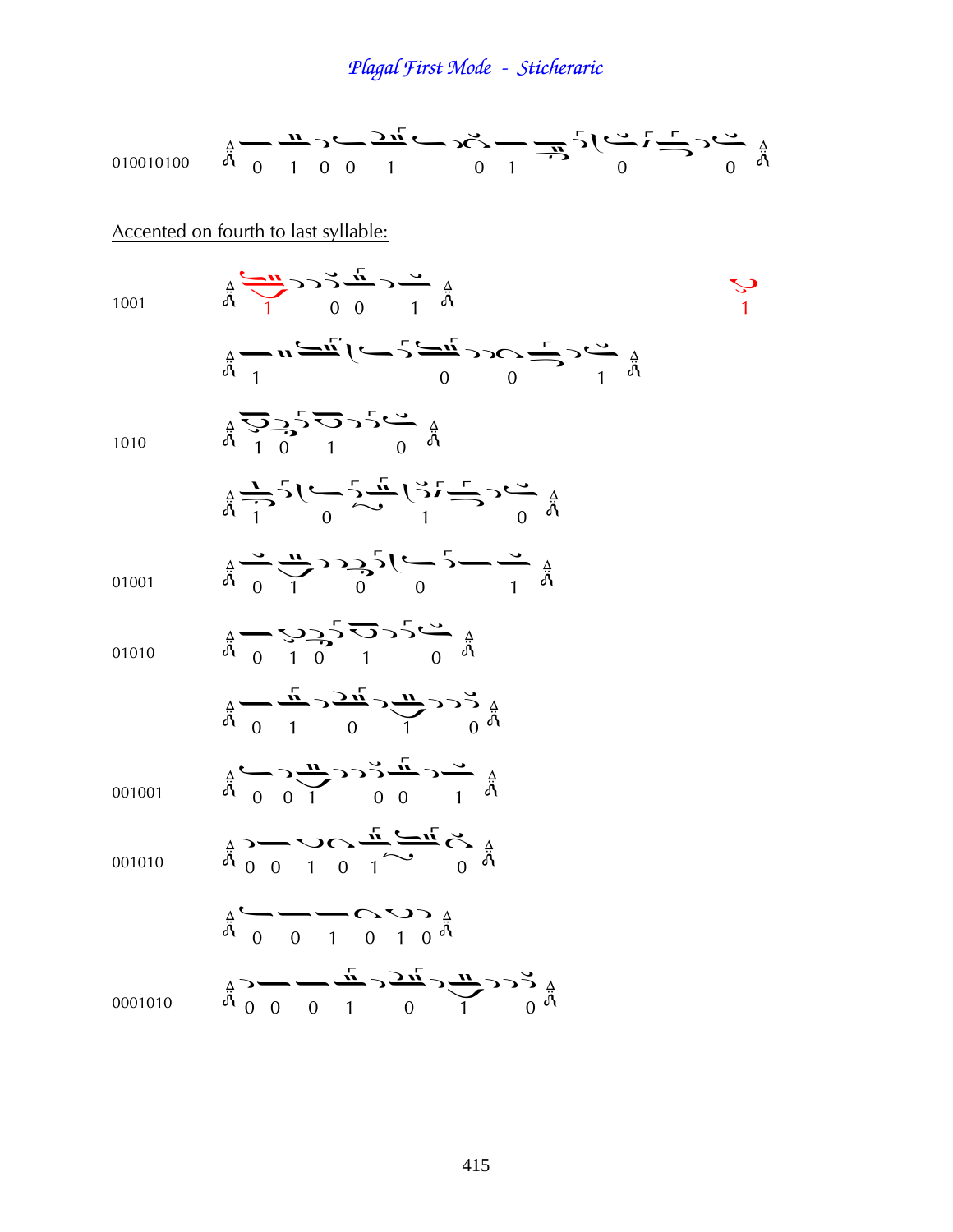# *Plagal First Mode - Sticheraric*

010010100

0 1 0 0 1 0 1 0 0

Accented on fourth to last syllable:

1001

1 0 0 1

1

1 0 0 1

1010

1 0 1 0

1 0 1 0

01001

0 1 0 0 1

01010

0 1 0 1 0

0 1 0 1 0

001001

0 0 1 0 0 1

001010

0 0 1 0 1 0

0 0 1 0 1 0

0001010

0 0 0 1 0 1 0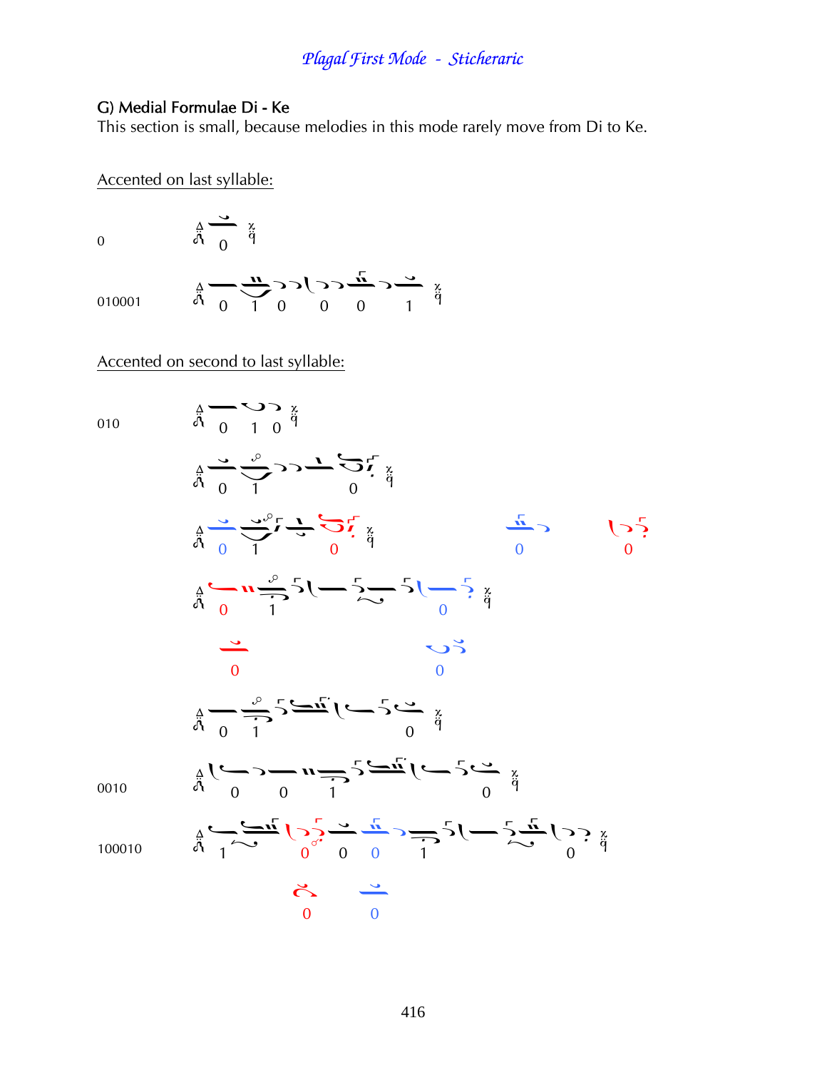### G) Medial Formulae Di - Ke

This section is small, because melodies in this mode rarely move from Di to Ke.

Accented on last syllable:

0

0 

010001

0 1 0 0 0 1

Accented on second to last syllable:

010

0 1 0

0 1 0

0 1 0 0 0

0 1 0

0 0

0 1 0

0010

0 0 1 0

100010

1 0 0 0 1 0

0 0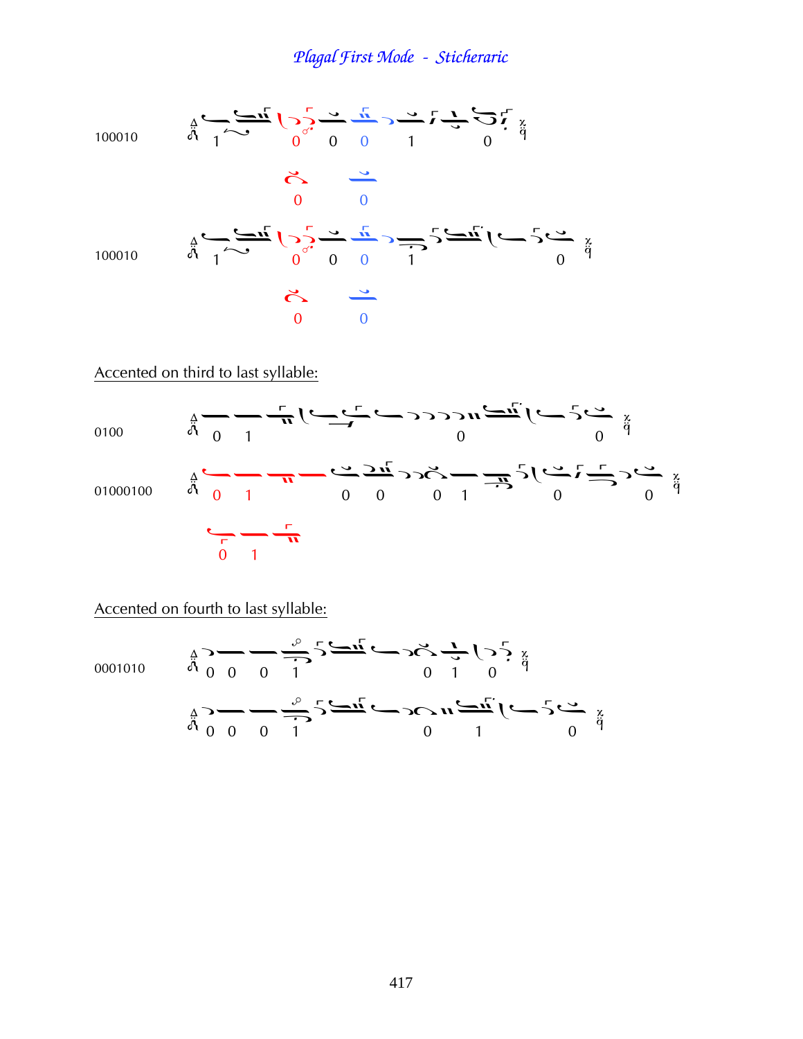## Plagal First Mode - Sticheraric

100010

1 0 0 0 1 0

0 0

100010

1 0 0 0 1 0

0 0

Accented on third to last syllable:

0100

0 1 0 0

01000100

0 1 0 0 0 1 0 0

0 1

Accented on fourth to last syllable:

0001010

0 0 0 1 0 1 0

0 0 0 1 0 1 0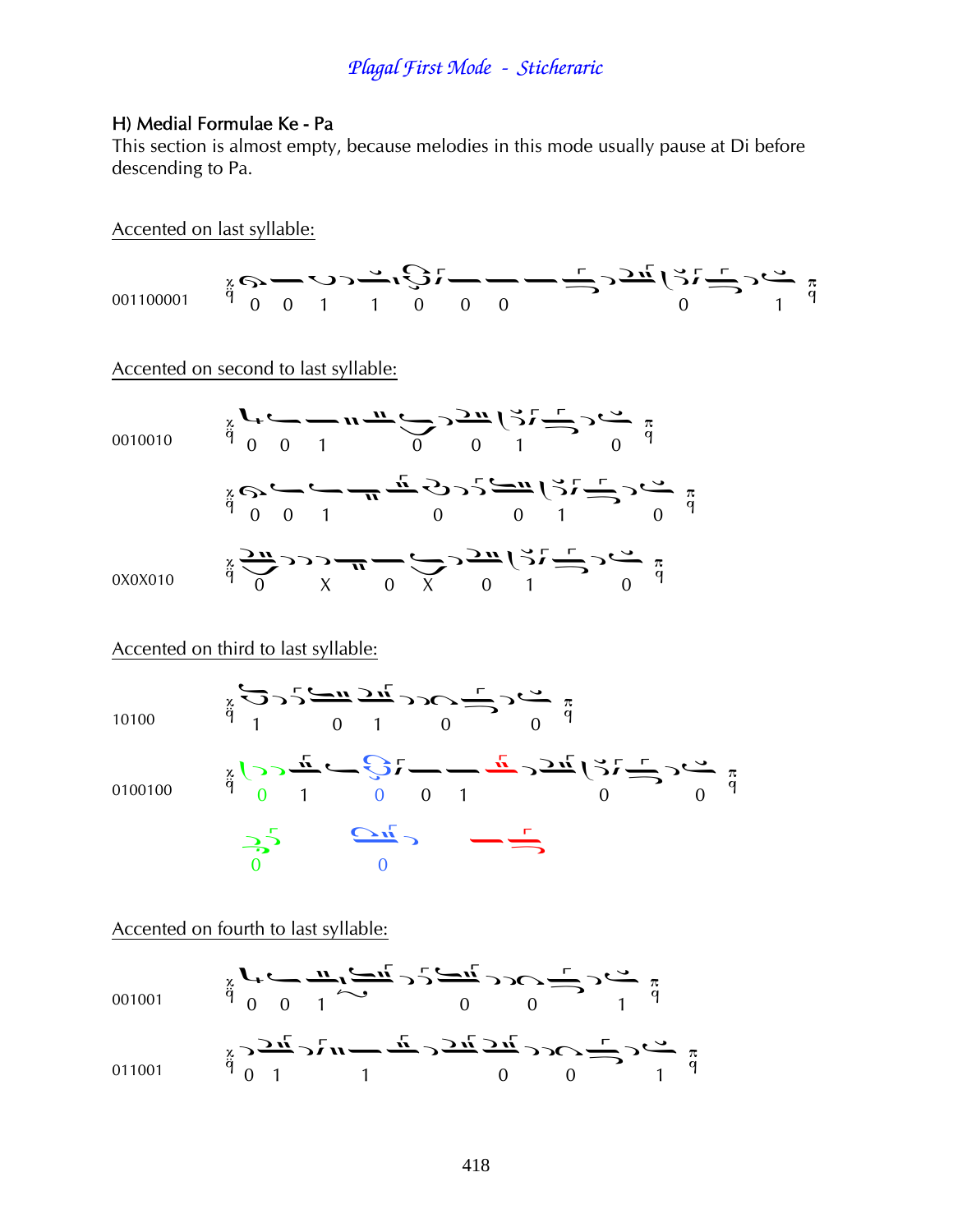## H) Medial Formulae Ke - Pa

This section is almost empty, because melodies in this mode usually pause at Di before descending to Pa.

Accented on last syllable:

001100001

0 0 1 1 0 0 0 0 1

Accented on second to last syllable:

0010010

0 0 1 0 0 1 0

0 0 1 0 0 1 0

0X0X010

0 X 0 X 0 1 0

Accented on third to last syllable:

10100

1 0 1 0 0

0100100

0 1 0 0 1 0 0

0 0

Accented on fourth to last syllable:

001001

0 0 1 0 0 1

011001

0 1 1 0 0 1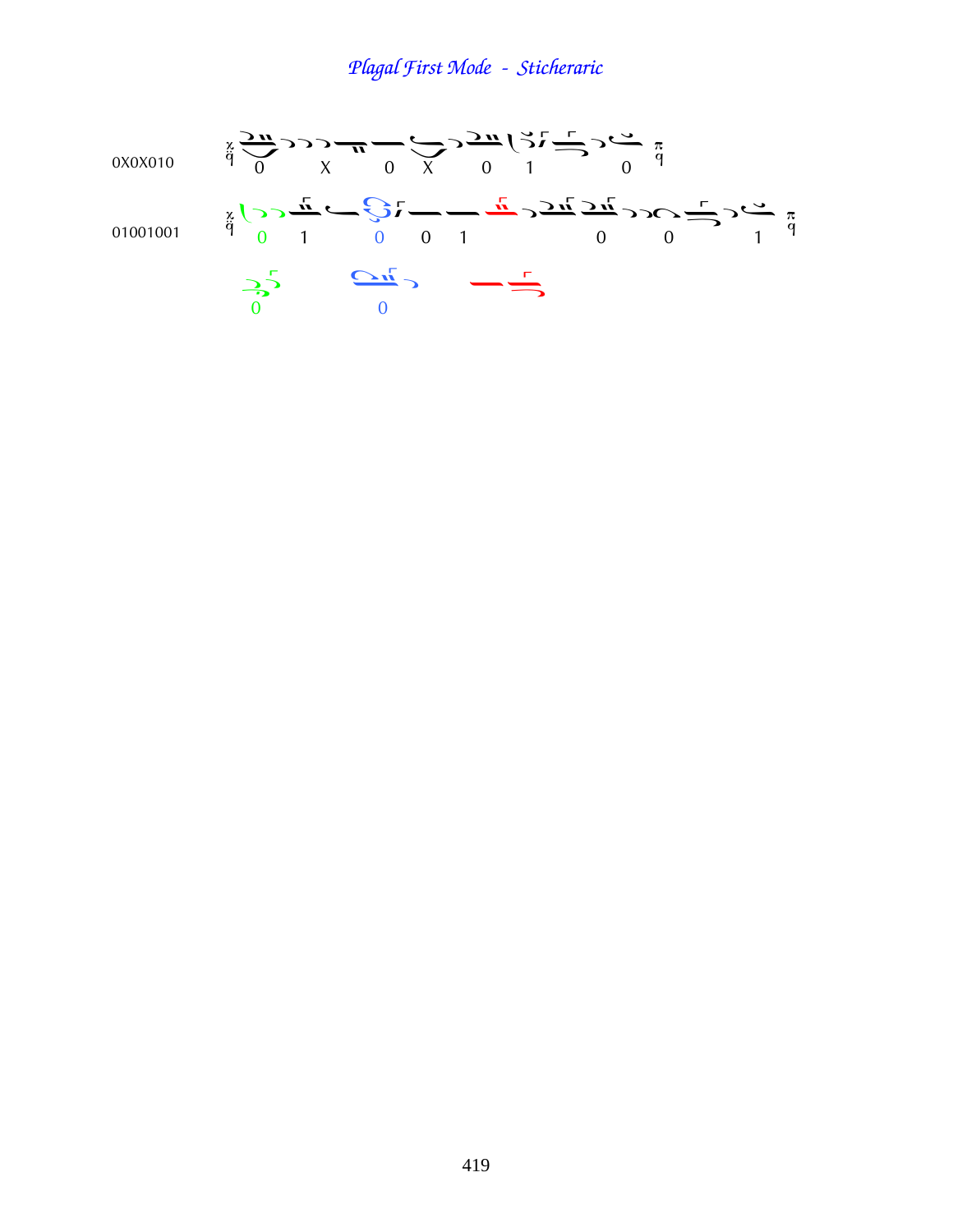# Plagal First Mode - Sticheraric

0X0X010

0 X 0 X 0 1 0

01001001

0 1 0 0 1 0 0 1

0 0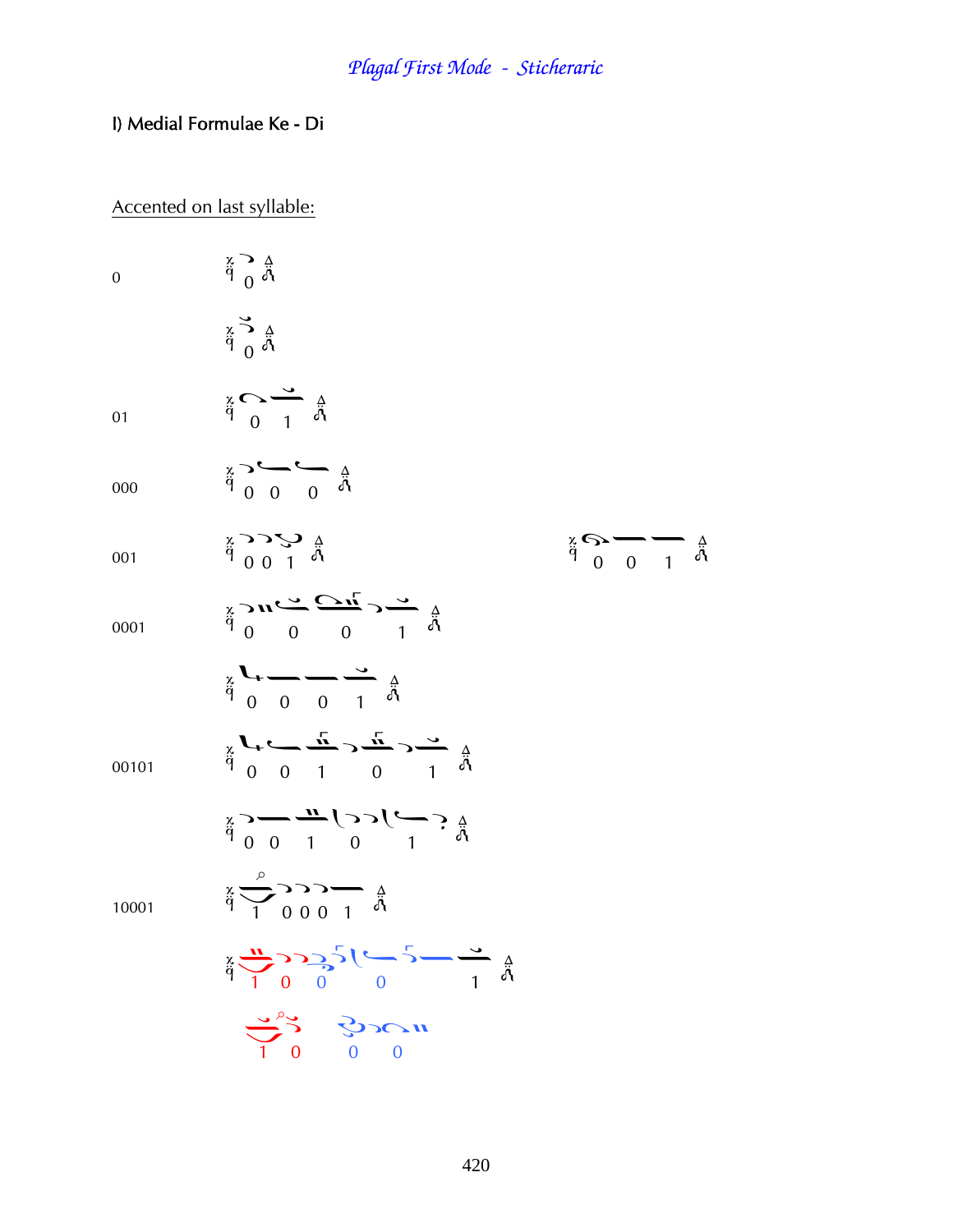## I) Medial Formulae Ke - Di

Accented on last syllable:

0

01

000

001

0001

00101

10001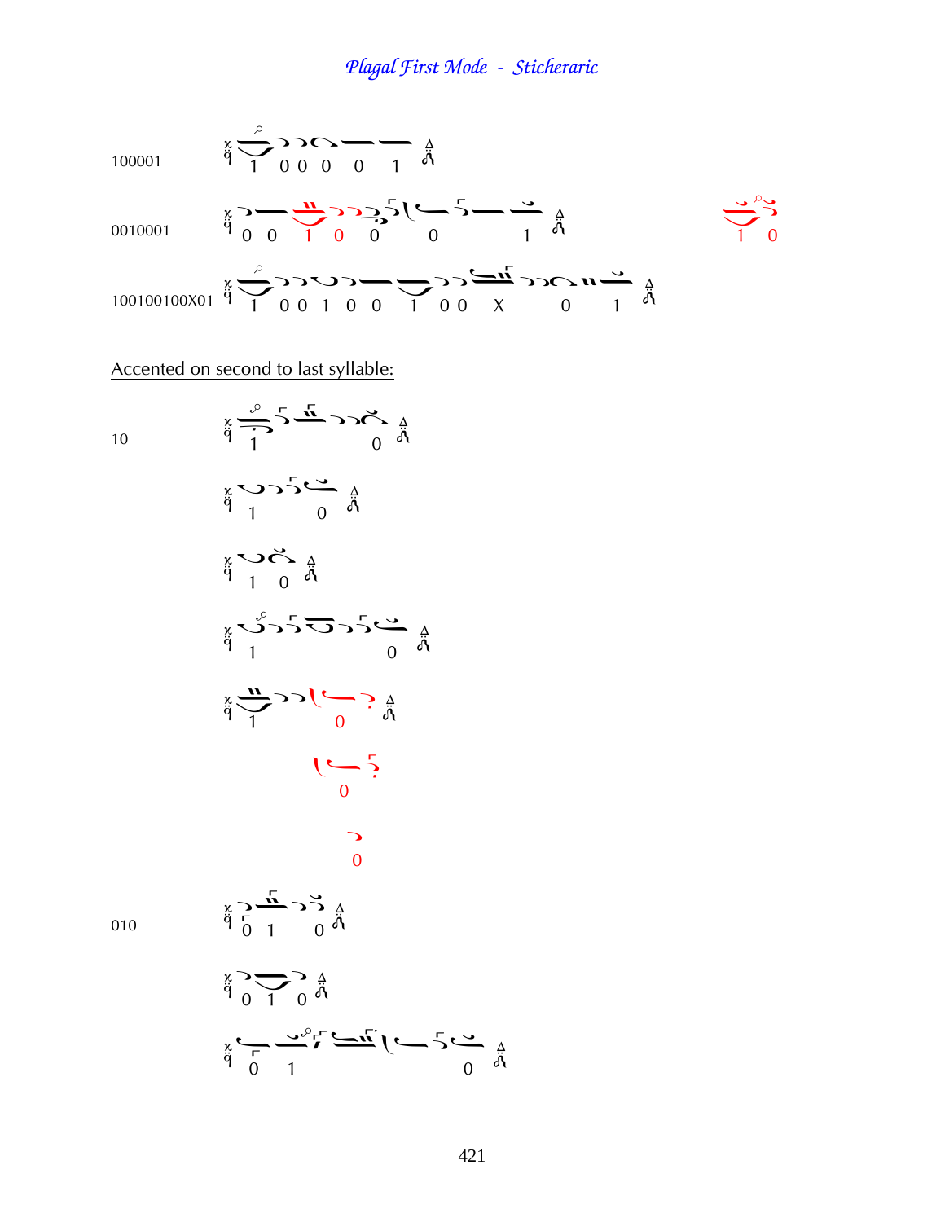# Plagal First Mode - Sticheraric

100001

1 0 0 0 0 1

0010001

0 0 1 0 0 0 1

1 0

100100100X01

1 0 0 1 0 0 1 0 0 X 0 1

Accented on second to last syllable:

10

1 0

1 0

1 0

1 0

1 0

0

0

010

0 1 0

0 1 0

0 1 0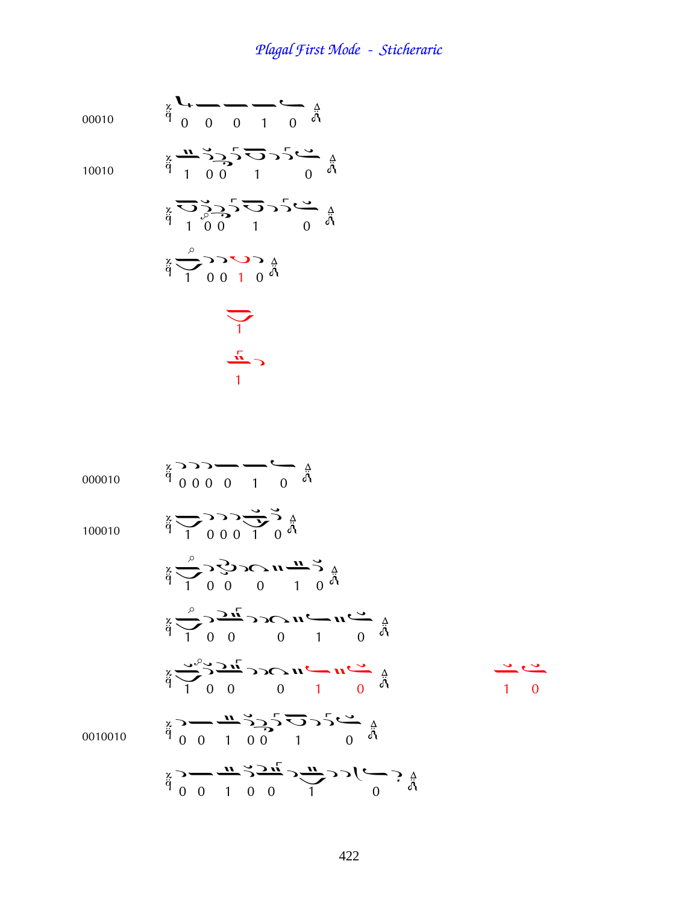# *Plagal First Mode - Sticheraric*

00010

0 0 0 1 0

10010

1 0 0 1 0

1 0 0 1 0

1 0 0 1 0

1

1

000010

0 0 0 0 1 0

100010

1 0 0 0 1 0

1 0 0 0 1 0

1 0 0 0 1 0

1 0 0 0 1 0

1 0

0010010

0 0 1 0 0 1 0

0 0 1 0 0 1 0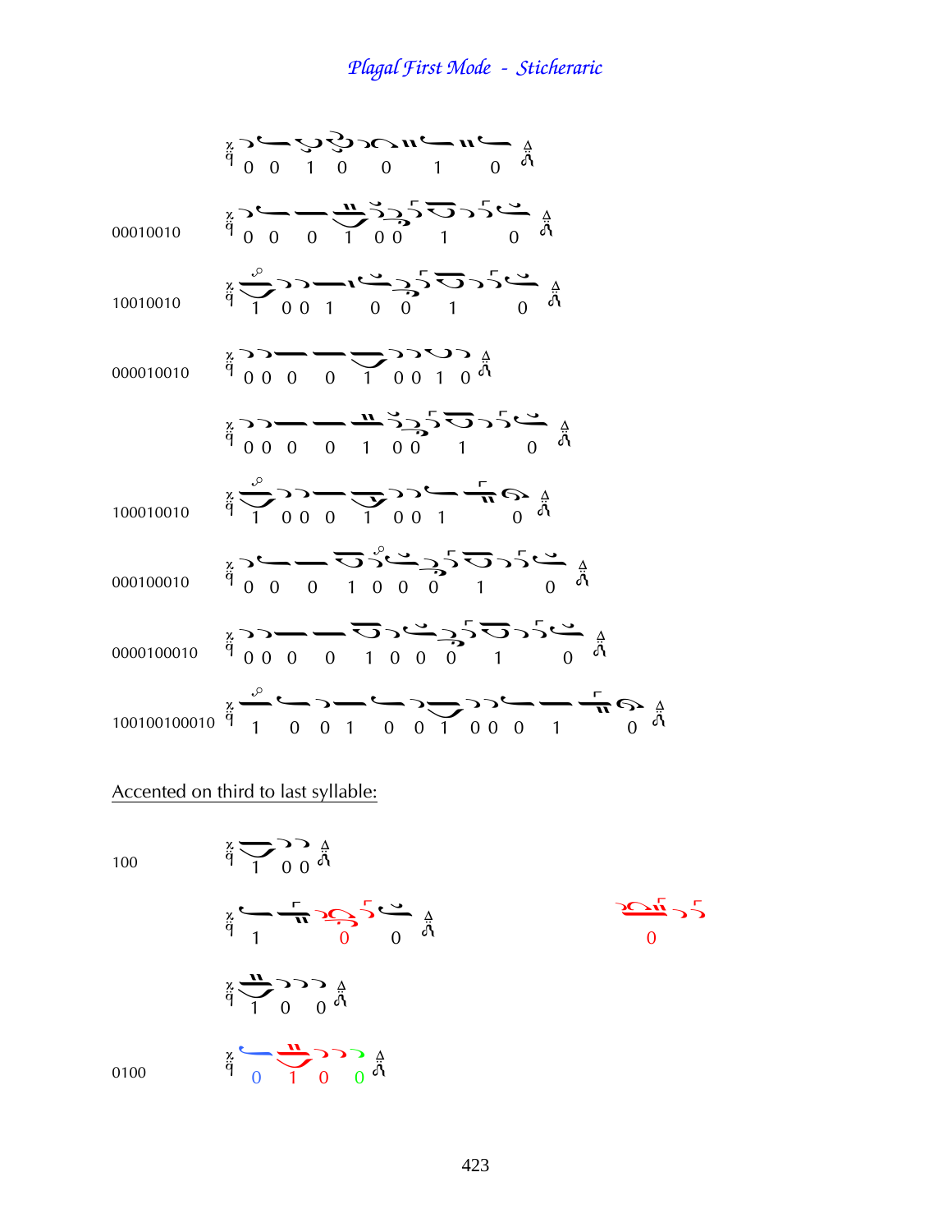# Plagal First Mode - Sticheraric

0 0 1 0 0 1 0

00010010
0 0 0 1 0 0 1 0

10010010
1 0 0 1 0 0 1 0

000010010
0 0 0 0 1 0 0 1 0

0 0 0 0 1 0 0 1 0

100010010
1 0 0 0 1 0 0 1 0

000100010
0 0 0 1 0 0 0 1 0

0000100010
0 0 0 0 1 0 0 0 1 0

100100100010
1 0 0 1 0 0 1 0 0 0 1 0

Accented on third to last syllable:

100
1 0 0

1 0 0 &nbsp;&nbsp;&nbsp;&nbsp;&nbsp;&nbsp;&nbsp;&nbsp; 0

1 0 0

0100
0 1 0 0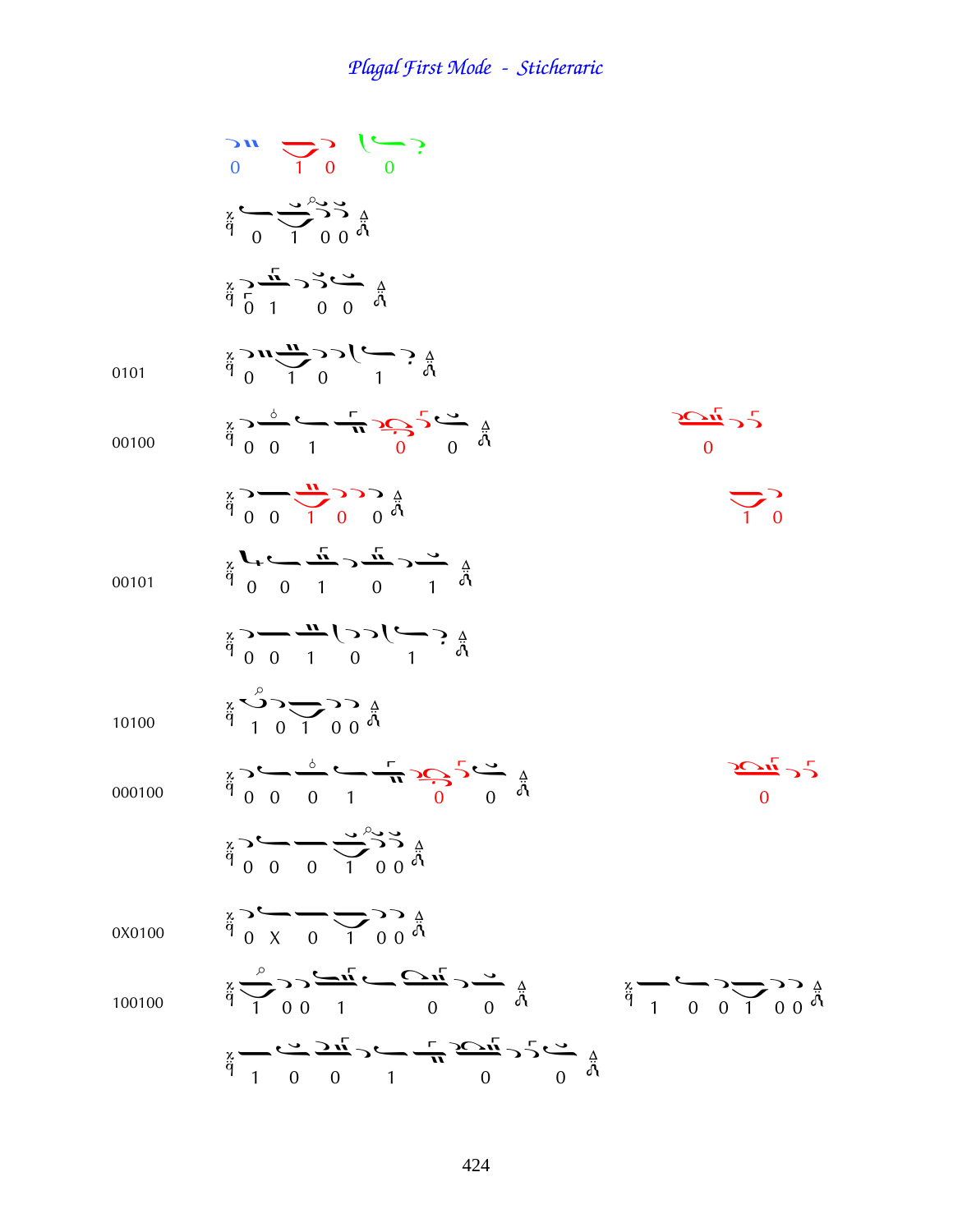# Plagal First Mode - Sticheraric

0 &nbsp;&nbsp;&nbsp; 1 0 &nbsp;&nbsp;&nbsp; 0

0 1 0 0

0 1 0 0

0101 &nbsp;&nbsp;&nbsp; 0 1 0 1

00100 &nbsp;&nbsp;&nbsp; 0 0 1 0 0 &nbsp;&nbsp;&nbsp; 0

0 0 1 0 0 &nbsp;&nbsp;&nbsp; 1 0

00101 &nbsp;&nbsp;&nbsp; 0 0 1 0 1

0 0 1 0 1

10100 &nbsp;&nbsp;&nbsp; 1 0 1 0 0

000100 &nbsp;&nbsp;&nbsp; 0 0 0 1 0 0 &nbsp;&nbsp;&nbsp; 0

0 0 0 1 0 0

0X0100 &nbsp;&nbsp;&nbsp; 0 X 0 1 0 0

100100 &nbsp;&nbsp;&nbsp; 1 0 0 1 0 0 &nbsp;&nbsp;&nbsp; 1 0 0 1 0 0

1 0 0 1 0 0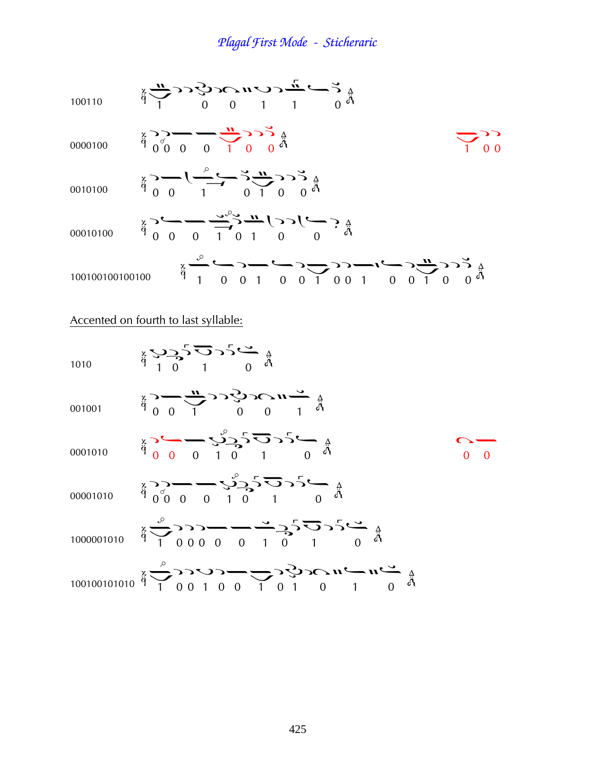# *Plagal First Mode - Sticheraric*

100110

1 0 0 1 1 0

0000100

0 0 0 0 1 0 0

1 0 0

0010100

0 0 1 0 1 0 0

00010100

0 0 0 1 0 1 0 0

100100100100100

1 0 0 1 0 0 1 0 0 1 0 0 1 0 0

Accented on fourth to last syllable:

1010

1 0 1 0

001001

0 0 1 0 0 1

0001010

0 0 0 1 0 1 0

0 0

00001010

0 0 0 0 1 0 1 0

1000001010

1 0 0 0 0 0 1 0 1 0

100100101010

1 0 0 1 0 0 1 0 1 0 1 0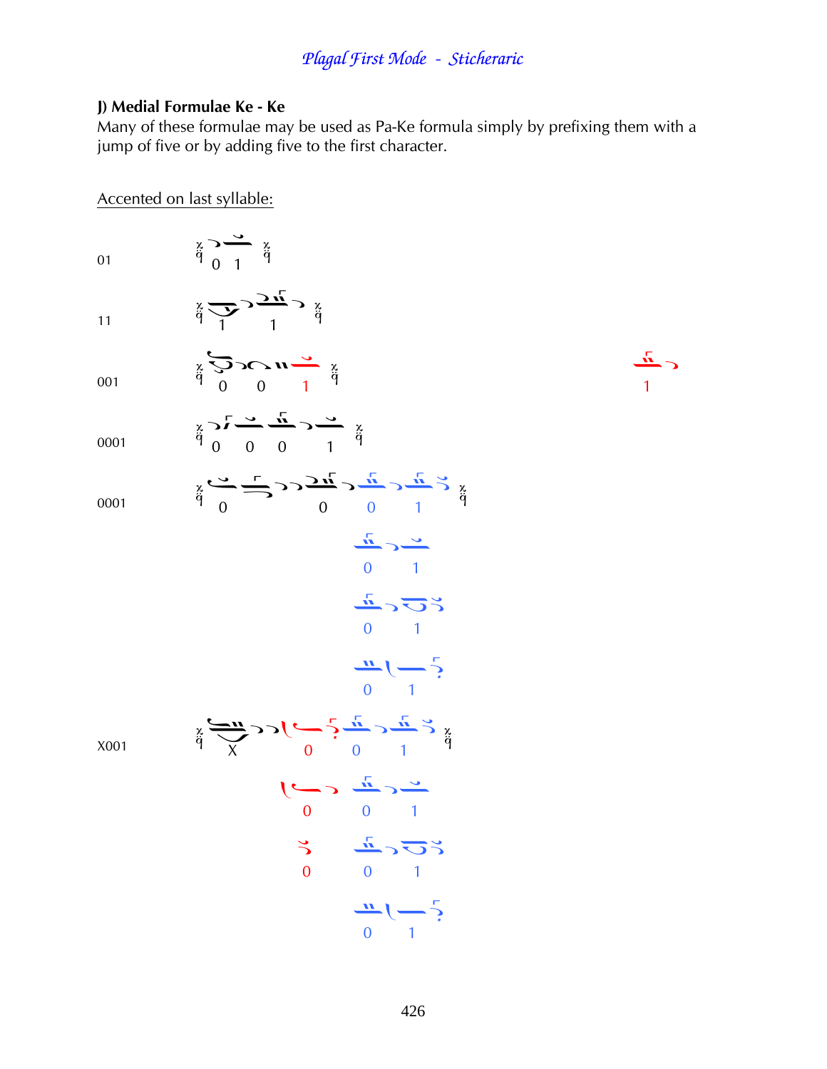## J) Medial Formulae Ke - Ke

Many of these formulae may be used as Pa-Ke formula simply by prefixing them with a jump of five or by adding five to the first character.

Accented on last syllable:

01 — 0 1

11 — 1 1

001 — 0 0 1 (alternative ending: 1)

0001 — 0 0 0 1

0001 — 0 0 0 1

- alternative endings: 0 1 / 0 1 / 0 1

X001 — X 0 0 1

- alternative endings: 0 0 1 / 0 0 1 / 0 1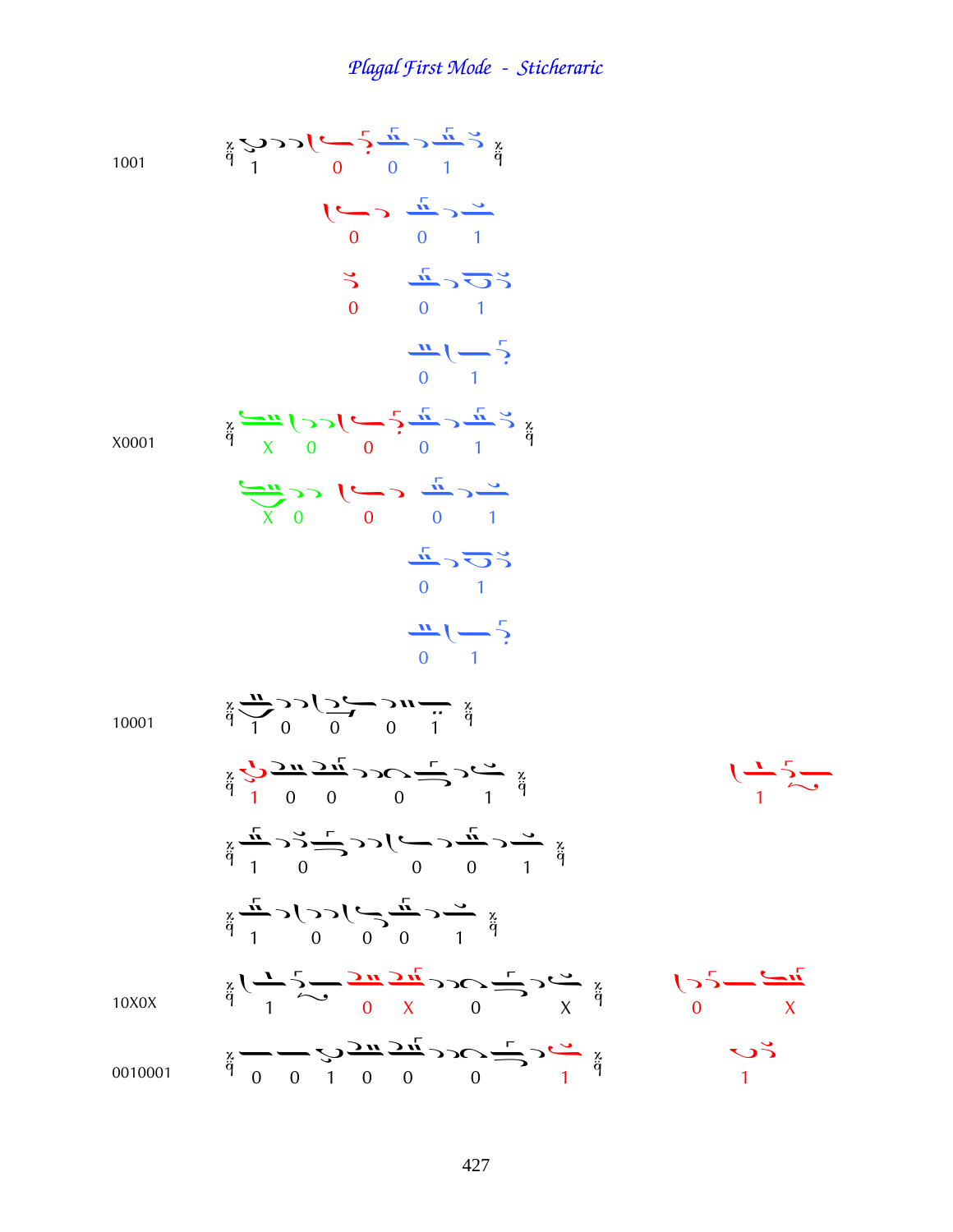# *Plagal First Mode - Sticheraric*

1001

1 0 0 1

0 0 1

0 0 1

0 1

X0001

X 0 0 0 1

X 0 0 0 1

0 1

0 1

10001

1 0 0 0 1

1 0 0 0 1 — 1

1 0 0 0 1

1 0 0 0 1

10X0X

1 0 X 0 X — 0 X

0010001

0 0 1 0 0 0 1 — 1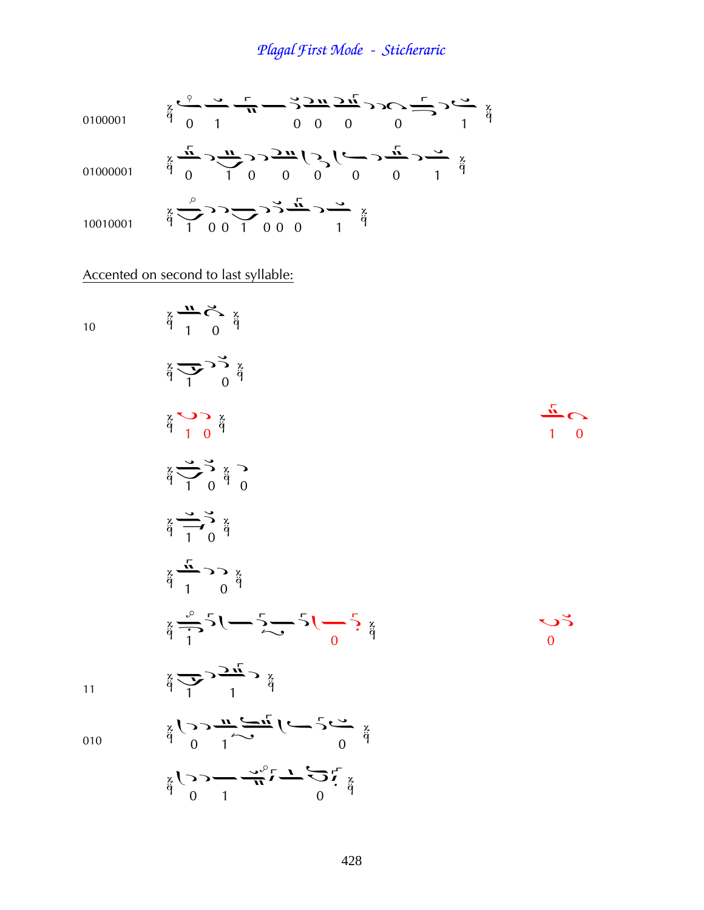# Plagal First Mode - Sticheraric

0100001

0 1 0 0 0 0 1

01000001

0 1 0 0 0 0 0 1

10010001

1 0 0 1 0 0 0 1

Accented on second to last syllable:

10

1 0

1 0

1 0

1 0

1 0 0

1 0

1 0

1 0

0

11

1 1

010

0 1 0

0 1 0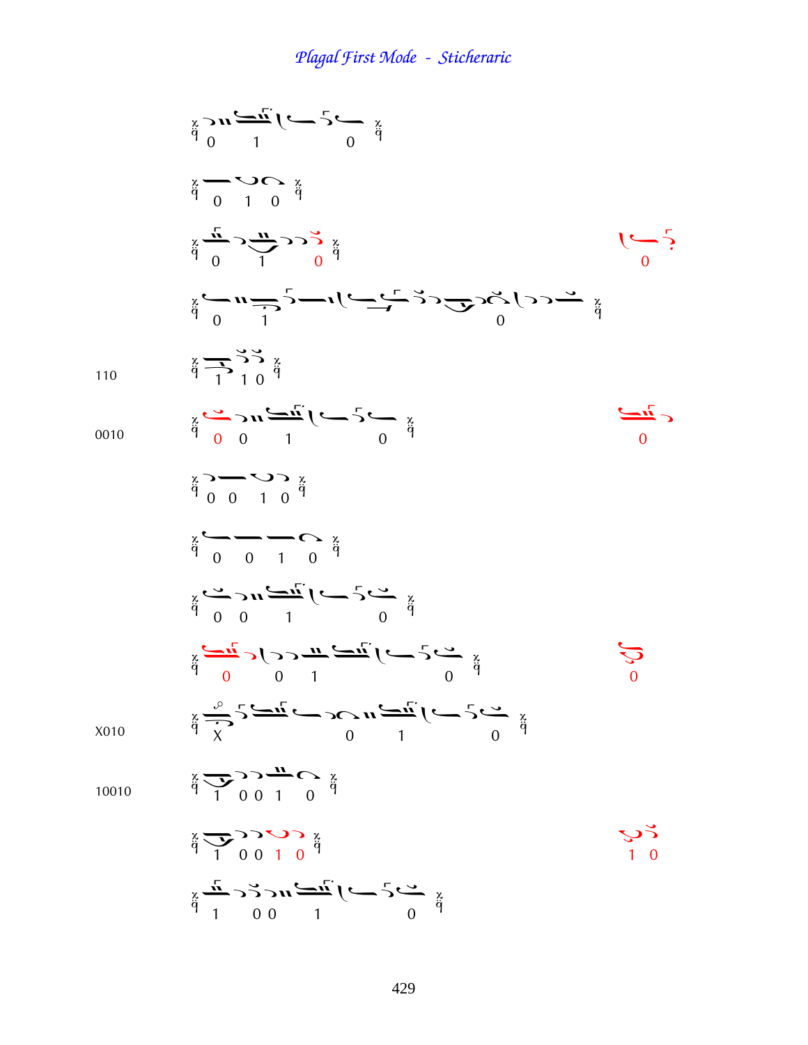## Plagal First Mode - Sticheraric

0 1 0

0 1 0

0 1 0 — 0

0 1 0

110 — 1 1 0

0010 — 0 0 1 0 — 0

0 0 1 0

0 0 1 0

0 0 1 0

0 0 1 0 — 0

X010 — X 0 1 0

10010 — 1 0 0 1 0

1 0 0 1 0 — 1 0

1 0 0 1 0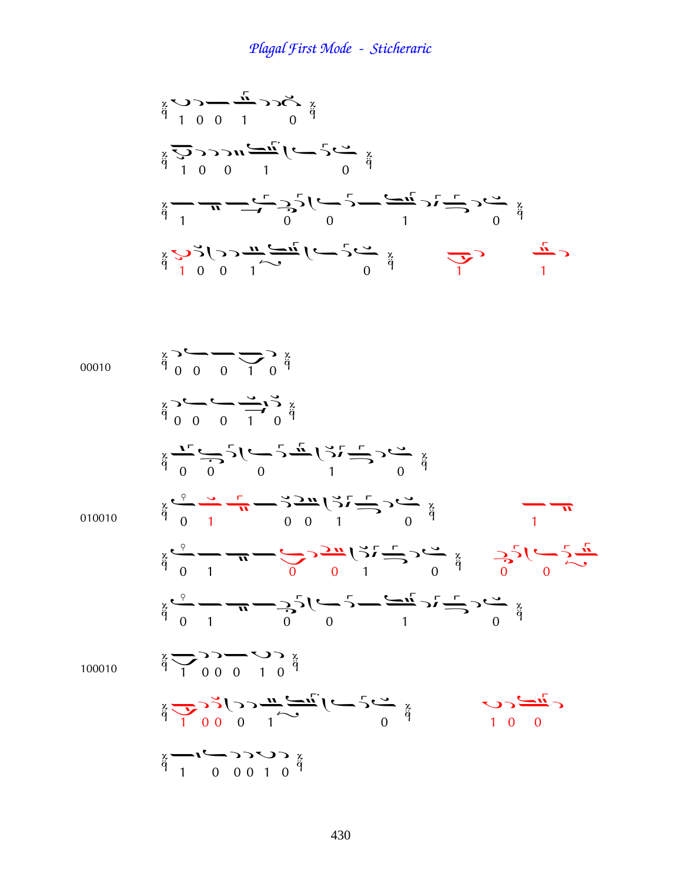# Plagal First Mode - Sticheraric

1 0 0 1 0

1 0 0 1 0

1 0 0 1 0

1 0 0 1 0 1 1

00010

0 0 0 1 0

0 0 0 1 0

0 0 0 1 0

010010

0 1 0 0 1 0 1

0 1 0 0 1 0 0 0

0 1 0 0 1 0

100010

1 0 0 0 1 0

1 0 0 0 1 0 1 0 0

1 0 0 0 1 0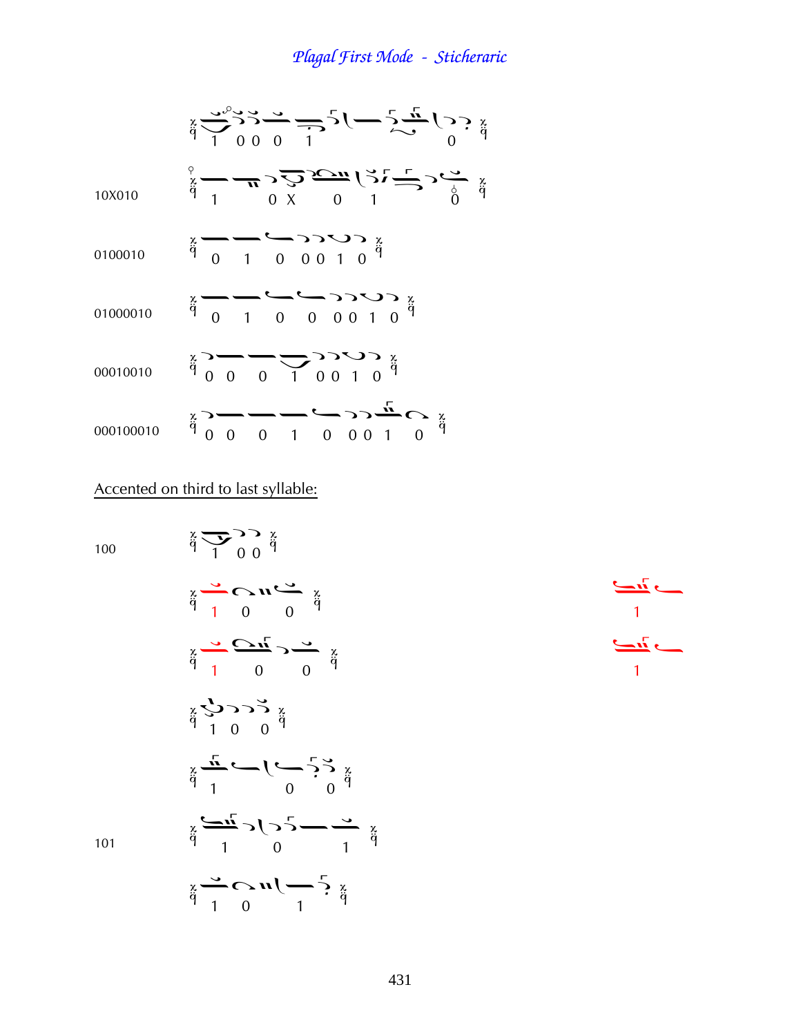## *Plagal First Mode - Sticheraric*

| | |
|---|---|
| | 1 0 0 0 1 0 |
| 10X010 | 1 0 X 0 1 0 |
| 0100010 | 0 1 0 0 0 1 0 |
| 01000010 | 0 1 0 0 0 0 1 0 |
| 00010010 | 0 0 0 1 0 0 1 0 |
| 000100010 | 0 0 0 1 0 0 0 1 0 |

Accented on third to last syllable:

| | | |
|---|---|---|
| 100 | 1 0 0 | |
| | 1 0 0 | 1 |
| | 1 0 0 | 1 |
| | 1 0 0 | |
| | 1 0 0 | |
| 101 | 1 0 1 | |
| | 1 0 1 | |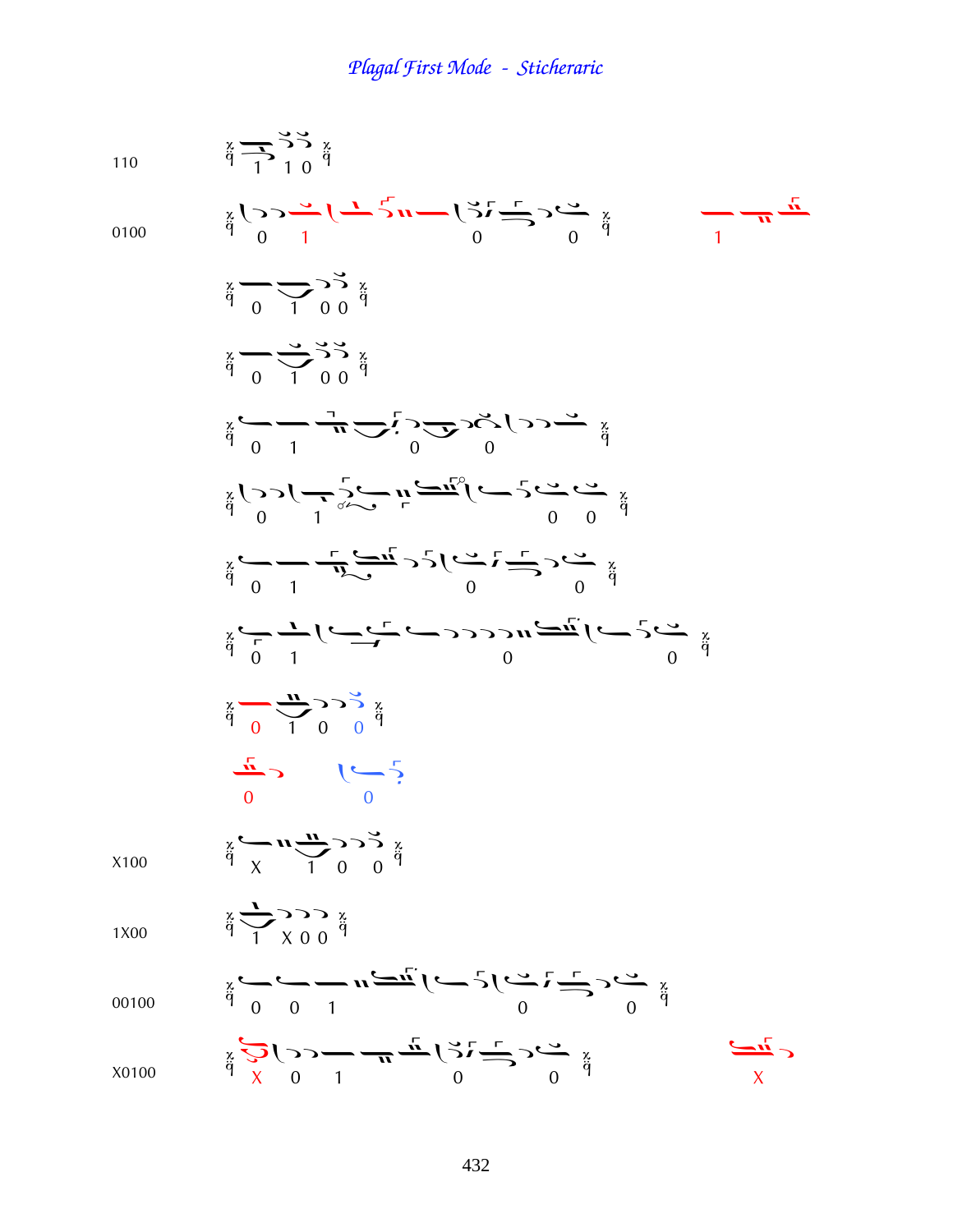# Plagal First Mode - Sticheraric

110

1 1 0

0100

0 1 0 0 1

0 1 0 0

0 1 0 0

0 1 0 0

0 1 0 0

0 1 0 0

0 1 0 0

0 1 0 0

0 0

X100

X 1 0 0

1X00

1 X 0 0

00100

0 0 1 0 0

X0100

X 0 1 0 0 X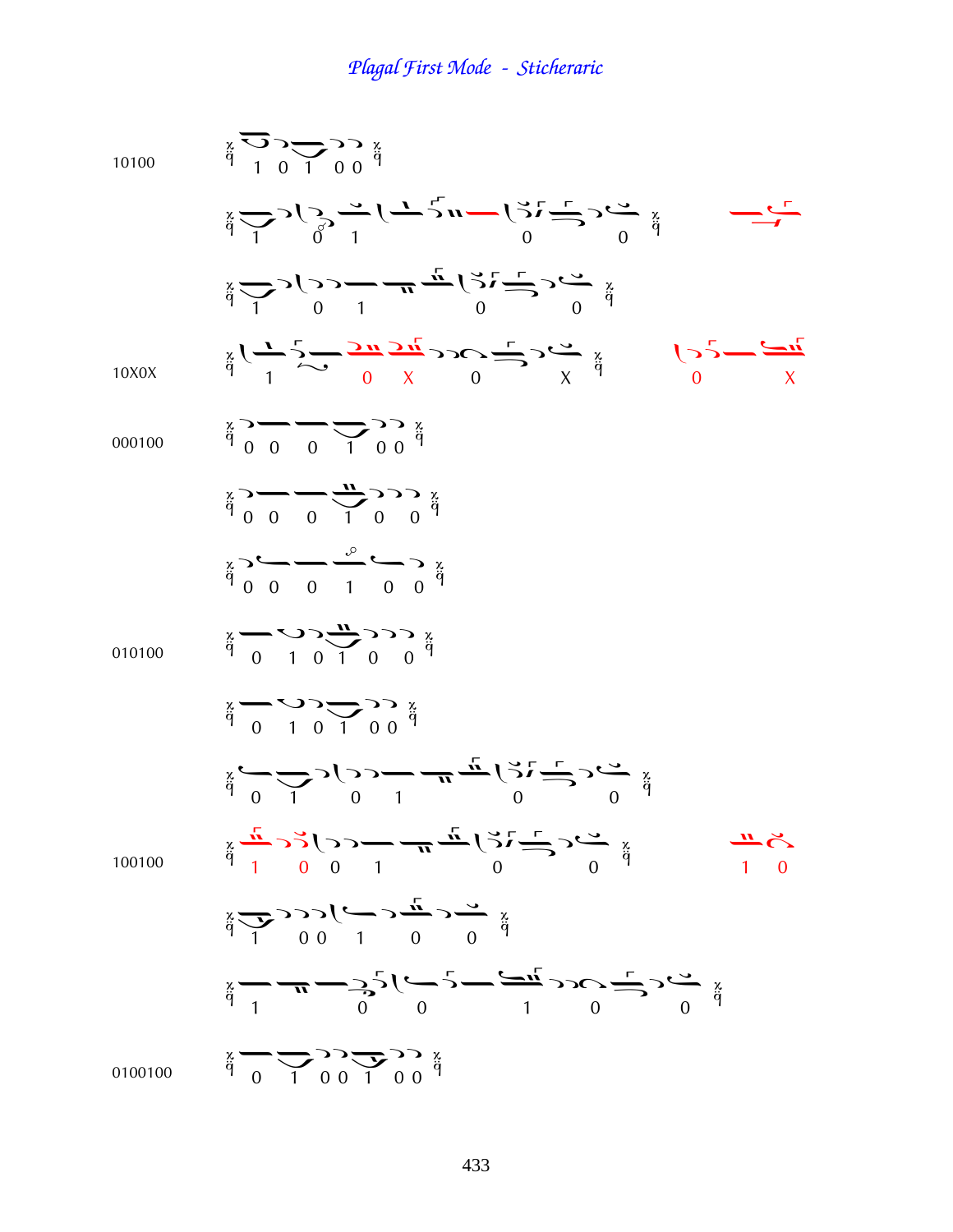# Plagal First Mode - Sticheraric

10100

1 0 1 0 0

1 0 1 0 0

1 0 1 0 0

10X0X

1 0 X 0 X — 0 X

000100

0 0 0 1 0 0

0 0 0 1 0 0

0 0 0 1 0 0

010100

0 1 0 1 0 0

0 1 0 1 0 0

0 1 0 1 0 0

100100

1 0 0 1 0 0 — 1 0

1 0 0 1 0 0

1 0 0 1 0 0

0100100

0 1 0 0 1 0 0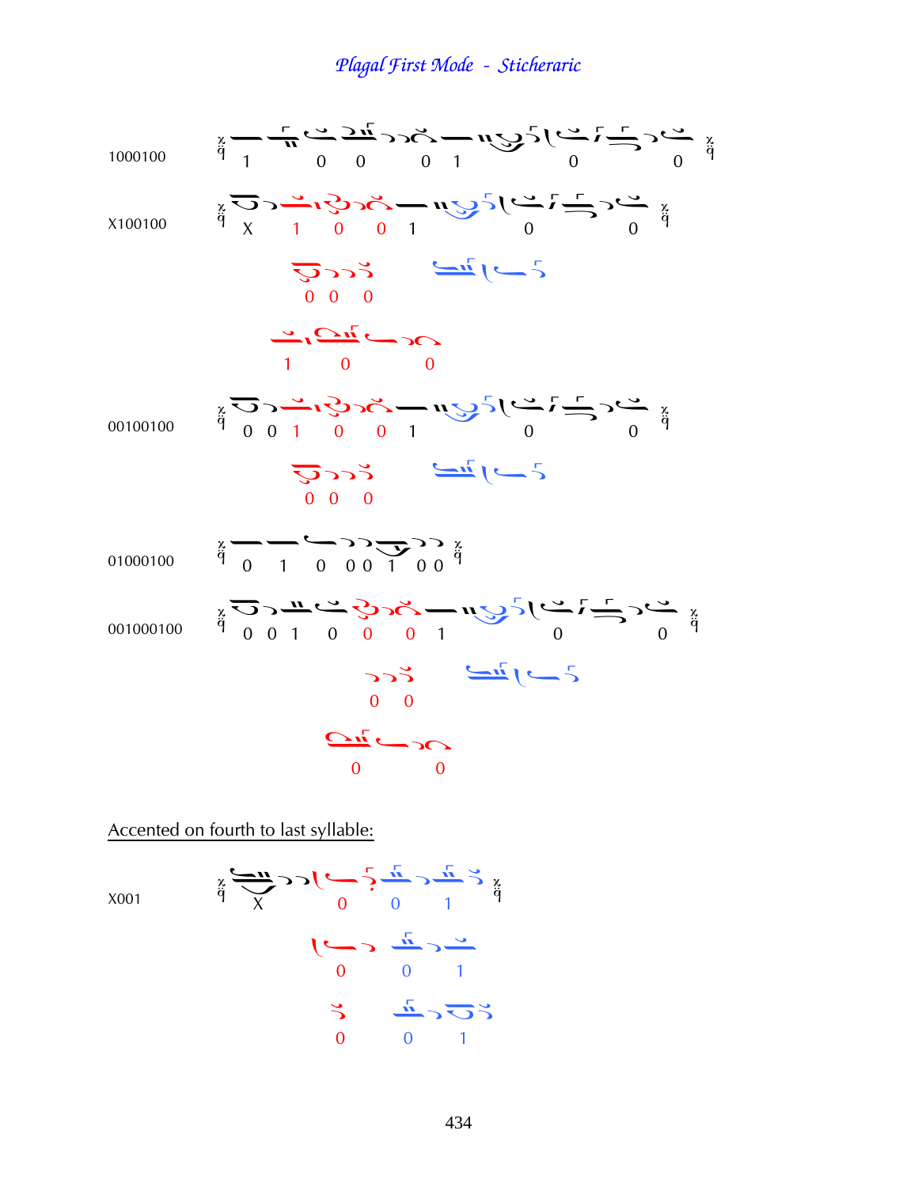## *Plagal First Mode - Sticheraric*

1000100

1 0 0 0 1 0 0

X100100

X 1 0 0 1 0 0

0 0 0

1 0 0

00100100

0 0 1 0 0 1 0 0

0 0 0

01000100

0 1 0 0 0 1 0 0

001000100

0 0 1 0 0 0 1 0 0

0 0

0 0

Accented on fourth to last syllable:

X001

X 0 0 1

0 0 1

0 0 1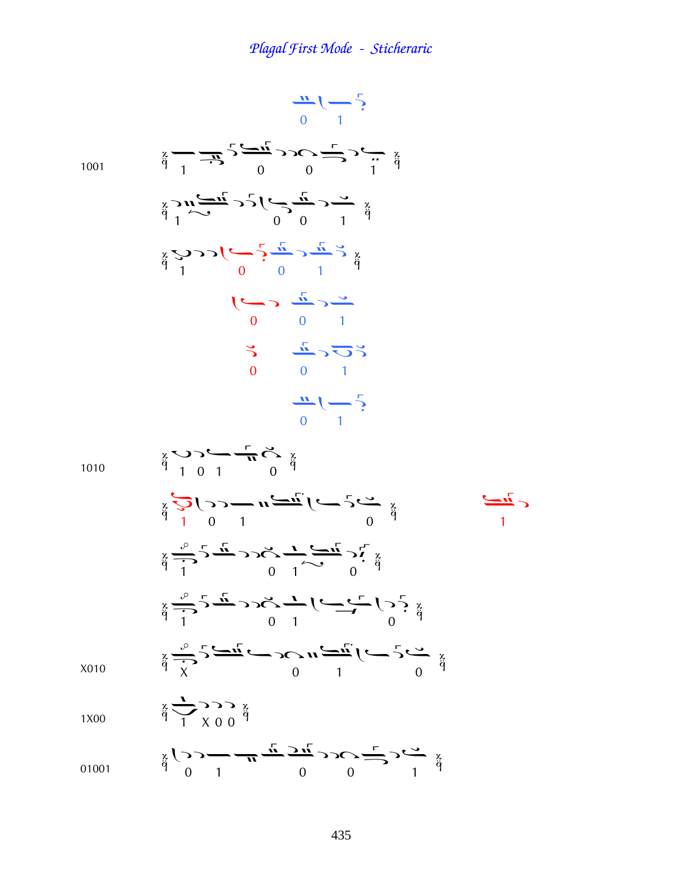*Plagal First Mode - Sticheraric*

0 1

1001 — 1 0 0 1

1 0 0 1

1 0 0 1

0 0 1

0 0 1

0 1

1010 — 1 0 1 0

1 0 1 0 — 1

1 0 1 0

1 0 1 0

X010 — X 0 1 0

1X00 — 1 X 0 0

01001 — 0 1 0 0 1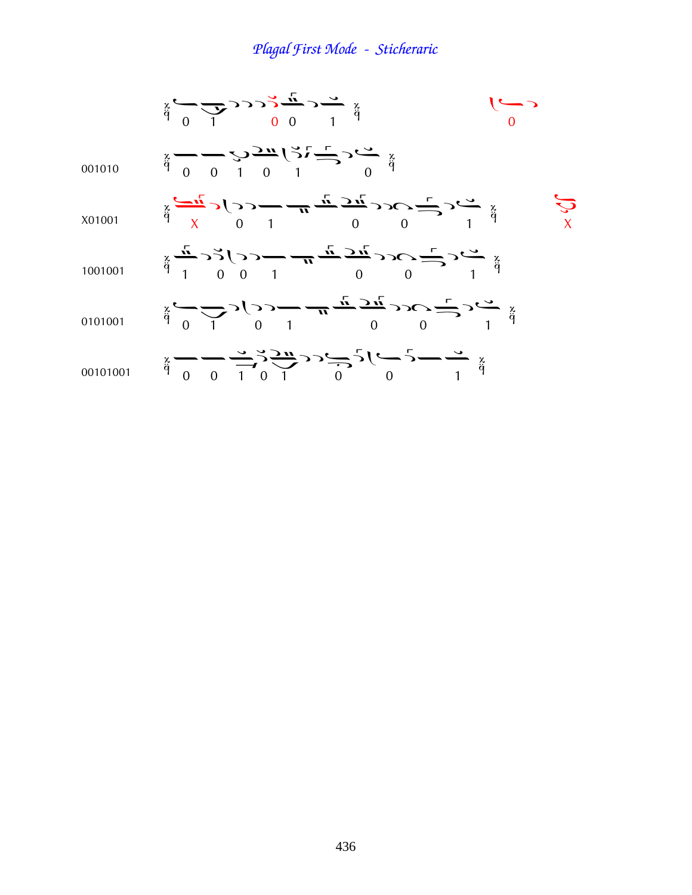# Plagal First Mode - Sticheraric

0 1 0 0 1 — 0

001010 — 0 0 1 0 1 0

X01001 — X 0 1 0 0 1 — X

1001001 — 1 0 0 1 0 0 1

0101001 — 0 1 0 1 0 0 1

00101001 — 0 0 1 0 1 0 0 1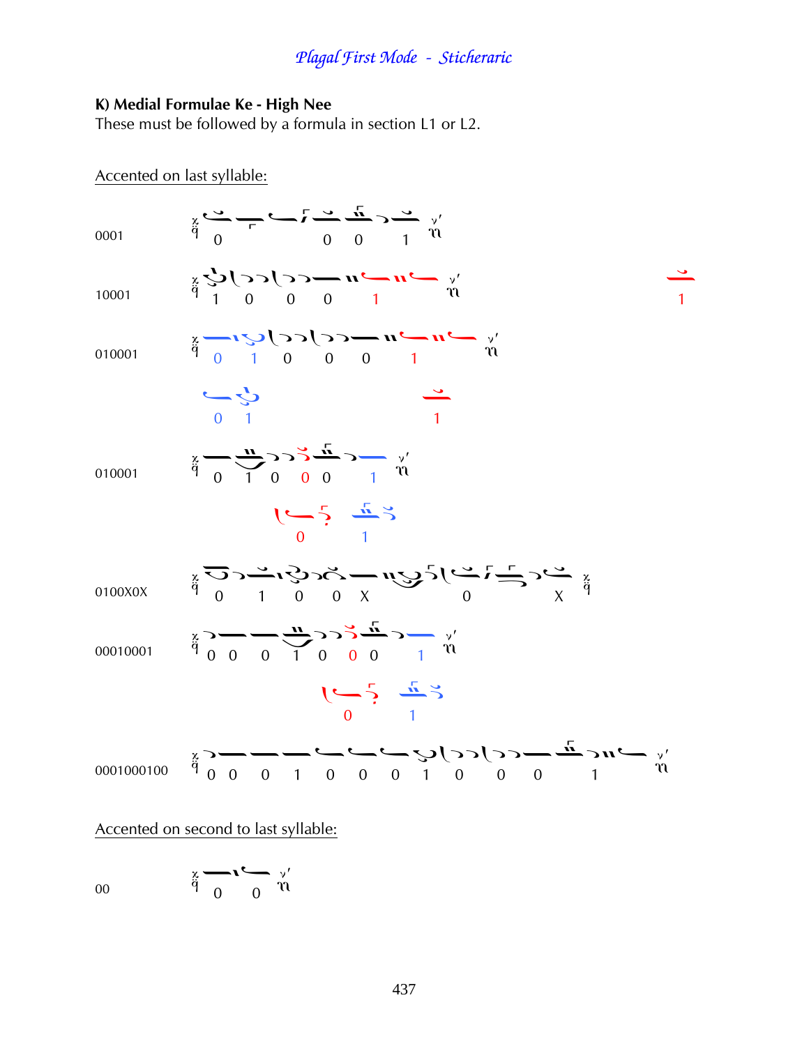## K) Medial Formulae Ke - High Nee

These must be followed by a formula in section L1 or L2.

Accented on last syllable:

0001

0 0 0 1

10001

1 0 0 0 1

1

010001

0 1 0 0 0 1

0 1

1

010001

0 1 0 0 0 1

0 1

0100X0X

0 1 0 0 X 0 X

00010001

0 0 0 1 0 0 0 1

0 1

0001000100

0 0 0 1 0 0 0 1 0 0 0 1

Accented on second to last syllable:

00

0 0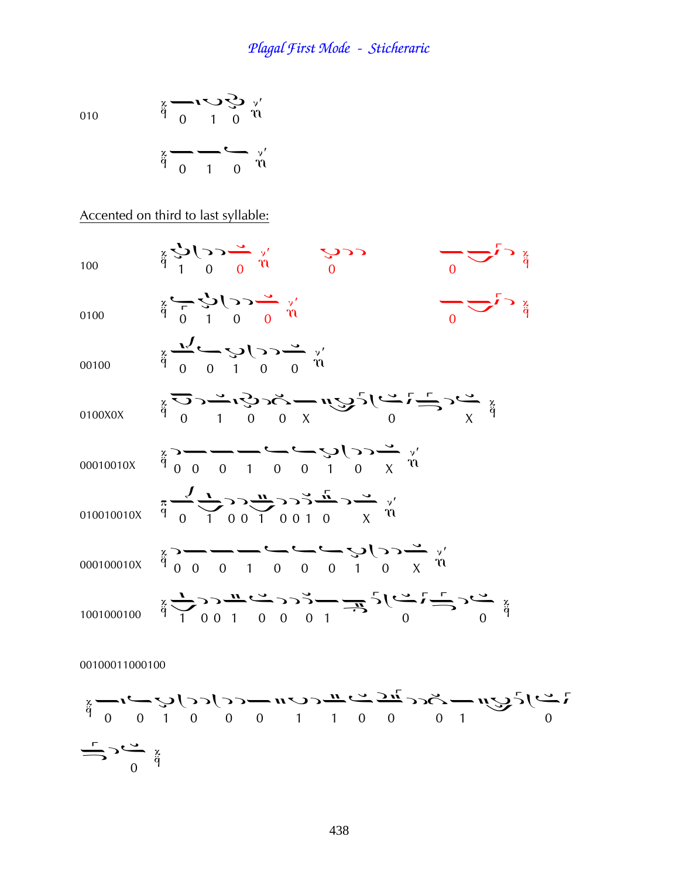010 — 0 1 0

0 1 0

Accented on third to last syllable:

100 — 1 0 0 &nbsp;&nbsp; 0 &nbsp;&nbsp; 0

0100 — 0 1 0 0 &nbsp;&nbsp; 0

00100 — 0 0 1 0 0

0100X0X — 0 1 0 0 X 0 X

00010010X — 0 0 0 1 0 0 1 0 X

010010010X — 0 1 0 0 1 0 0 1 0 X

000100010X — 0 0 0 1 0 0 0 1 0 X

1001000100 — 1 0 0 1 0 0 0 1 0 0

00100011000100

0 0 1 0 0 0 1 1 0 0 0 1 0

0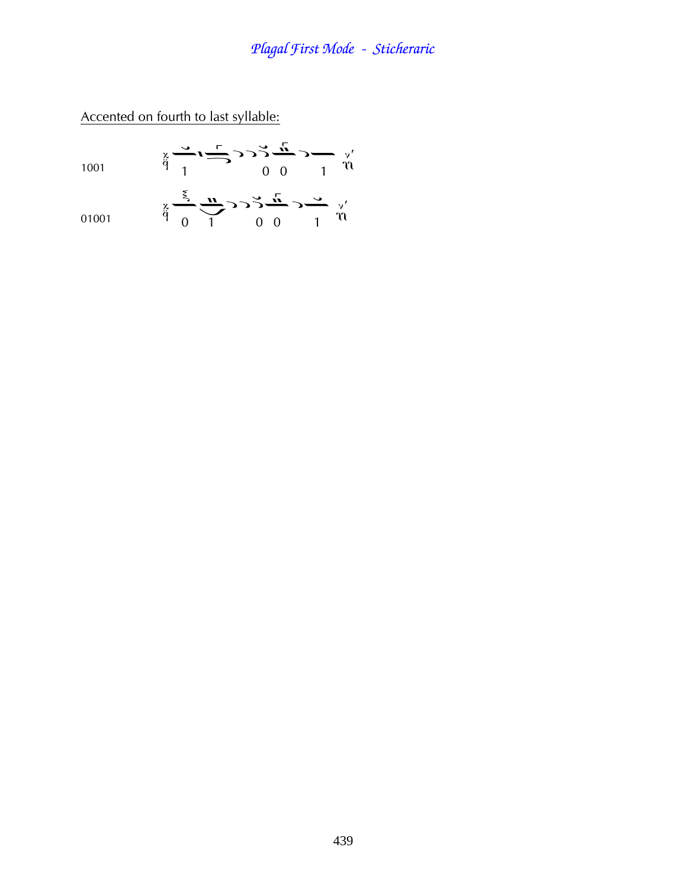Accented on fourth to last syllable:

1001

01001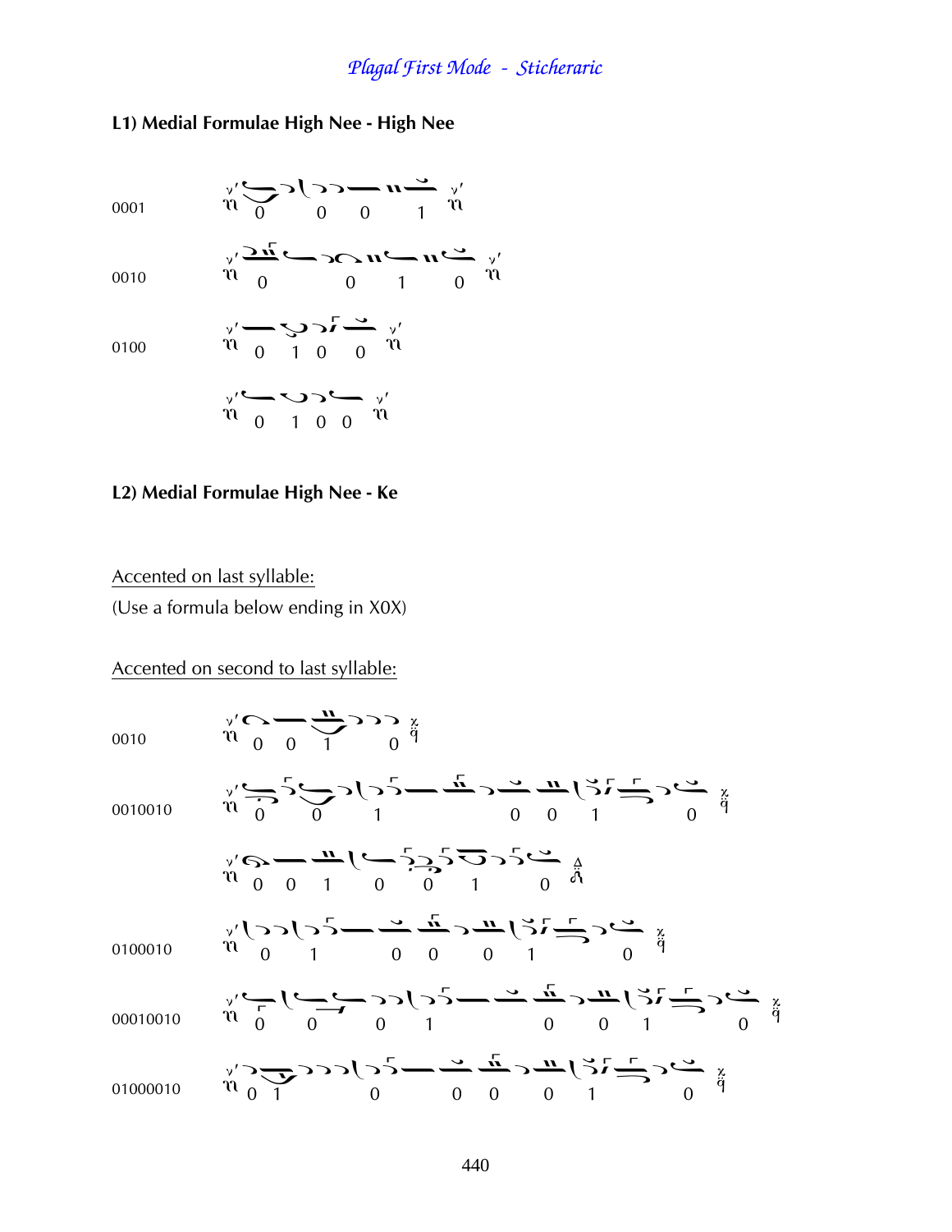## L1) Medial Formulae High Nee - High Nee

0001

0 0 0 1

0010

0 0 1 0

0100

0 1 0 0

0 1 0 0

## L2) Medial Formulae High Nee - Ke

Accented on last syllable:

(Use a formula below ending in X0X)

Accented on second to last syllable:

0010

0 0 1 0

0010010

0 0 1 0 0 1 0

0 0 1 0 0 1 0

0100010

0 1 0 0 0 1 0

00010010

0 0 0 1 0 0 1 0

01000010

0 1 0 0 0 0 1 0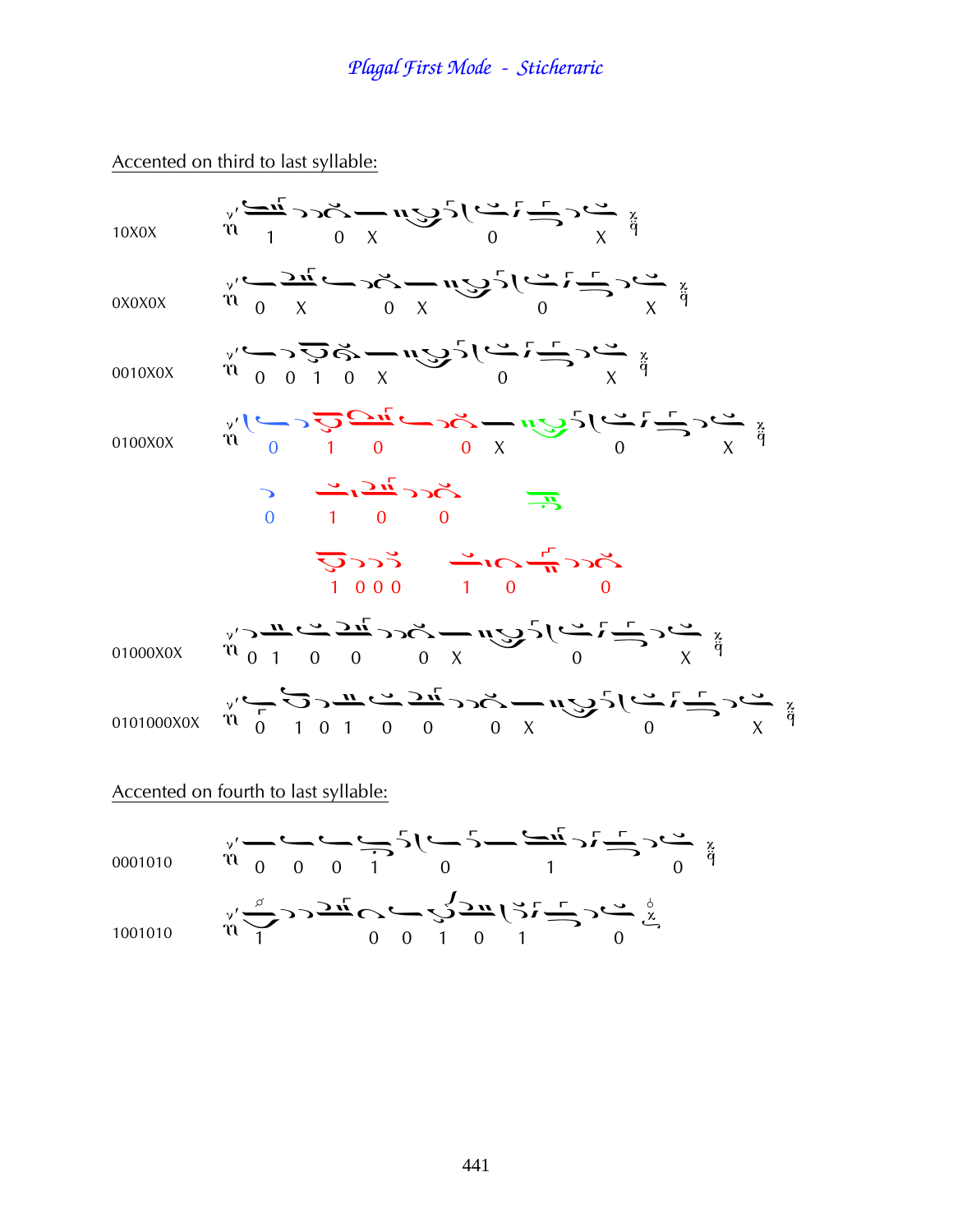*Plagal First Mode - Sticheraric*

Accented on third to last syllable:

10X0X

1 0 X 0 X

0X0X0X

0 X 0 X 0 X

0010X0X

0 0 1 0 X 0 X

0100X0X

0 1 0 0 X 0 X

0 1 0 0

1 0 0 0 1 0 0

01000X0X

0 1 0 0 0 X 0 X

0101000X0X

0 1 0 1 0 0 0 X 0 X

Accented on fourth to last syllable:

0001010

0 0 0 1 0 1 0

1001010

1 0 0 1 0 1 0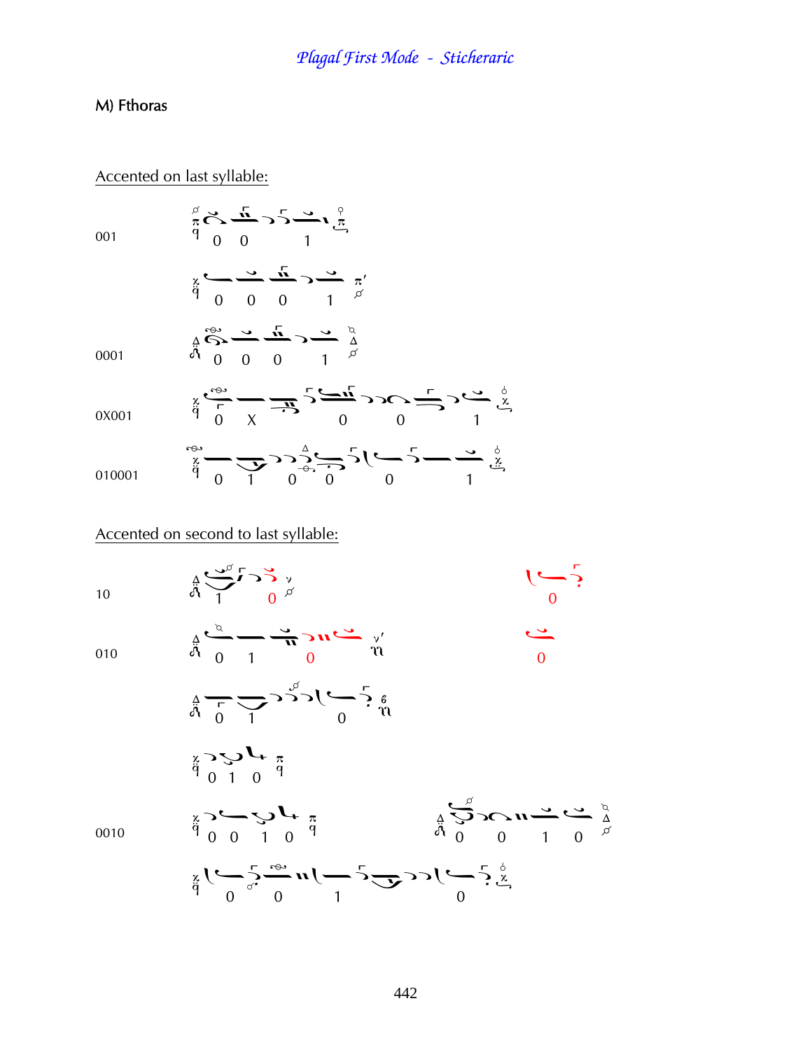## M) Fthoras

### Accented on last syllable:

001

0 0 1

0 0 0 1

0001

0 0 0 1

0X001

0 X 0 0 1

010001

0 1 0 0 0 1

### Accented on second to last syllable:

10

1 0 — 0

010

0 1 0 — 0

0 1 0

0 1 0

0010

0 0 1 0 — 0 0 1 0

0 0 1 0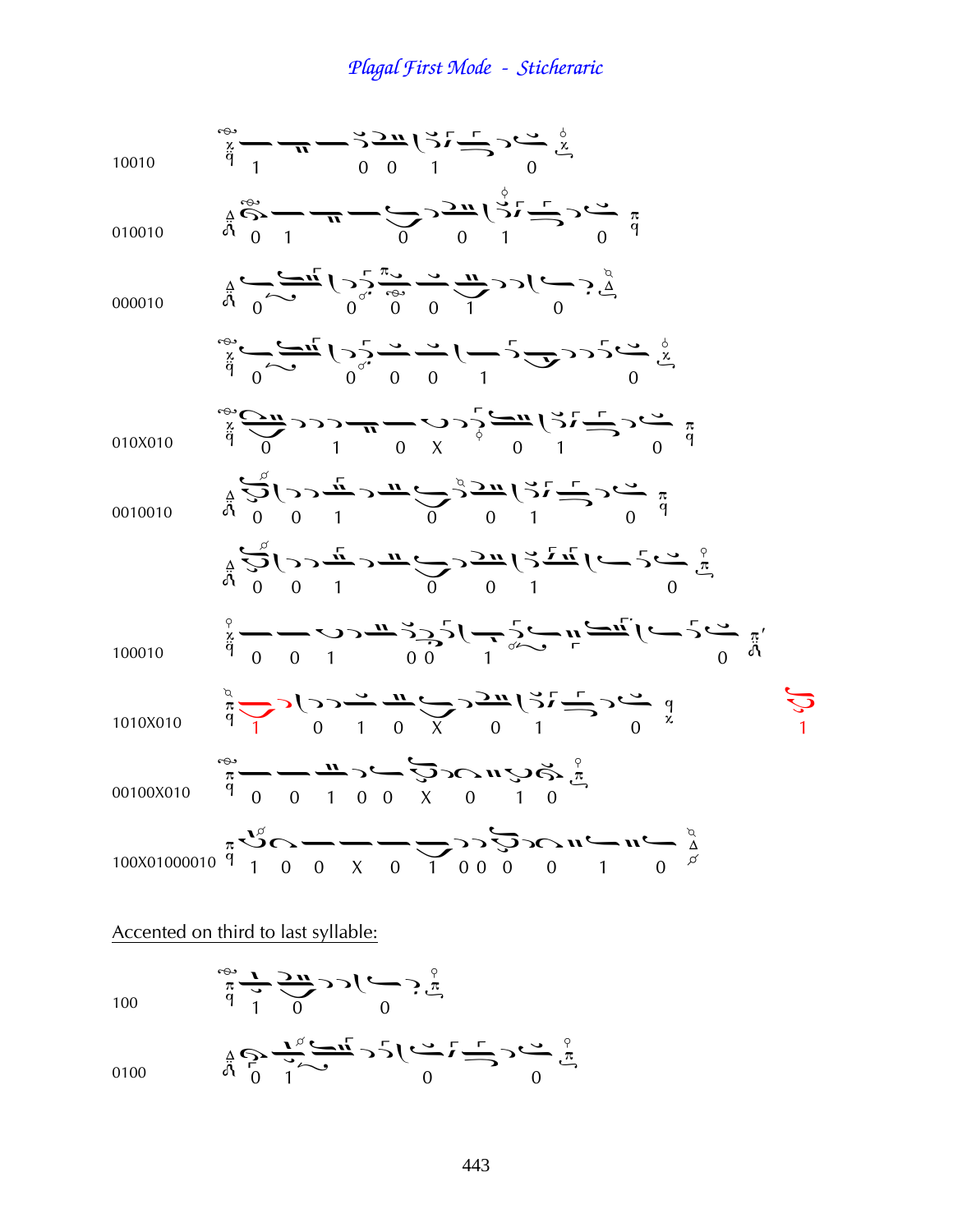# Plagal First Mode - Sticheraric

10010

1 0 0 1 0

010010

0 1 0 0 1 0

000010

0 0 0 0 1 0

0 0 0 0 1 0

010X010

0 1 0 X 0 1 0

0010010

0 0 1 0 0 1 0

0 0 1 0 0 1 0

100010

0 0 1 0 0 1 0

1010X010

1 0 1 0 X 0 1 0

1

00100X010

0 0 1 0 0 X 0 1 0

100X01000010

1 0 0 X 0 1 0 0 0 0 1 0

Accented on third to last syllable:

100

1 0 0

0100

0 1 0 0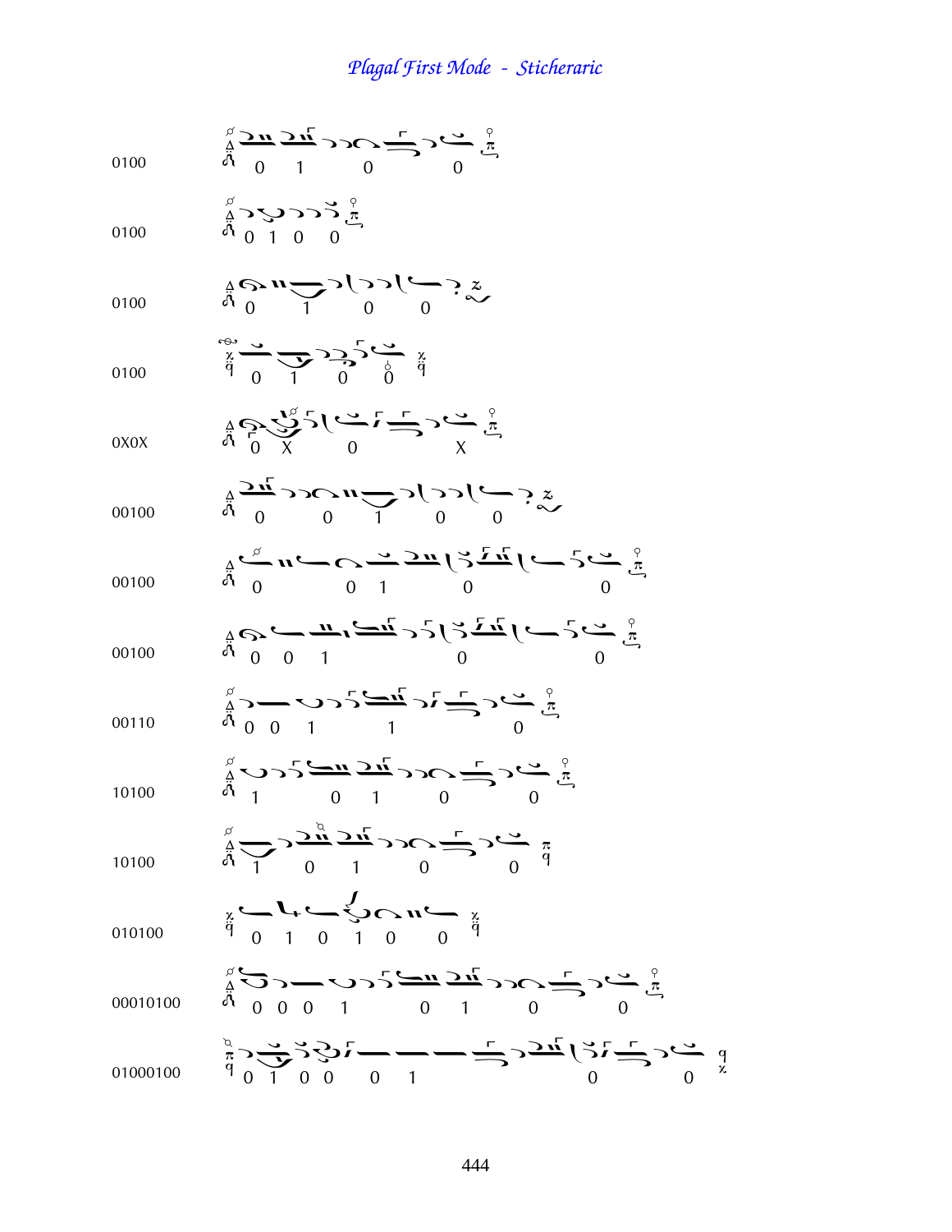# Plagal First Mode - Sticheraric

0100

0 1 0 0

0100

0 1 0 0

0100

0 1 0 0

0100

0 1 0 0

0X0X

0 X 0 X

00100

0 0 1 0 0

00100

0 0 1 0 0

00100

0 0 1 0 0

00110

0 0 1 1 0

10100

1 0 1 0 0

10100

1 0 1 0 0

010100

0 1 0 1 0 0

00010100

0 0 0 1 0 1 0 0

01000100

0 1 0 0 0 1 0 0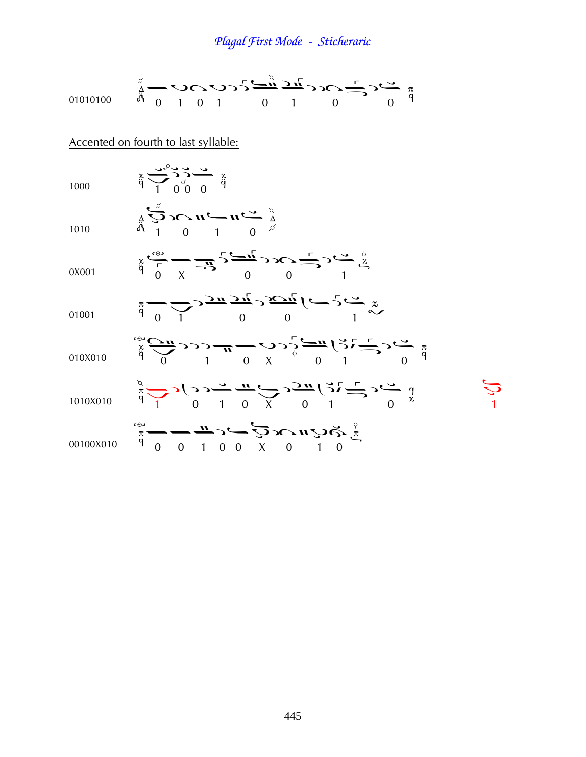# Plagal First Mode - Sticheraric

01010100 — 0 1 0 1 0 1 0 0

Accented on fourth to last syllable:

1000 — 1 0 0 0

1010 — 1 0 1 0

0X001 — 0 X 0 0 1

01001 — 0 1 0 0 1

010X010 — 0 1 0 X 0 1 0

1010X010 — 1 0 1 0 X 0 1 0 — 1

00100X010 — 0 0 1 0 0 X 0 1 0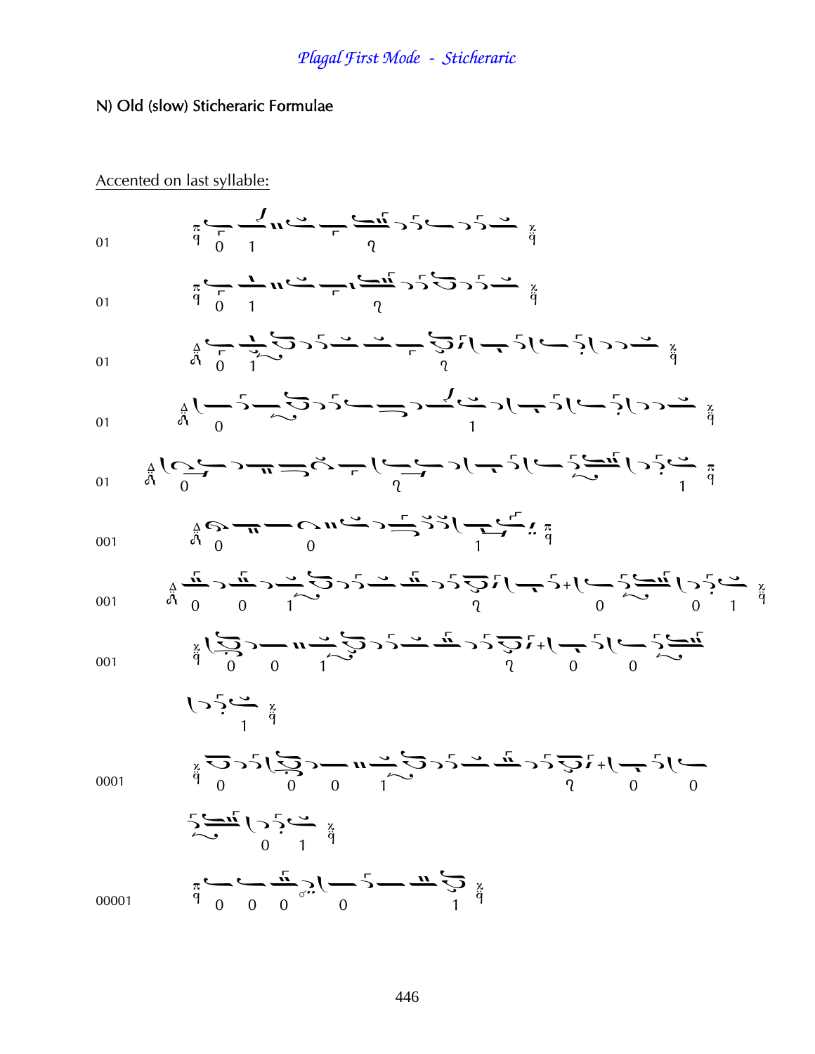## N) Old (slow) Sticheraric Formulae

Accented on last syllable:

01

01

01

01

01

001

001

001

0001

00001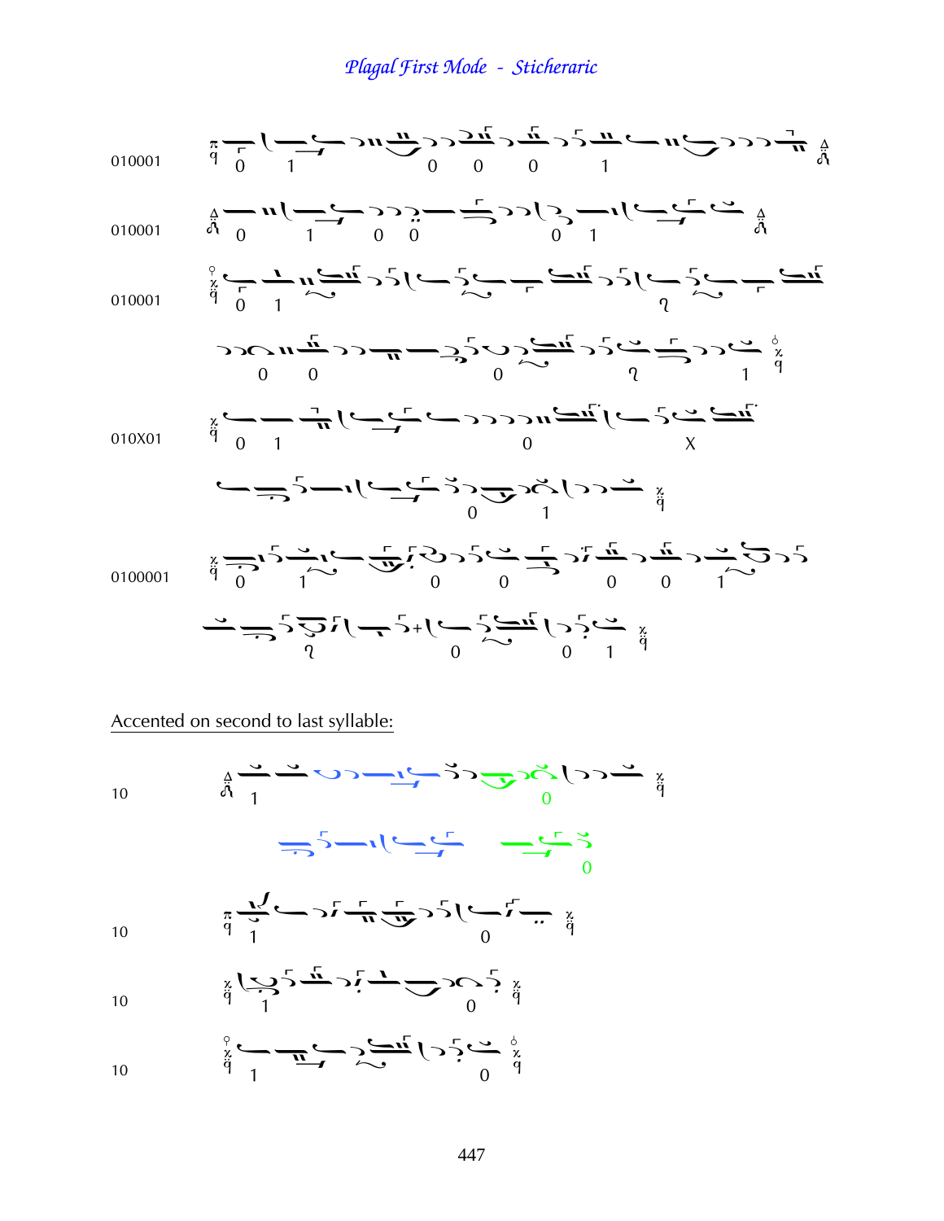## *Plagal First Mode - Sticheraric*

010001

010001

010001

010X01

0100001

Accented on second to last syllable:

10

10

10

10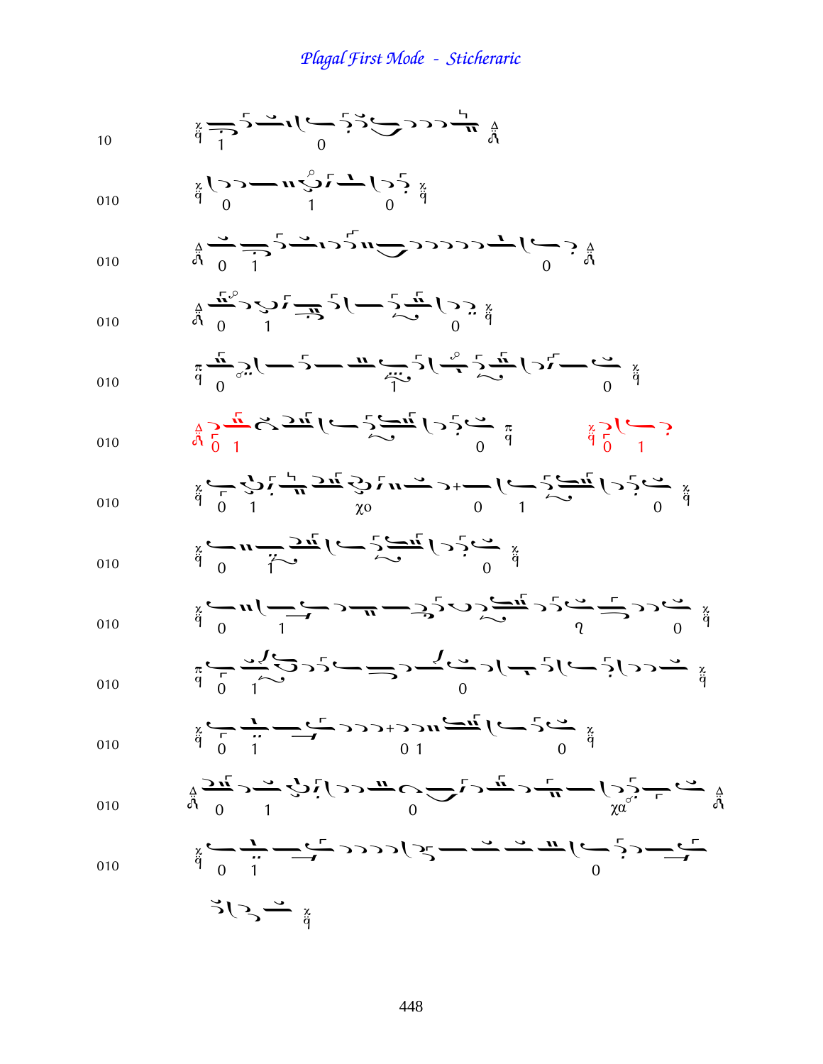# Plagal First Mode - Sticheraric

10

010

010

010

010

010

010

010

010

010

010

010

010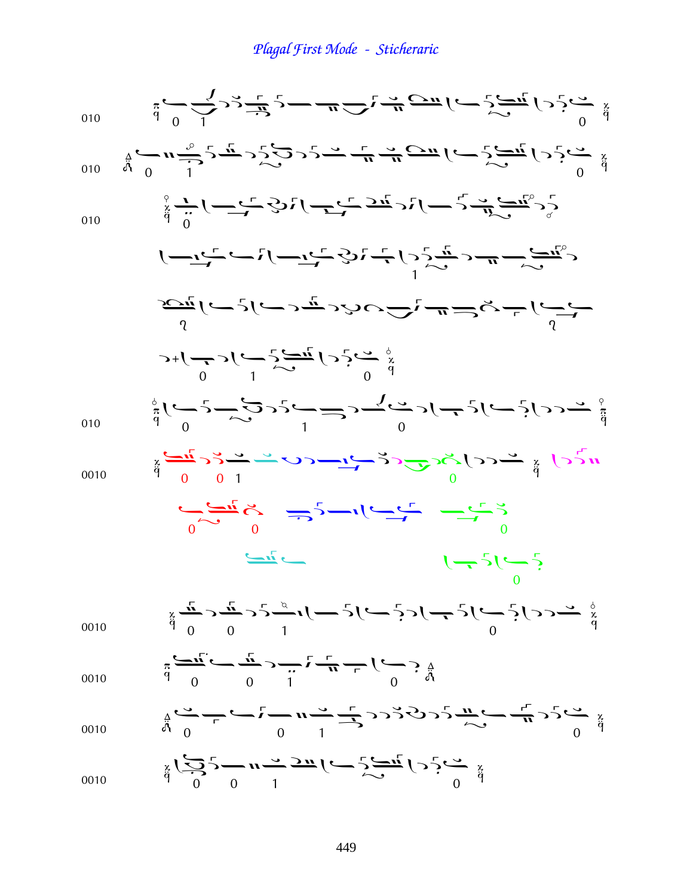Plagal First Mode - Sticheraric

010

010

010

010

0010

0010

0010

0010

0010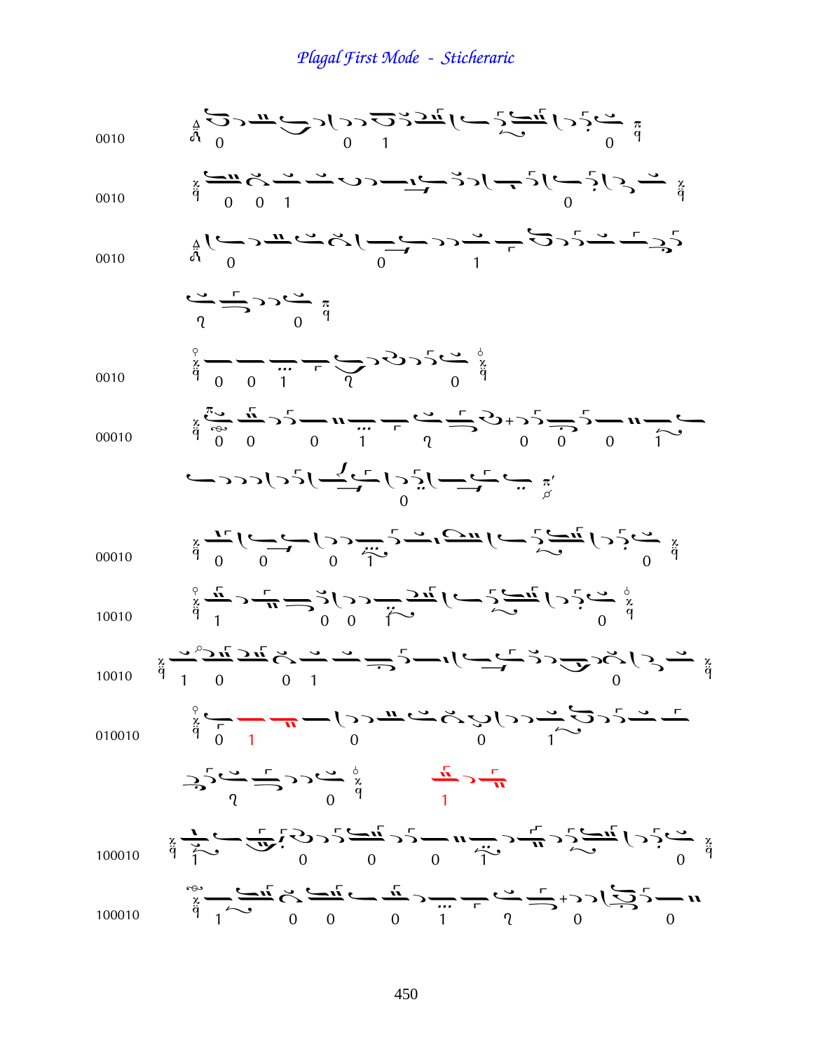# *Plagal First Mode - Sticheraric*

0010

0010

0010

0010

00010

00010

10010

10010

010010

100010

100010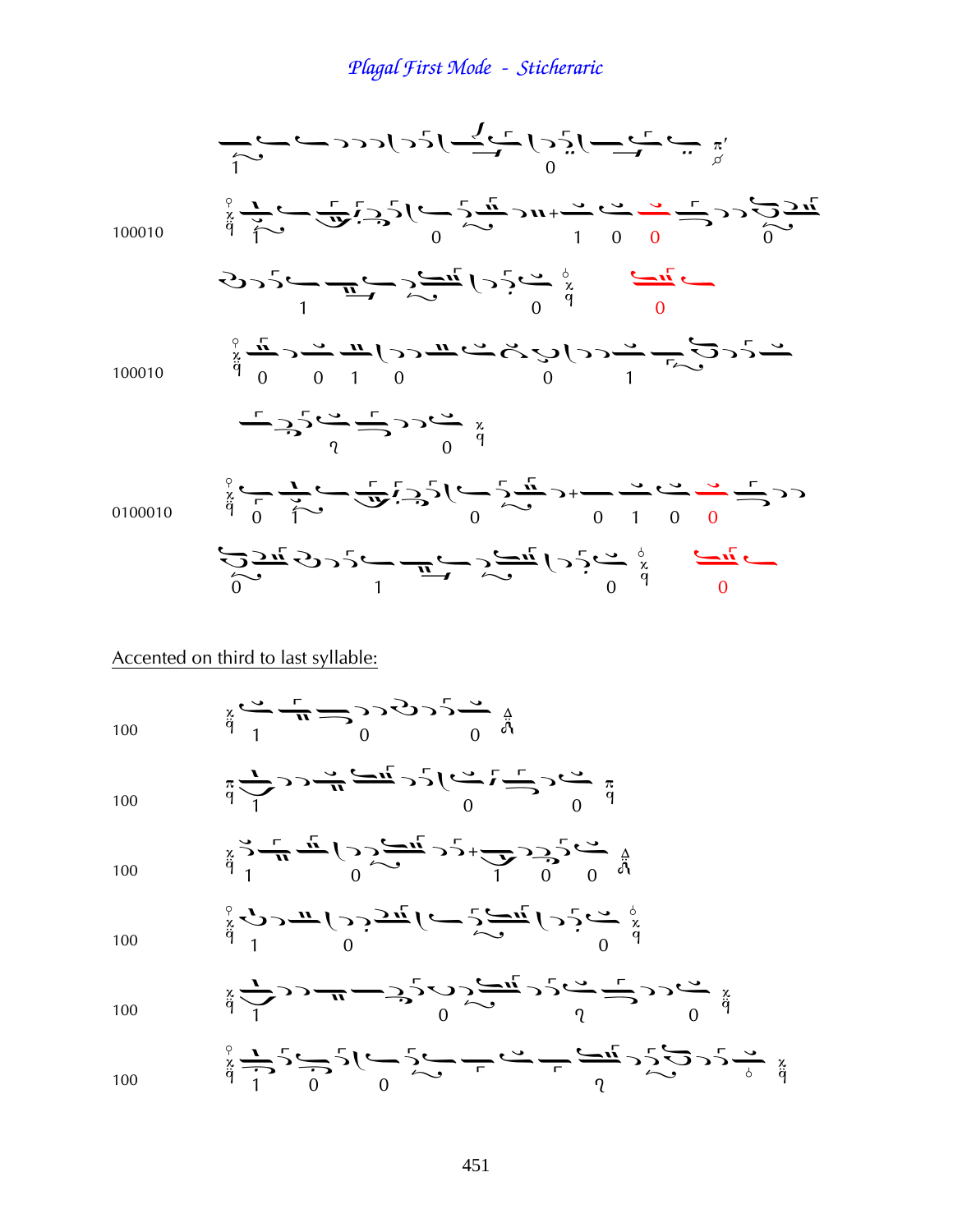# Plagal First Mode - Sticheraric

100010

100010

0100010

Accented on third to last syllable:

100

100

100

100

100

100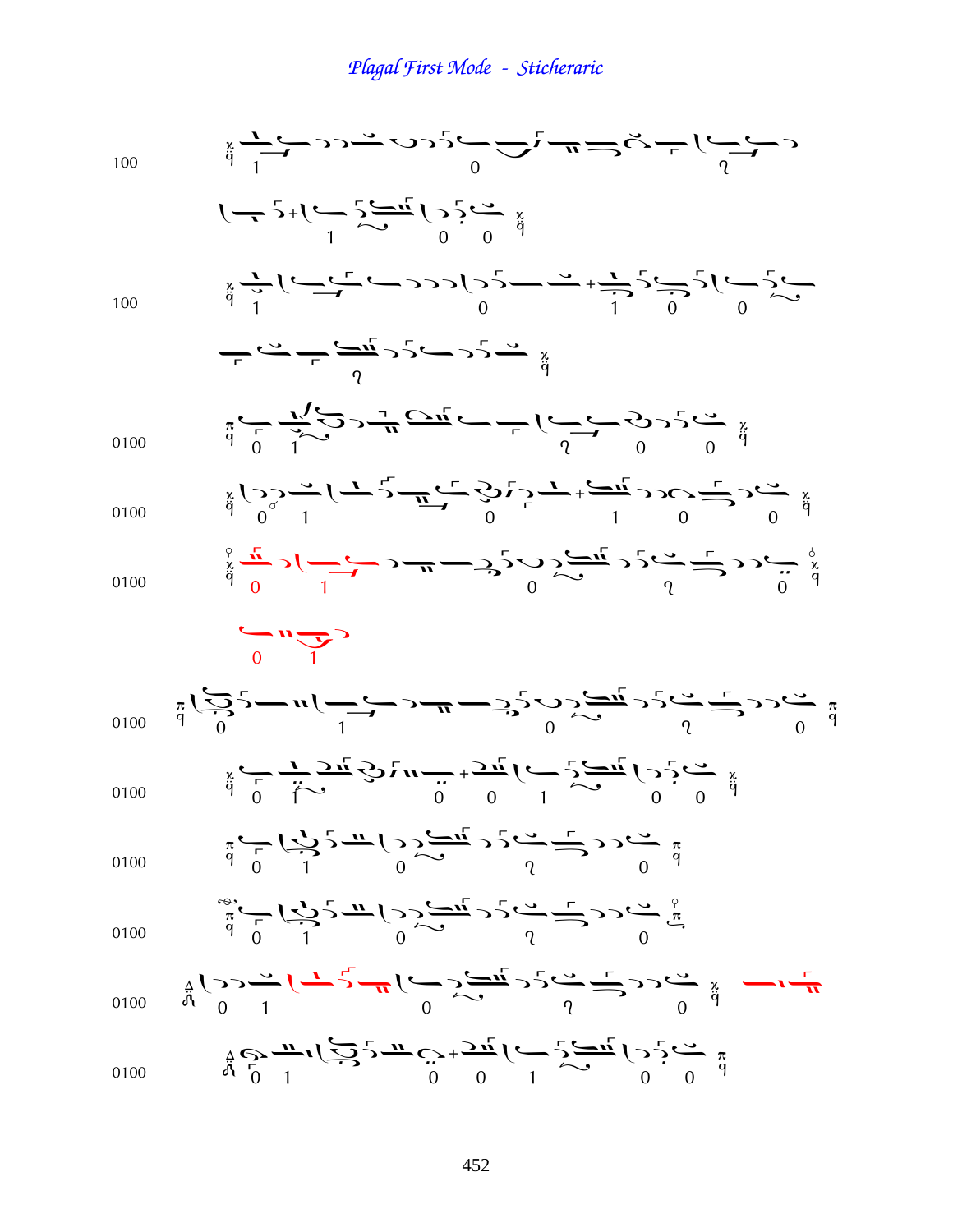# Plagal First Mode - Sticheraric

100

100

0100

0100

0100

0100

0100

0100

0100

0100

0100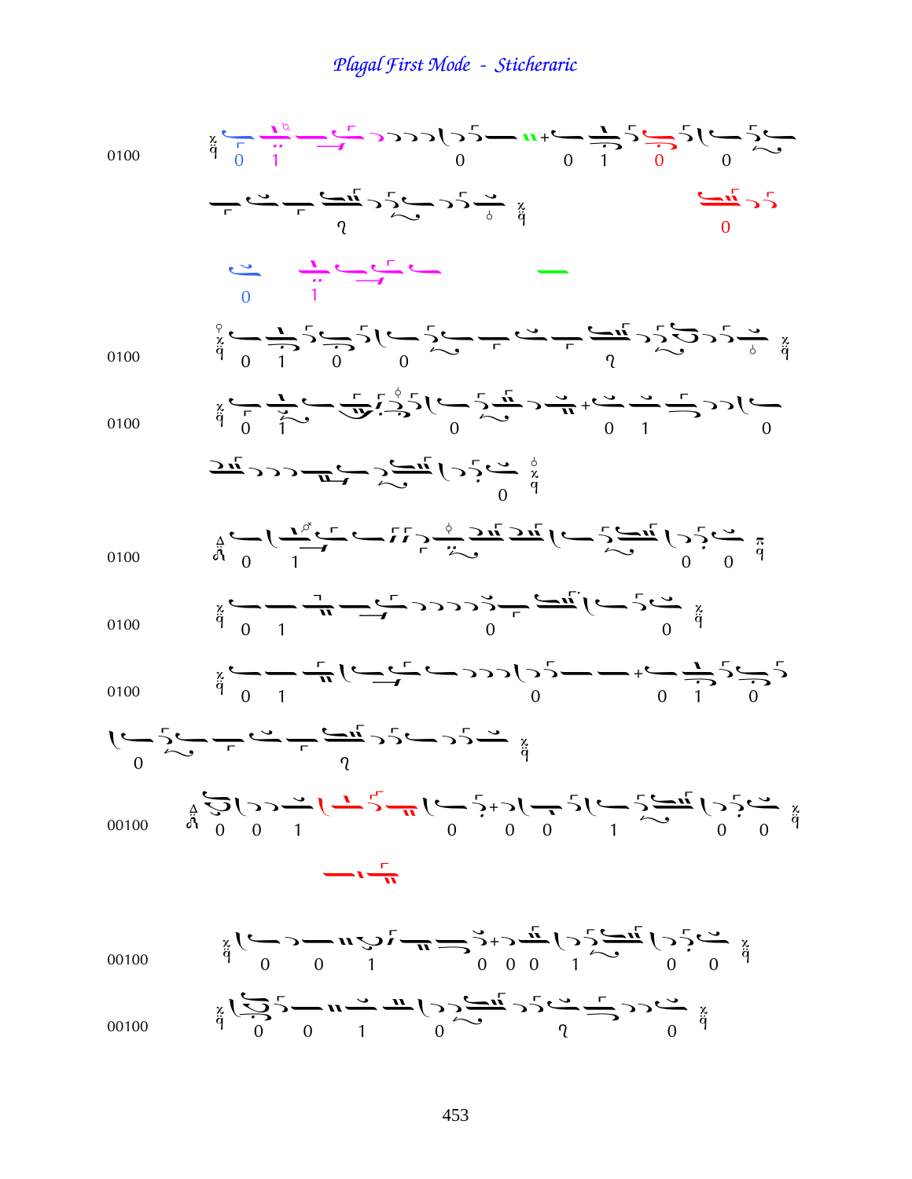# Plagal First Mode - Sticheraric

0100

0100

0100

0100

0100

0100

00100

00100

00100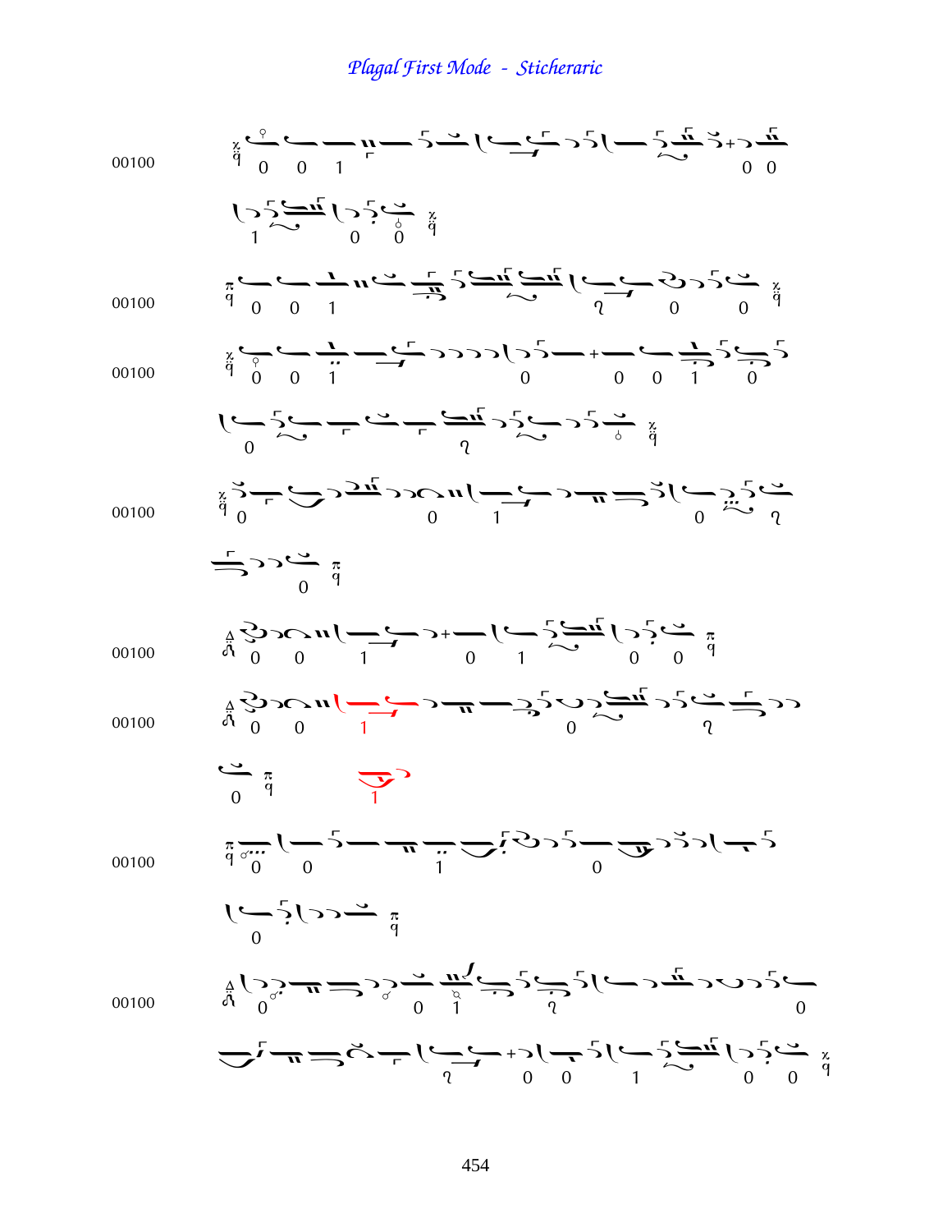# Plagal First Mode - Sticheraric

00100

00100

00100

00100

00100

00100

00100

00100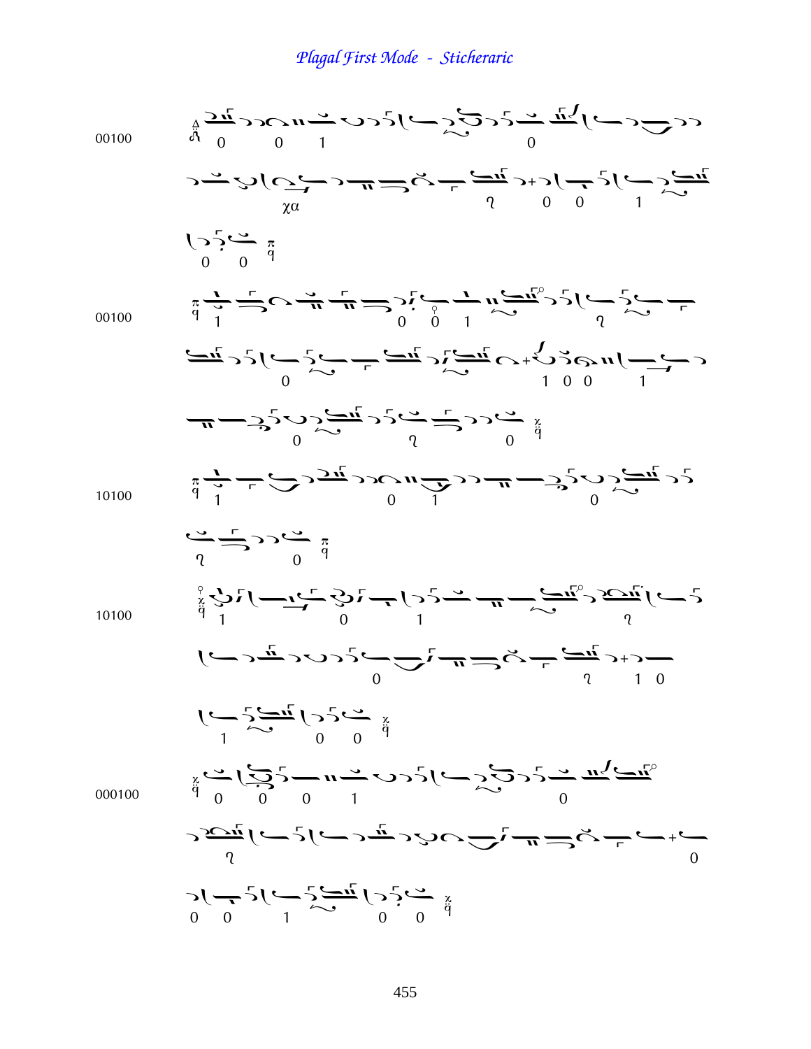# Plagal First Mode - Sticheraric

00100

00100

10100

10100

000100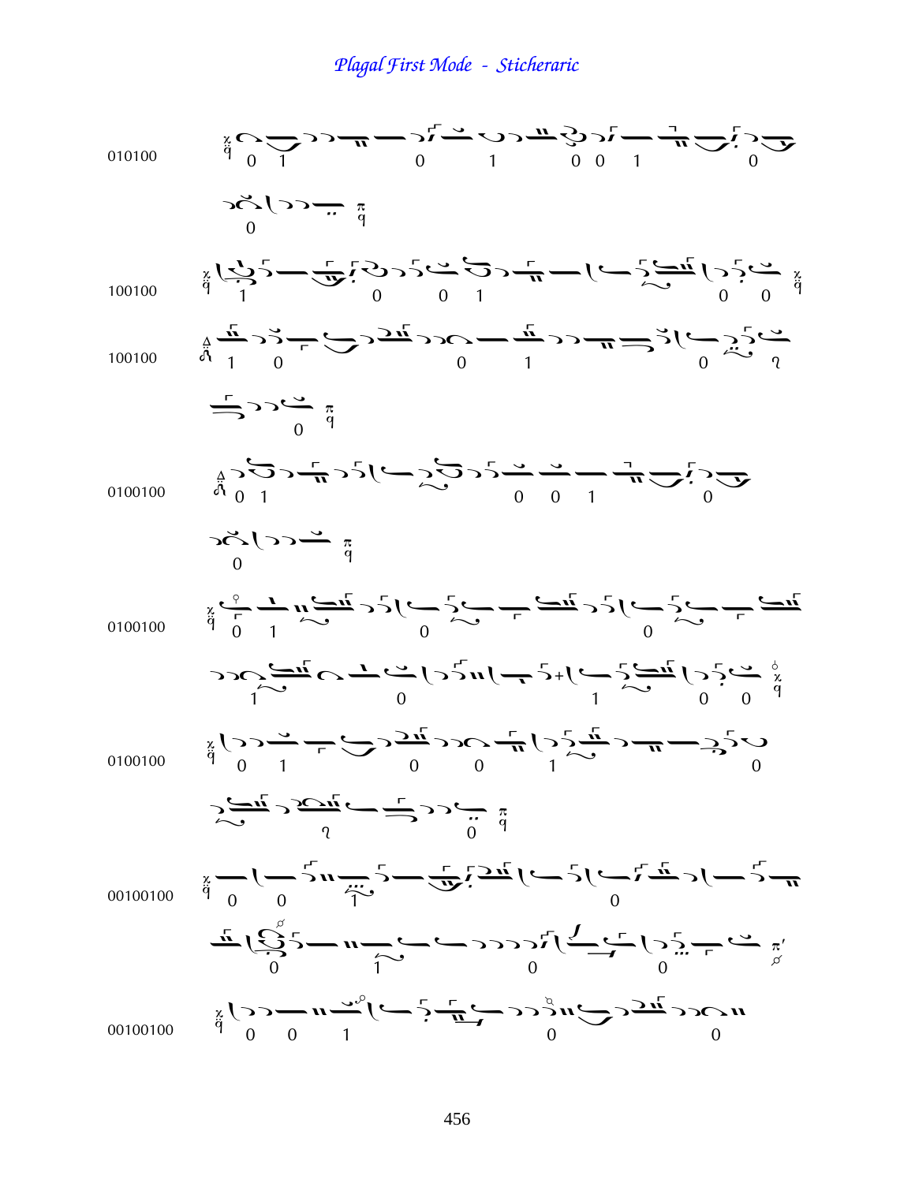# Plagal First Mode - Sticheraric

010100

100100

100100

0100100

0100100

0100100

00100100

00100100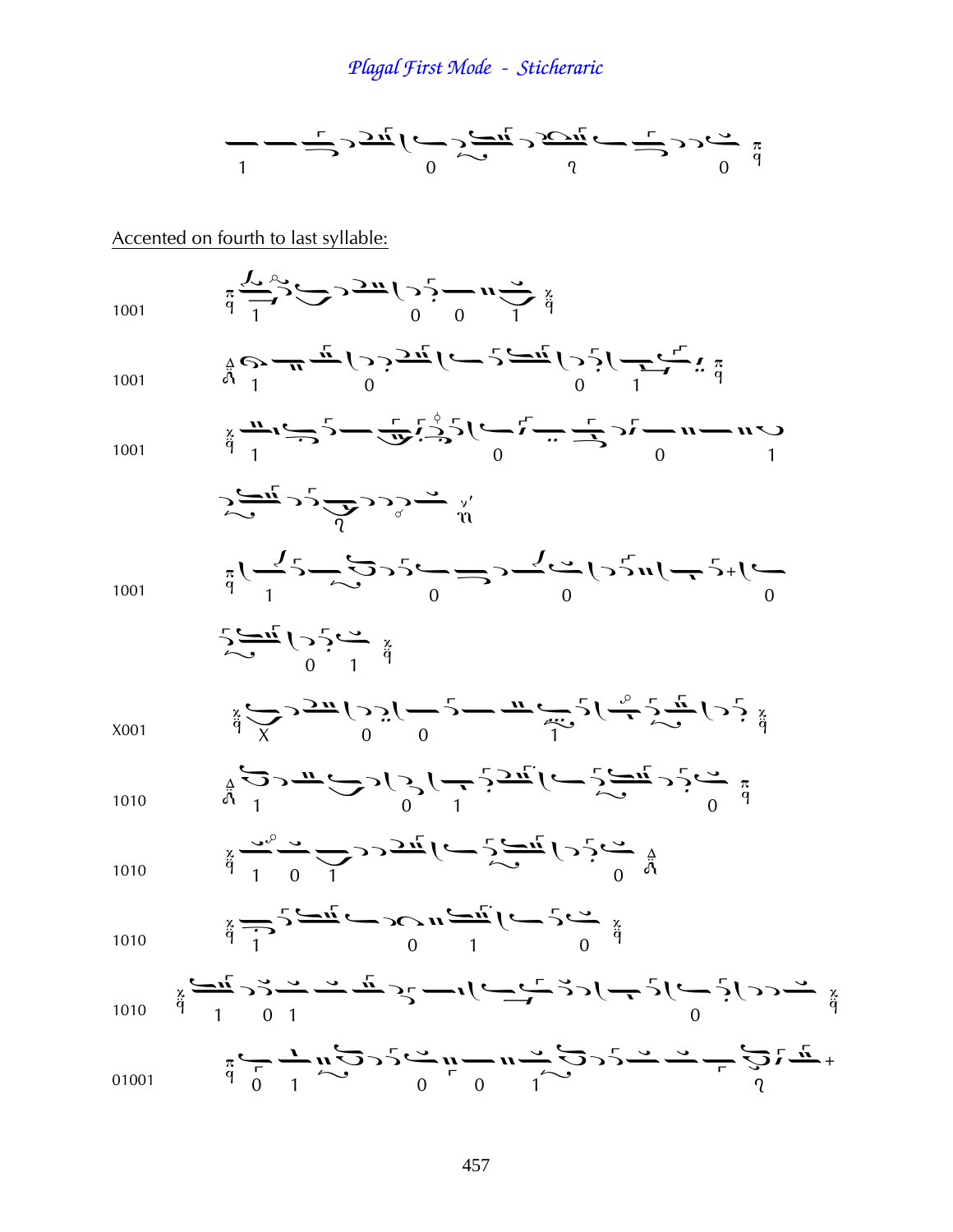# *Plagal First Mode - Sticheraric*

Accented on fourth to last syllable:

1001

1001

1001

1001

X001

1010

1010

1010

1010

01001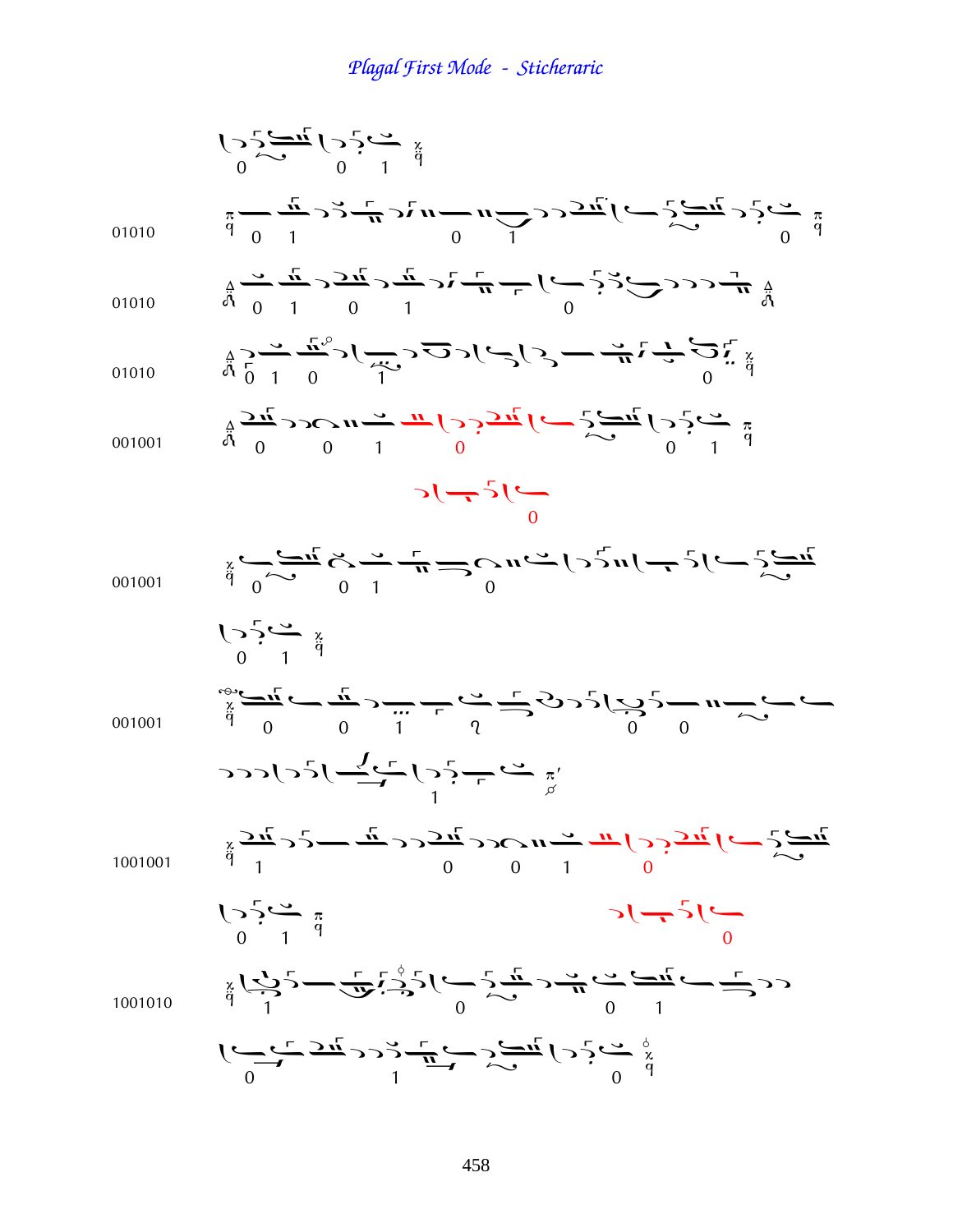# Plagal First Mode - Sticheraric

01010

01010

01010

001001

001001

001001

1001001

1001010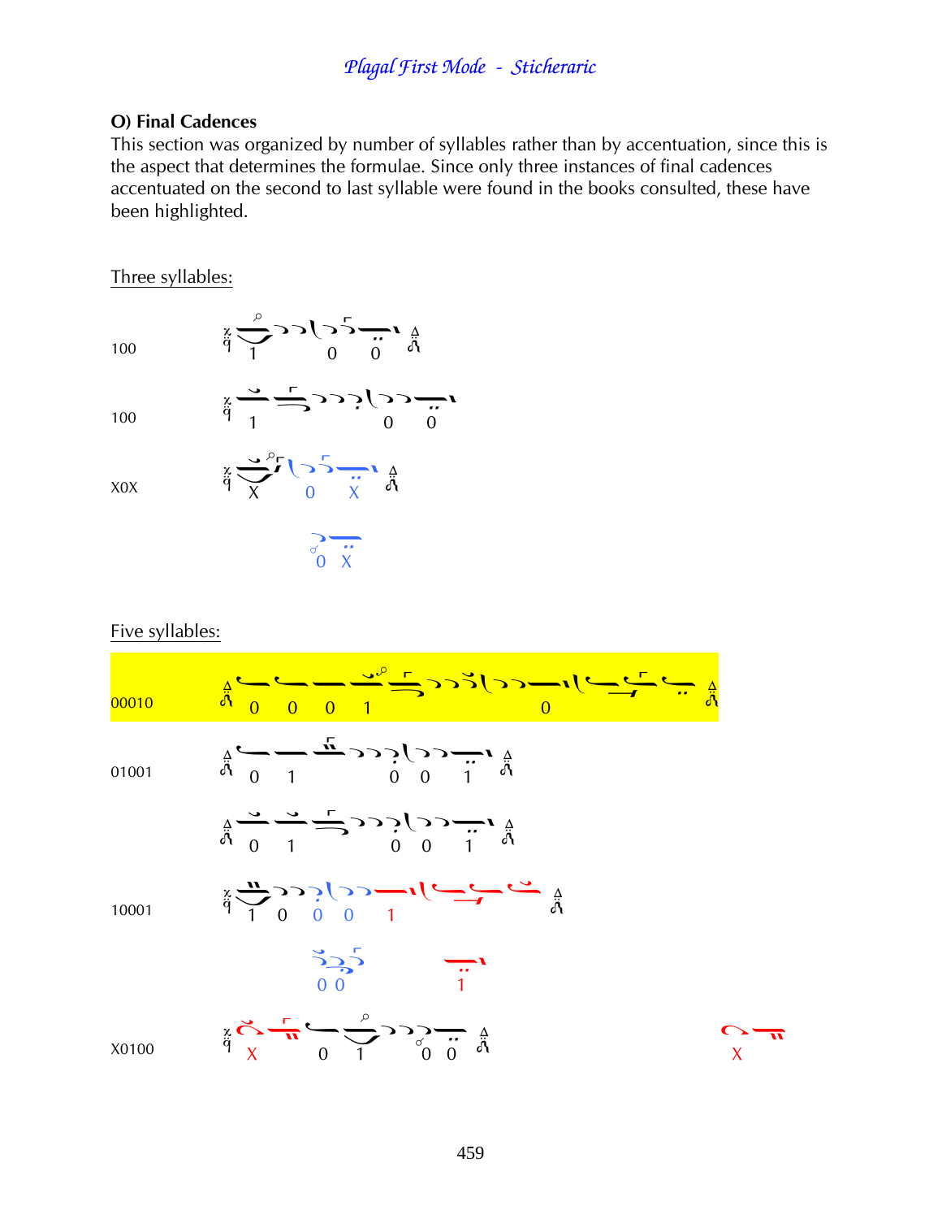## O) Final Cadences

This section was organized by number of syllables rather than by accentuation, since this is the aspect that determines the formulae. Since only three instances of final cadences accentuated on the second to last syllable were found in the books consulted, these have been highlighted.

Three syllables:

100

1 0 0

100

1 0 0

X0X

X 0 X

0 X

Five syllables:

00010

0 0 0 1 0

01001

0 1 0 0 1

0 1 0 0 1

10001

1 0 0 0 1

0 0 1

X0100

X 0 1 0 0

X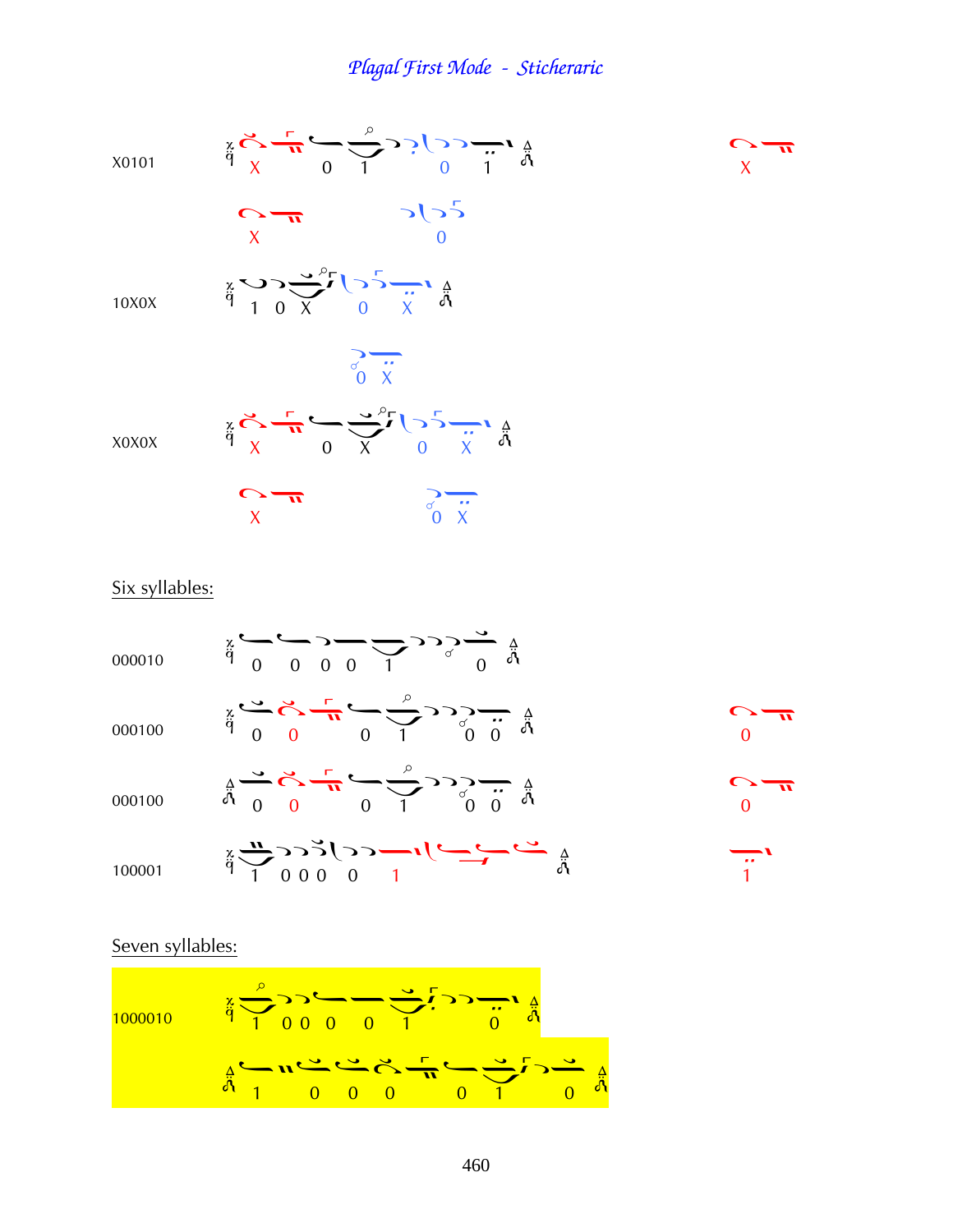X0101

X 0 1 0 1

X

X 0

10X0X

1 0 X 0 X

0 X

X0X0X

X 0 X 0 X

X 0 X

Six syllables:

000010

0 0 0 0 1 0

000100

0 0 0 1 0 0

0

000100

0 0 0 1 0 0

0

100001

1 0 0 0 0 1

1

Seven syllables:

1000010

1 0 0 0 0 1 0

1 0 0 0 0 1 0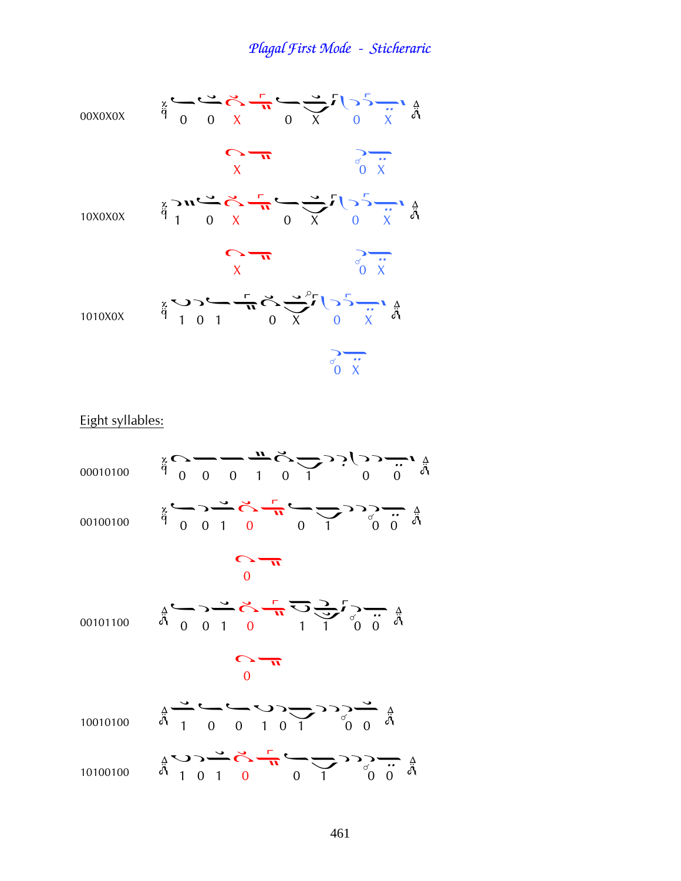# *Plagal First Mode - Sticheraric*

00X0X0X

0 0 X 0 X 0 X

X 0 X

10X0X0X

1 0 X 0 X 0 X

X 0 X

1010X0X

1 0 1 0 X 0 X

0 X

Eight syllables:

00010100

0 0 0 1 0 1 0 0

00100100

0 0 1 0 0 1 0 0

0

00101100

0 0 1 0 1 1 0 0

0

10010100

1 0 0 1 0 1 0 0

10100100

1 0 1 0 0 1 0 0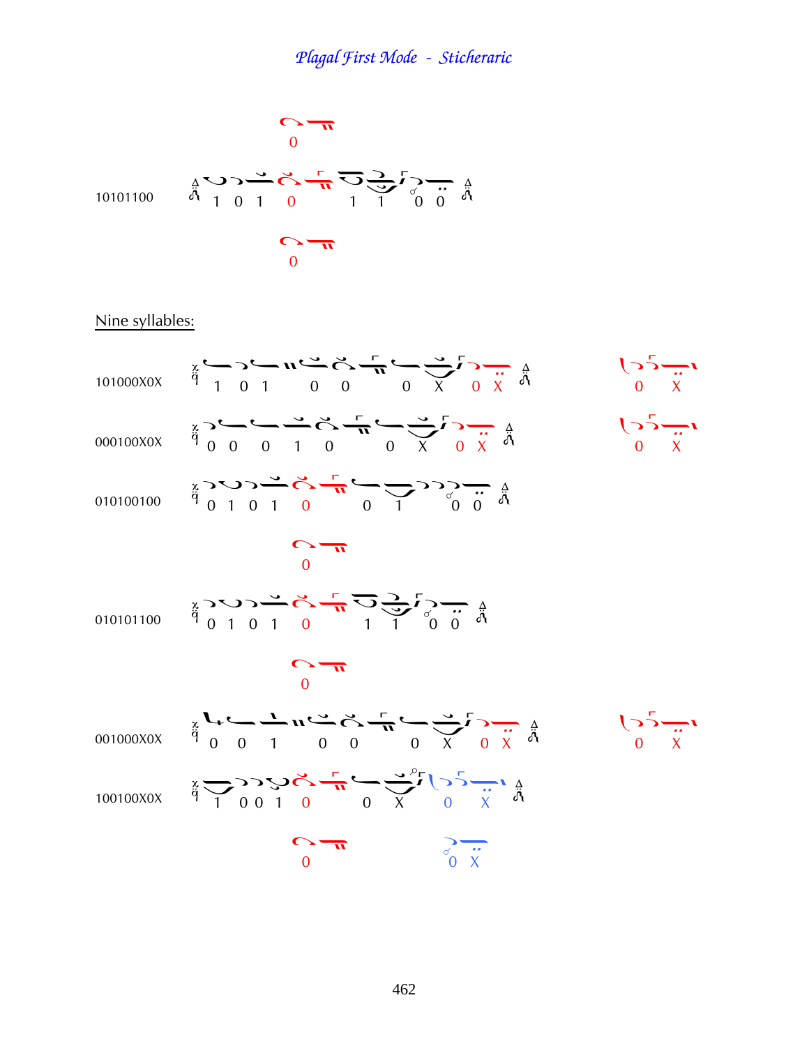# Plagal First Mode - Sticheraric

10101100 — 1 0 1 0 1 1 0 0 (alternative: 0; 0)

Nine syllables:

101000X0X — 1 0 1 0 0 0 X 0 X (alternative: 0 X)

000100X0X — 0 0 0 1 0 0 X 0 X (alternative: 0 X)

010100100 — 0 1 0 1 0 0 1 0 0

010101100 — 0 1 0 1 0 1 1 0 0 (alternative: 0; 0)

001000X0X — 0 0 1 0 0 0 X 0 X (alternative: 0 X)

100100X0X — 1 0 0 1 0 0 X 0 X (alternative: 0; 0 X)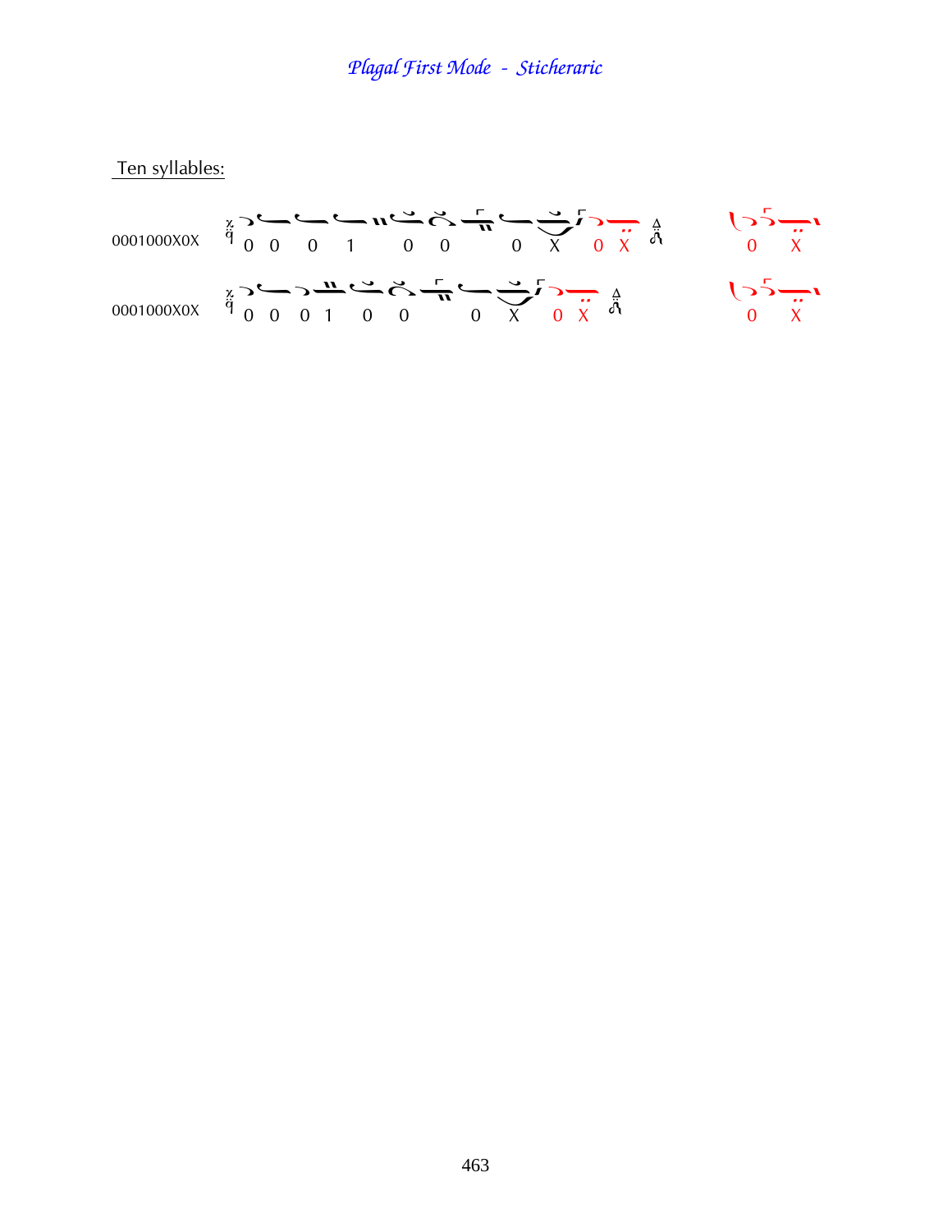# *Plagal First Mode - Sticheraric*

Ten syllables:

0001000X0X  0 0 0 1 0 0 0 X 0 X  0 X

0001000X0X  0 0 0 1 0 0 0 X 0 X  0 X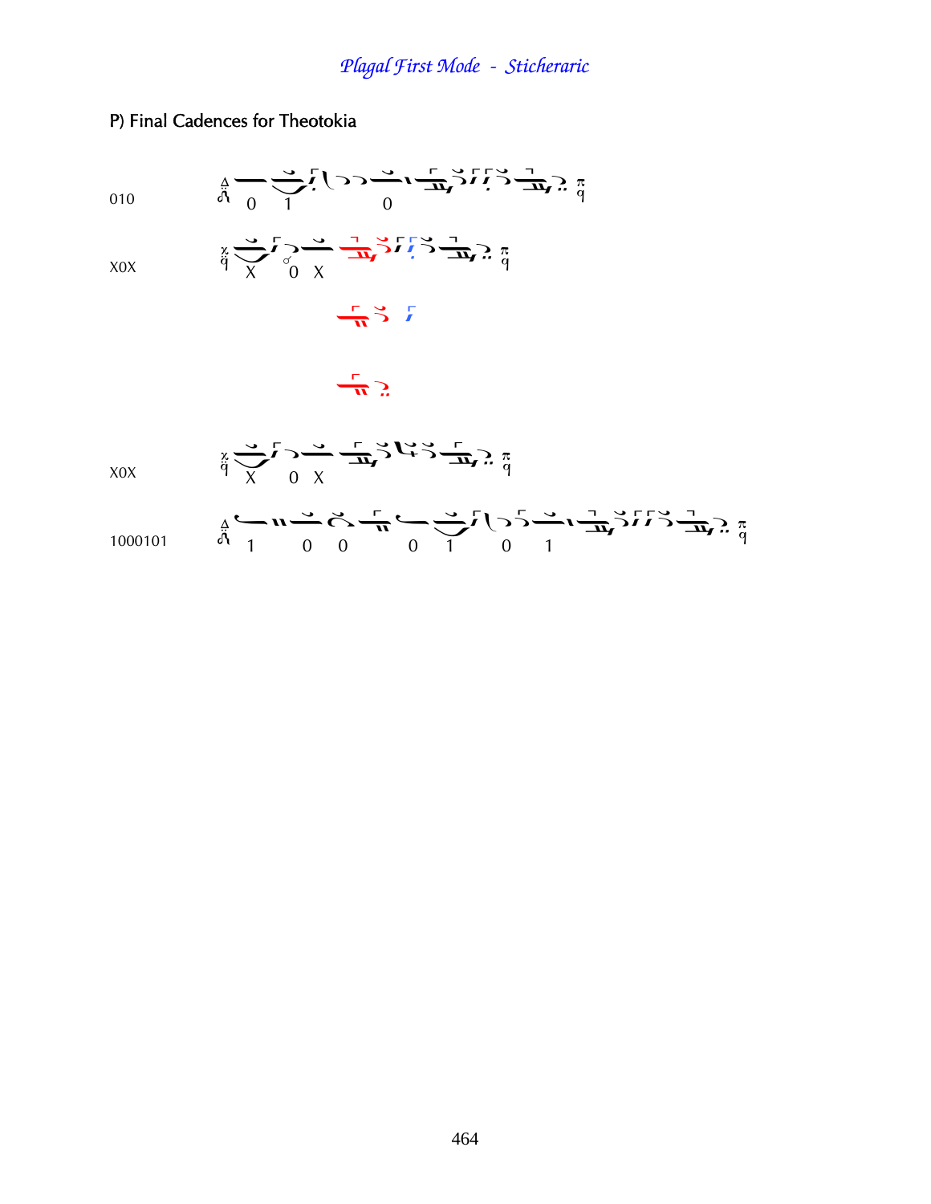P) Final Cadences for Theotokia

010

0 1 0

X0X

X 0 X

X0X

X 0 X

1000101

1 0 0 0 1 0 1